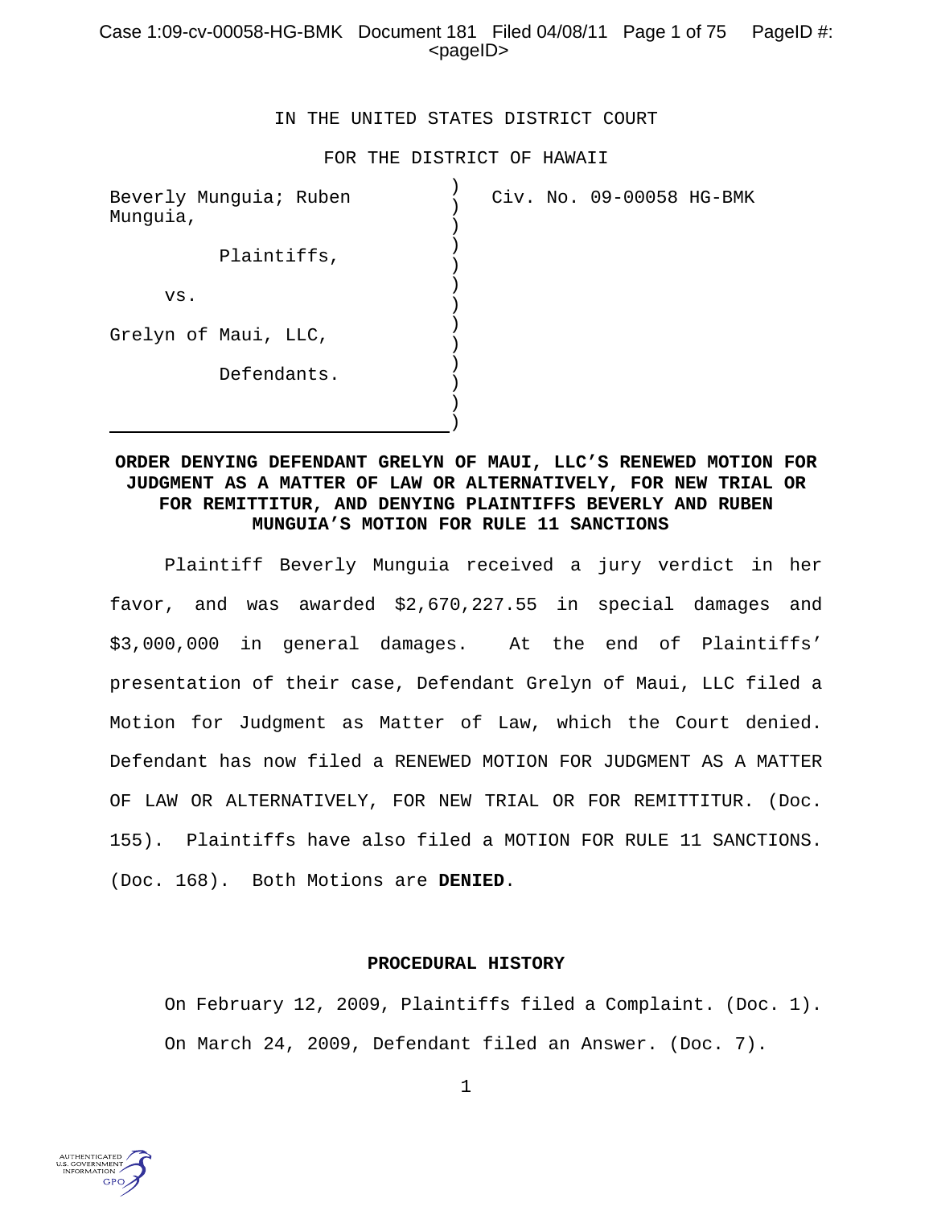IN THE UNITED STATES DISTRICT COURT

FOR THE DISTRICT OF HAWAII

| | |
|---|---|
| Beverly Munguia; Ruben Munguia,<br><br>Plaintiffs,<br><br>vs.<br><br>Grelyn of Maui, LLC,<br><br>Defendants. | Civ. No. 09-00058 HG-BMK |

**ORDER DENYING DEFENDANT GRELYN OF MAUI, LLC'S RENEWED MOTION FOR JUDGMENT AS A MATTER OF LAW OR ALTERNATIVELY, FOR NEW TRIAL OR FOR REMITTITUR, AND DENYING PLAINTIFFS BEVERLY AND RUBEN MUNGUIA'S MOTION FOR RULE 11 SANCTIONS**

Plaintiff Beverly Munguia received a jury verdict in her favor, and was awarded $2,670,227.55 in special damages and $3,000,000 in general damages. At the end of Plaintiffs' presentation of their case, Defendant Grelyn of Maui, LLC filed a Motion for Judgment as Matter of Law, which the Court denied. Defendant has now filed a RENEWED MOTION FOR JUDGMENT AS A MATTER OF LAW OR ALTERNATIVELY, FOR NEW TRIAL OR FOR REMITTITUR. (Doc. 155). Plaintiffs have also filed a MOTION FOR RULE 11 SANCTIONS. (Doc. 168). Both Motions are **DENIED**.

**PROCEDURAL HISTORY**

On February 12, 2009, Plaintiffs filed a Complaint. (Doc. 1).

On March 24, 2009, Defendant filed an Answer. (Doc. 7).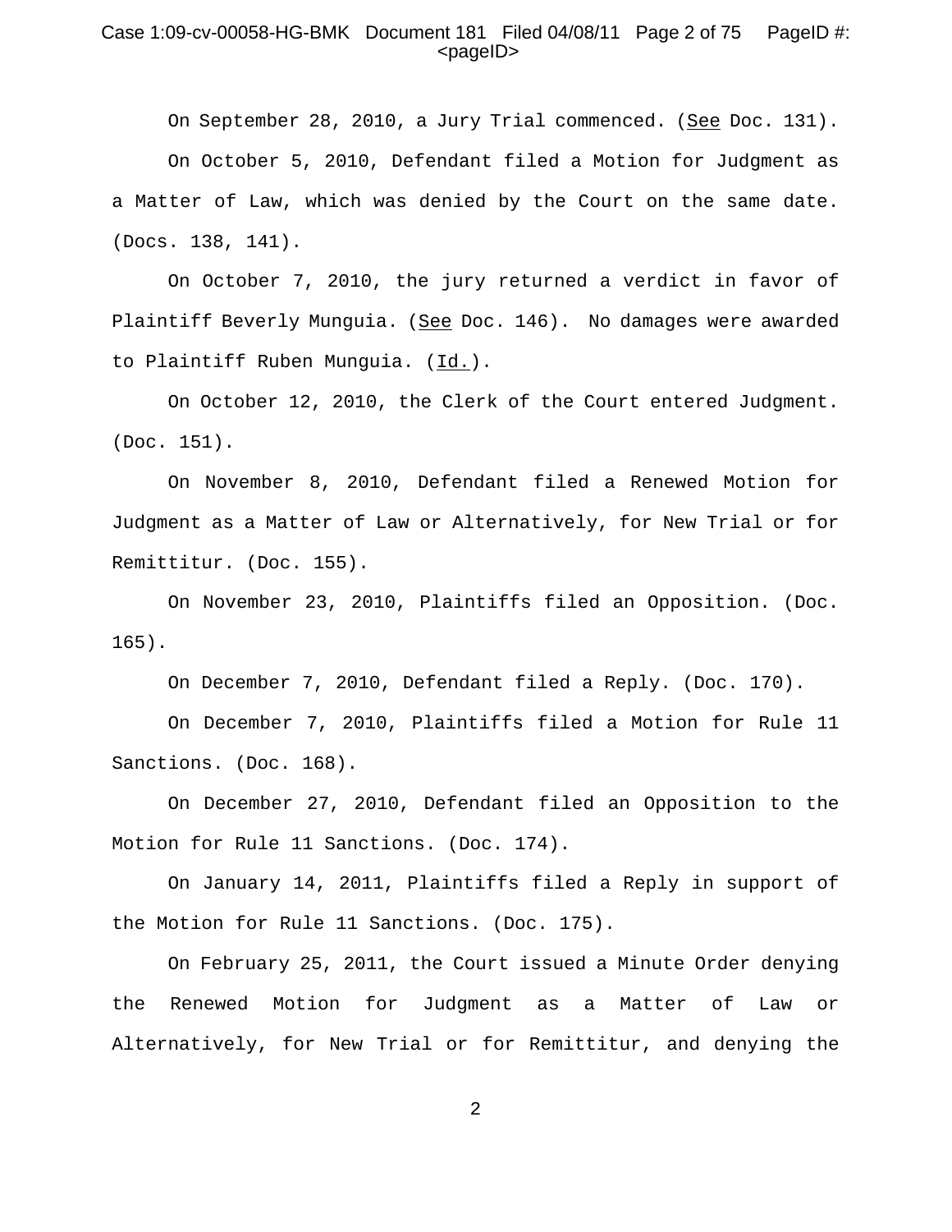On September 28, 2010, a Jury Trial commenced. (See Doc. 131).

On October 5, 2010, Defendant filed a Motion for Judgment as a Matter of Law, which was denied by the Court on the same date. (Docs. 138, 141).

On October 7, 2010, the jury returned a verdict in favor of Plaintiff Beverly Munguia. (See Doc. 146). No damages were awarded to Plaintiff Ruben Munguia. (Id.).

On October 12, 2010, the Clerk of the Court entered Judgment. (Doc. 151).

On November 8, 2010, Defendant filed a Renewed Motion for Judgment as a Matter of Law or Alternatively, for New Trial or for Remittitur. (Doc. 155).

On November 23, 2010, Plaintiffs filed an Opposition. (Doc. 165).

On December 7, 2010, Defendant filed a Reply. (Doc. 170).

On December 7, 2010, Plaintiffs filed a Motion for Rule 11 Sanctions. (Doc. 168).

On December 27, 2010, Defendant filed an Opposition to the Motion for Rule 11 Sanctions. (Doc. 174).

On January 14, 2011, Plaintiffs filed a Reply in support of the Motion for Rule 11 Sanctions. (Doc. 175).

On February 25, 2011, the Court issued a Minute Order denying the Renewed Motion for Judgment as a Matter of Law or Alternatively, for New Trial or for Remittitur, and denying the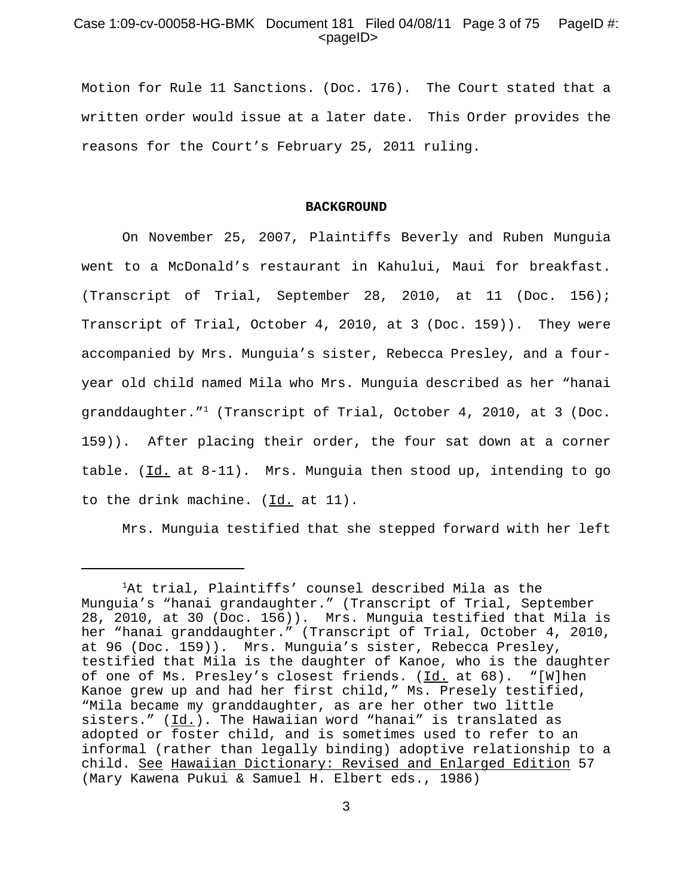Motion for Rule 11 Sanctions. (Doc. 176). The Court stated that a written order would issue at a later date. This Order provides the reasons for the Court's February 25, 2011 ruling.

## BACKGROUND

On November 25, 2007, Plaintiffs Beverly and Ruben Munguia went to a McDonald's restaurant in Kahului, Maui for breakfast. (Transcript of Trial, September 28, 2010, at 11 (Doc. 156); Transcript of Trial, October 4, 2010, at 3 (Doc. 159)). They were accompanied by Mrs. Munguia's sister, Rebecca Presley, and a four-year old child named Mila who Mrs. Munguia described as her "hanai granddaughter."[1] (Transcript of Trial, October 4, 2010, at 3 (Doc. 159)). After placing their order, the four sat down at a corner table. (Id. at 8-11). Mrs. Munguia then stood up, intending to go to the drink machine. (Id. at 11).

Mrs. Munguia testified that she stepped forward with her left

---

[1]At trial, Plaintiffs' counsel described Mila as the Munguia's "hanai grandaughter." (Transcript of Trial, September 28, 2010, at 30 (Doc. 156)). Mrs. Munguia testified that Mila is her "hanai granddaughter." (Transcript of Trial, October 4, 2010, at 96 (Doc. 159)). Mrs. Munguia's sister, Rebecca Presley, testified that Mila is the daughter of Kanoe, who is the daughter of one of Ms. Presley's closest friends. (Id. at 68). "[W]hen Kanoe grew up and had her first child," Ms. Presely testified, "Mila became my granddaughter, as are her other two little sisters." (Id.). The Hawaiian word "hanai" is translated as adopted or foster child, and is sometimes used to refer to an informal (rather than legally binding) adoptive relationship to a child. See Hawaiian Dictionary: Revised and Enlarged Edition 57 (Mary Kawena Pukui & Samuel H. Elbert eds., 1986)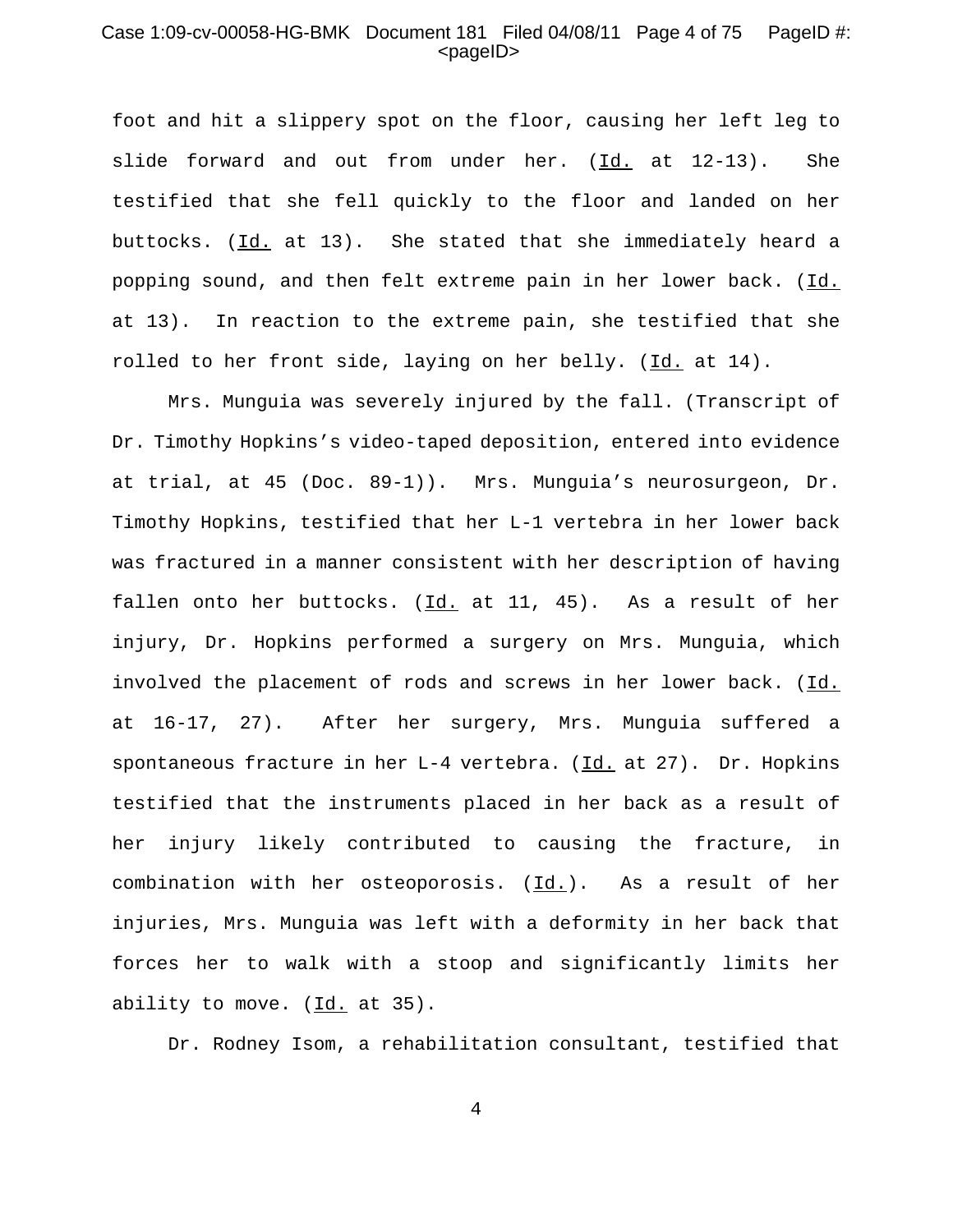foot and hit a slippery spot on the floor, causing her left leg to slide forward and out from under her. (Id. at 12-13). She testified that she fell quickly to the floor and landed on her buttocks. (Id. at 13). She stated that she immediately heard a popping sound, and then felt extreme pain in her lower back. (Id. at 13). In reaction to the extreme pain, she testified that she rolled to her front side, laying on her belly. (Id. at 14).

Mrs. Munguia was severely injured by the fall. (Transcript of Dr. Timothy Hopkins's video-taped deposition, entered into evidence at trial, at 45 (Doc. 89-1)). Mrs. Munguia's neurosurgeon, Dr. Timothy Hopkins, testified that her L-1 vertebra in her lower back was fractured in a manner consistent with her description of having fallen onto her buttocks. (Id. at 11, 45). As a result of her injury, Dr. Hopkins performed a surgery on Mrs. Munguia, which involved the placement of rods and screws in her lower back. (Id. at 16-17, 27). After her surgery, Mrs. Munguia suffered a spontaneous fracture in her L-4 vertebra. (Id. at 27). Dr. Hopkins testified that the instruments placed in her back as a result of her injury likely contributed to causing the fracture, in combination with her osteoporosis. (Id.). As a result of her injuries, Mrs. Munguia was left with a deformity in her back that forces her to walk with a stoop and significantly limits her ability to move. (Id. at 35).

Dr. Rodney Isom, a rehabilitation consultant, testified that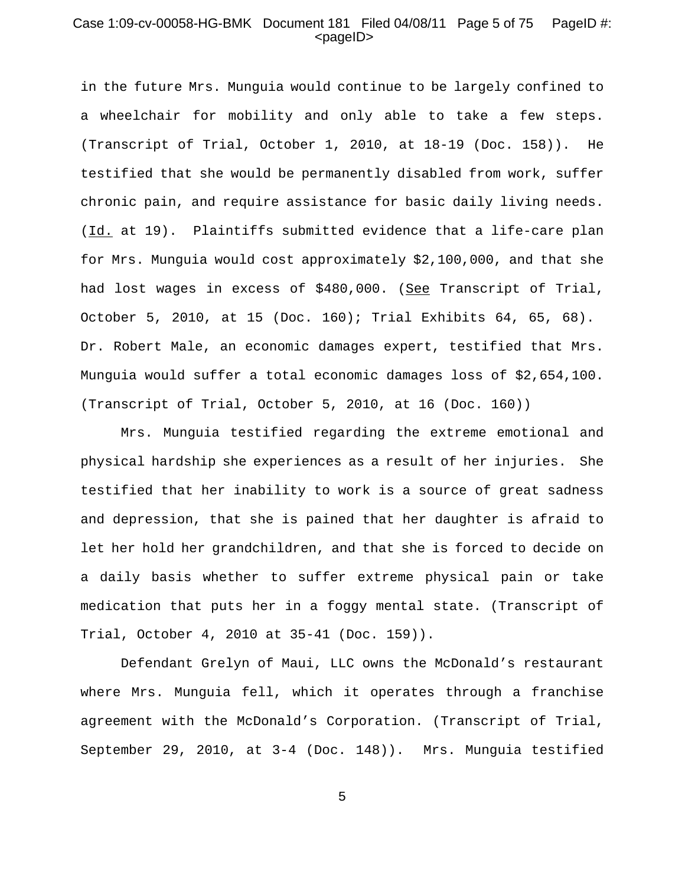in the future Mrs. Munguia would continue to be largely confined to a wheelchair for mobility and only able to take a few steps. (Transcript of Trial, October 1, 2010, at 18-19 (Doc. 158)). He testified that she would be permanently disabled from work, suffer chronic pain, and require assistance for basic daily living needs. (Id. at 19). Plaintiffs submitted evidence that a life-care plan for Mrs. Munguia would cost approximately $2,100,000, and that she had lost wages in excess of $480,000. (See Transcript of Trial, October 5, 2010, at 15 (Doc. 160); Trial Exhibits 64, 65, 68). Dr. Robert Male, an economic damages expert, testified that Mrs. Munguia would suffer a total economic damages loss of $2,654,100. (Transcript of Trial, October 5, 2010, at 16 (Doc. 160))

Mrs. Munguia testified regarding the extreme emotional and physical hardship she experiences as a result of her injuries. She testified that her inability to work is a source of great sadness and depression, that she is pained that her daughter is afraid to let her hold her grandchildren, and that she is forced to decide on a daily basis whether to suffer extreme physical pain or take medication that puts her in a foggy mental state. (Transcript of Trial, October 4, 2010 at 35-41 (Doc. 159)).

Defendant Grelyn of Maui, LLC owns the McDonald's restaurant where Mrs. Munguia fell, which it operates through a franchise agreement with the McDonald's Corporation. (Transcript of Trial, September 29, 2010, at 3-4 (Doc. 148)). Mrs. Munguia testified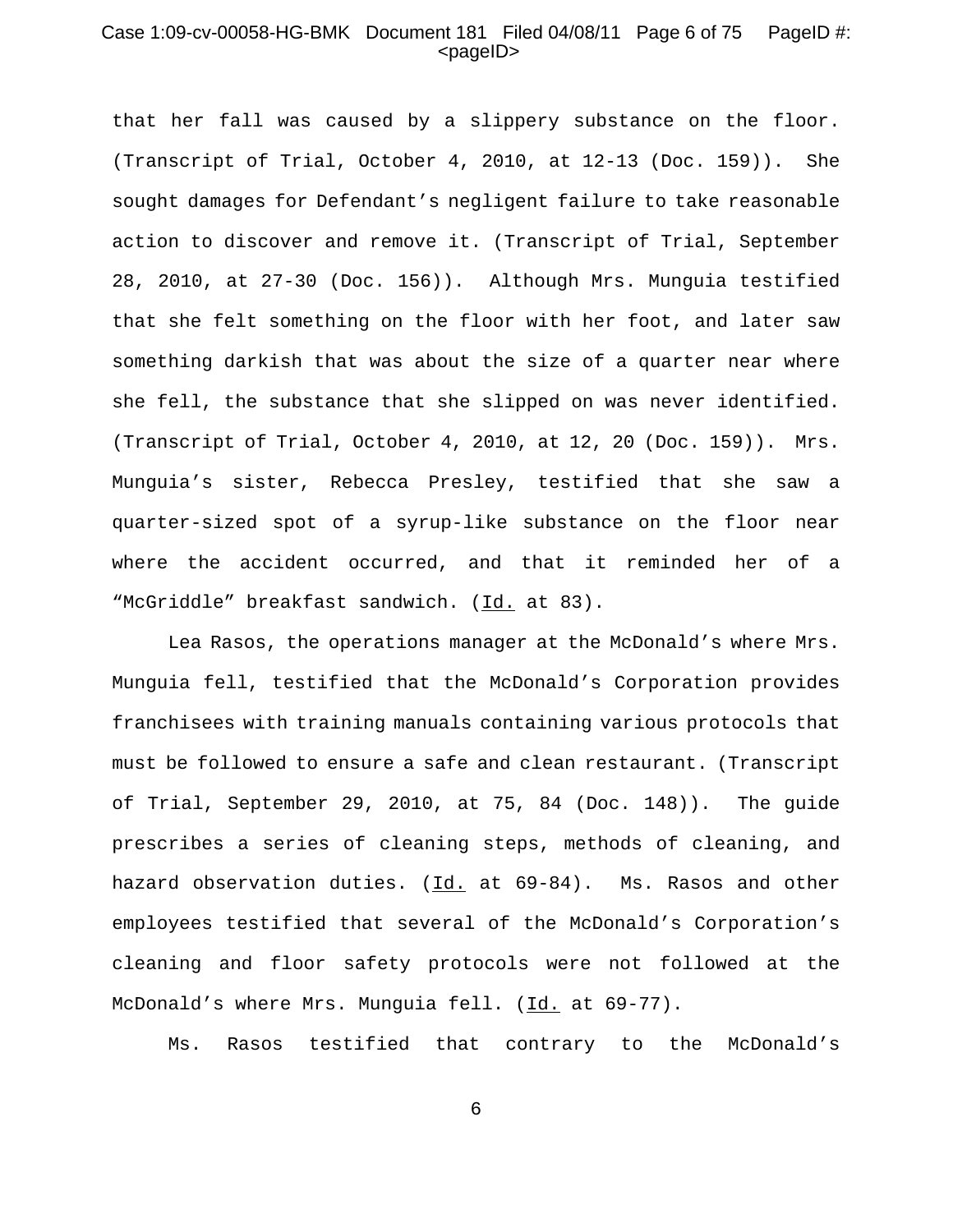that her fall was caused by a slippery substance on the floor. (Transcript of Trial, October 4, 2010, at 12-13 (Doc. 159)). She sought damages for Defendant's negligent failure to take reasonable action to discover and remove it. (Transcript of Trial, September 28, 2010, at 27-30 (Doc. 156)). Although Mrs. Munguia testified that she felt something on the floor with her foot, and later saw something darkish that was about the size of a quarter near where she fell, the substance that she slipped on was never identified. (Transcript of Trial, October 4, 2010, at 12, 20 (Doc. 159)). Mrs. Munguia's sister, Rebecca Presley, testified that she saw a quarter-sized spot of a syrup-like substance on the floor near where the accident occurred, and that it reminded her of a "McGriddle" breakfast sandwich. (Id. at 83).

Lea Rasos, the operations manager at the McDonald's where Mrs. Munguia fell, testified that the McDonald's Corporation provides franchisees with training manuals containing various protocols that must be followed to ensure a safe and clean restaurant. (Transcript of Trial, September 29, 2010, at 75, 84 (Doc. 148)). The guide prescribes a series of cleaning steps, methods of cleaning, and hazard observation duties. (Id. at 69-84). Ms. Rasos and other employees testified that several of the McDonald's Corporation's cleaning and floor safety protocols were not followed at the McDonald's where Mrs. Munguia fell. (Id. at 69-77).

Ms. Rasos testified that contrary to the McDonald's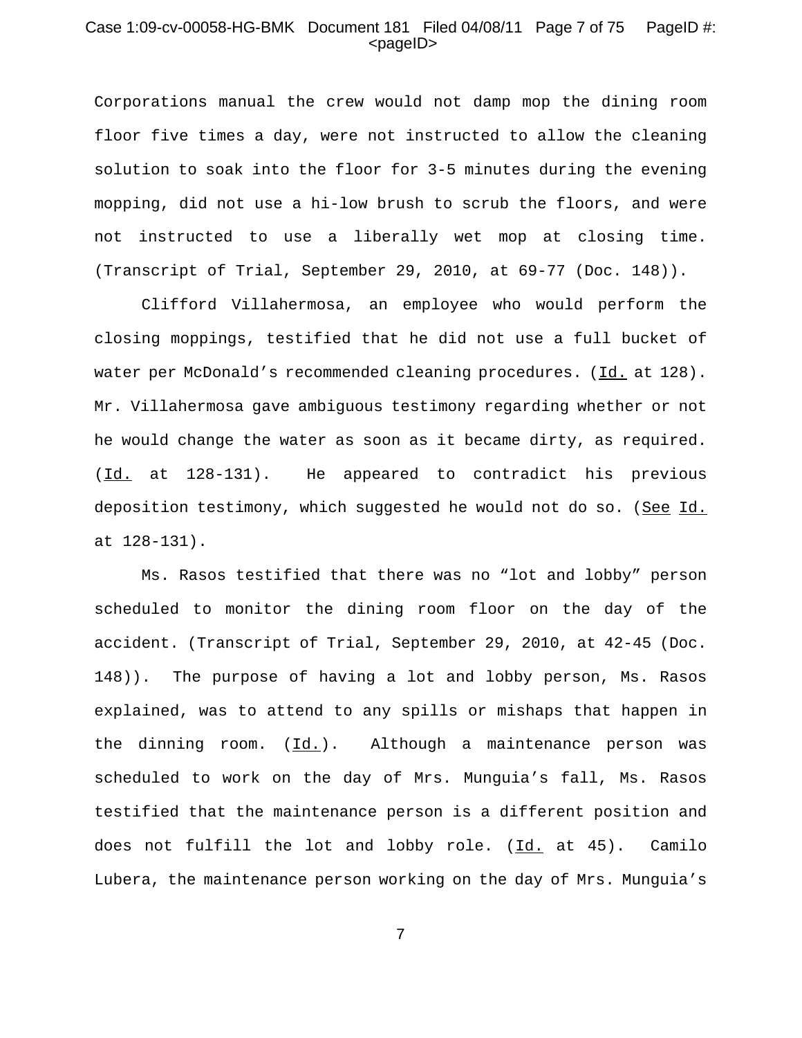Corporations manual the crew would not damp mop the dining room floor five times a day, were not instructed to allow the cleaning solution to soak into the floor for 3-5 minutes during the evening mopping, did not use a hi-low brush to scrub the floors, and were not instructed to use a liberally wet mop at closing time. (Transcript of Trial, September 29, 2010, at 69-77 (Doc. 148)).

Clifford Villahermosa, an employee who would perform the closing moppings, testified that he did not use a full bucket of water per McDonald's recommended cleaning procedures. (Id. at 128). Mr. Villahermosa gave ambiguous testimony regarding whether or not he would change the water as soon as it became dirty, as required. (Id. at 128-131). He appeared to contradict his previous deposition testimony, which suggested he would not do so. (See Id. at 128-131).

Ms. Rasos testified that there was no "lot and lobby" person scheduled to monitor the dining room floor on the day of the accident. (Transcript of Trial, September 29, 2010, at 42-45 (Doc. 148)). The purpose of having a lot and lobby person, Ms. Rasos explained, was to attend to any spills or mishaps that happen in the dinning room. (Id.). Although a maintenance person was scheduled to work on the day of Mrs. Munguia's fall, Ms. Rasos testified that the maintenance person is a different position and does not fulfill the lot and lobby role. (Id. at 45). Camilo Lubera, the maintenance person working on the day of Mrs. Munguia's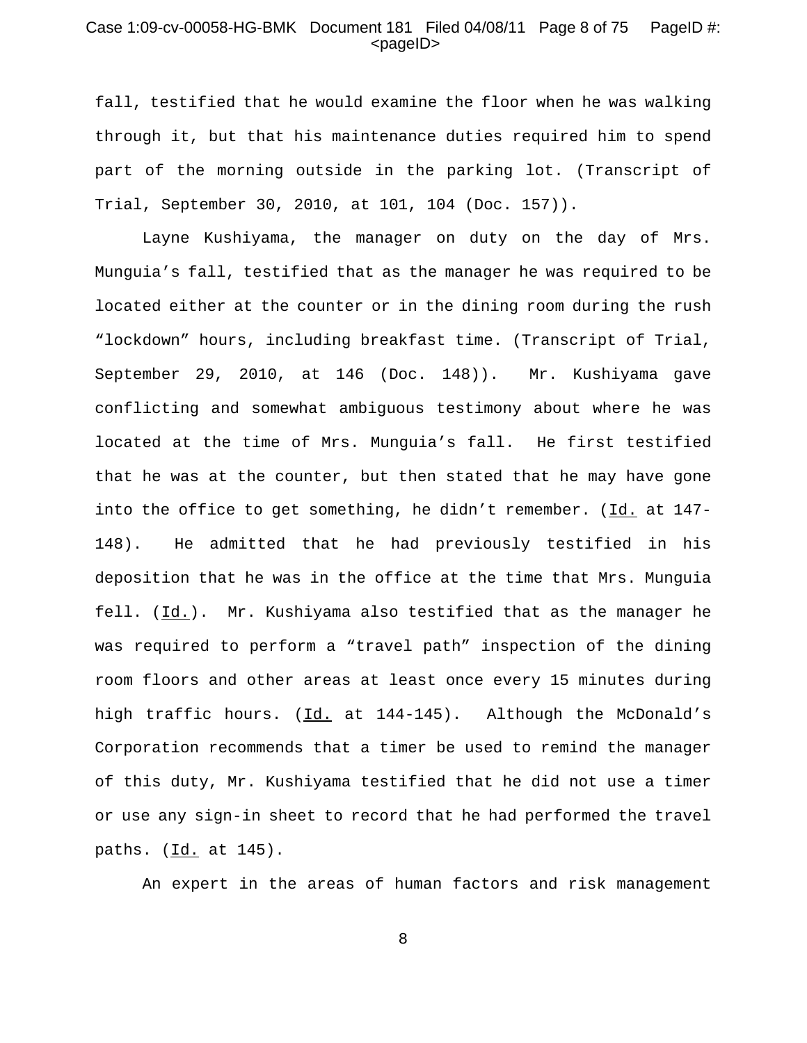fall, testified that he would examine the floor when he was walking through it, but that his maintenance duties required him to spend part of the morning outside in the parking lot. (Transcript of Trial, September 30, 2010, at 101, 104 (Doc. 157)).

Layne Kushiyama, the manager on duty on the day of Mrs. Munguia's fall, testified that as the manager he was required to be located either at the counter or in the dining room during the rush "lockdown" hours, including breakfast time. (Transcript of Trial, September 29, 2010, at 146 (Doc. 148)). Mr. Kushiyama gave conflicting and somewhat ambiguous testimony about where he was located at the time of Mrs. Munguia's fall. He first testified that he was at the counter, but then stated that he may have gone into the office to get something, he didn't remember. (Id. at 147-148). He admitted that he had previously testified in his deposition that he was in the office at the time that Mrs. Munguia fell. (Id.). Mr. Kushiyama also testified that as the manager he was required to perform a "travel path" inspection of the dining room floors and other areas at least once every 15 minutes during high traffic hours. (Id. at 144-145). Although the McDonald's Corporation recommends that a timer be used to remind the manager of this duty, Mr. Kushiyama testified that he did not use a timer or use any sign-in sheet to record that he had performed the travel paths. (Id. at 145).

An expert in the areas of human factors and risk management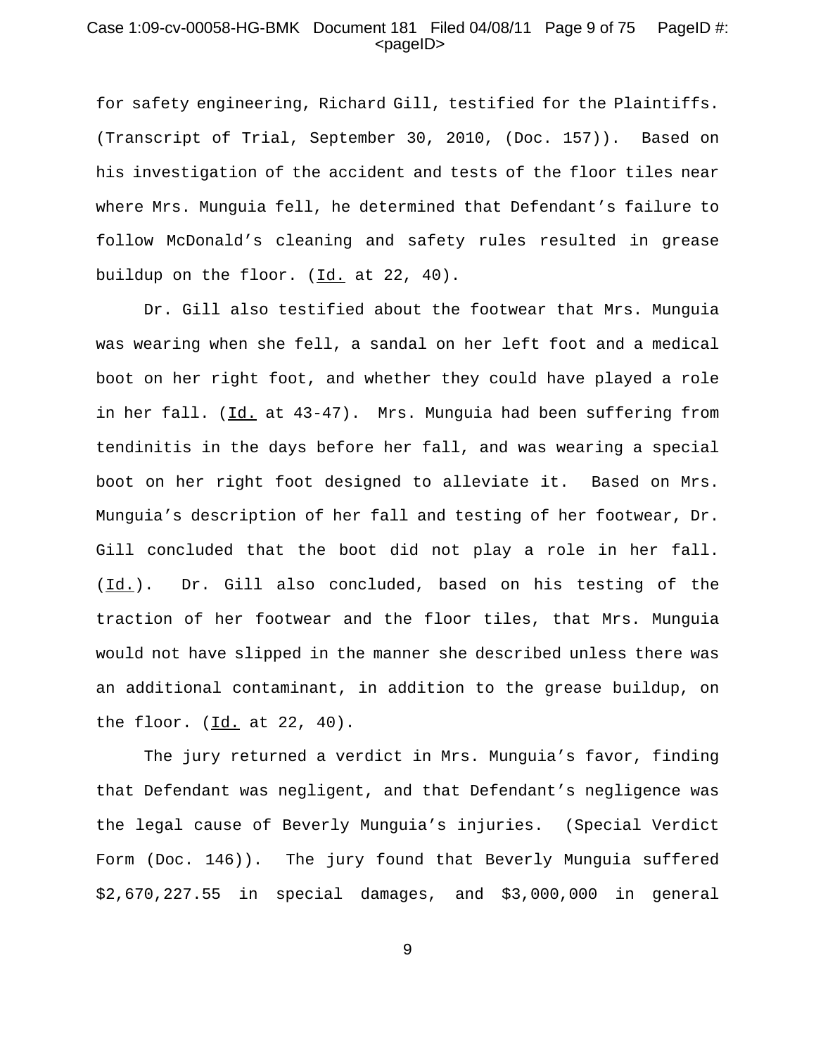for safety engineering, Richard Gill, testified for the Plaintiffs. (Transcript of Trial, September 30, 2010, (Doc. 157)). Based on his investigation of the accident and tests of the floor tiles near where Mrs. Munguia fell, he determined that Defendant's failure to follow McDonald's cleaning and safety rules resulted in grease buildup on the floor. (Id. at 22, 40).

Dr. Gill also testified about the footwear that Mrs. Munguia was wearing when she fell, a sandal on her left foot and a medical boot on her right foot, and whether they could have played a role in her fall. (Id. at 43-47). Mrs. Munguia had been suffering from tendinitis in the days before her fall, and was wearing a special boot on her right foot designed to alleviate it. Based on Mrs. Munguia's description of her fall and testing of her footwear, Dr. Gill concluded that the boot did not play a role in her fall. (Id.). Dr. Gill also concluded, based on his testing of the traction of her footwear and the floor tiles, that Mrs. Munguia would not have slipped in the manner she described unless there was an additional contaminant, in addition to the grease buildup, on the floor. (Id. at 22, 40).

The jury returned a verdict in Mrs. Munguia's favor, finding that Defendant was negligent, and that Defendant's negligence was the legal cause of Beverly Munguia's injuries. (Special Verdict Form (Doc. 146)). The jury found that Beverly Munguia suffered $2,670,227.55 in special damages, and $3,000,000 in general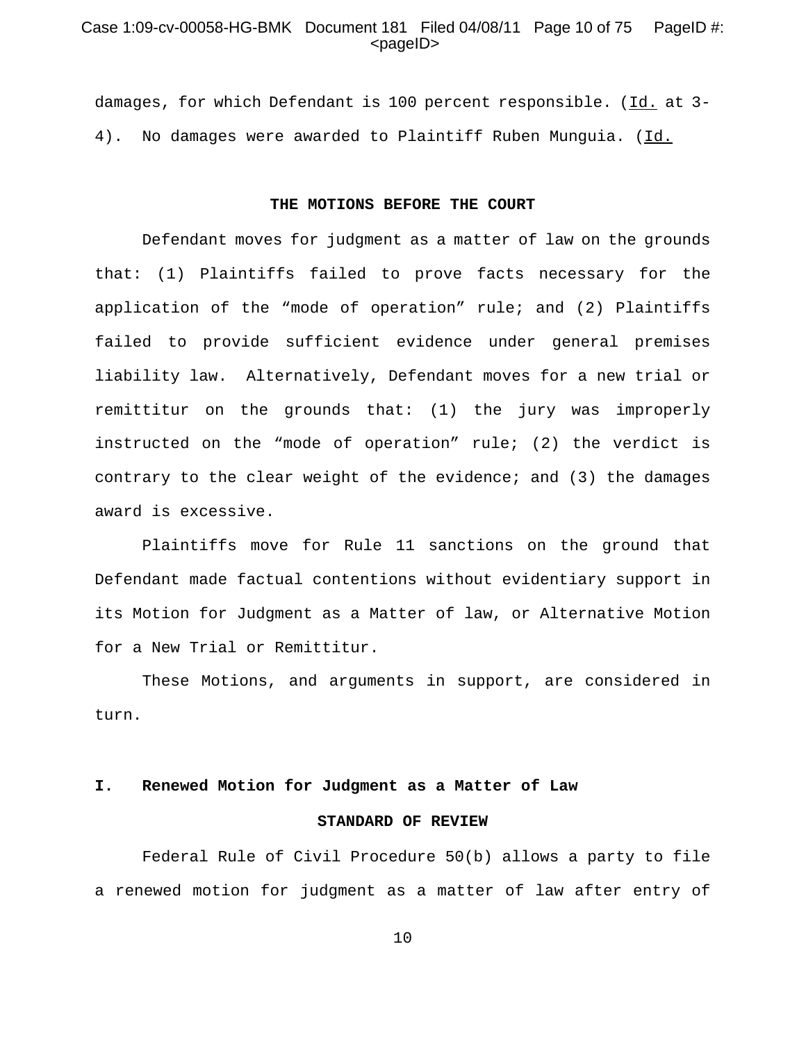damages, for which Defendant is 100 percent responsible. (Id. at 3-4). No damages were awarded to Plaintiff Ruben Munguia. (Id.

**THE MOTIONS BEFORE THE COURT**

Defendant moves for judgment as a matter of law on the grounds that: (1) Plaintiffs failed to prove facts necessary for the application of the "mode of operation" rule; and (2) Plaintiffs failed to provide sufficient evidence under general premises liability law. Alternatively, Defendant moves for a new trial or remittitur on the grounds that: (1) the jury was improperly instructed on the "mode of operation" rule; (2) the verdict is contrary to the clear weight of the evidence; and (3) the damages award is excessive.

Plaintiffs move for Rule 11 sanctions on the ground that Defendant made factual contentions without evidentiary support in its Motion for Judgment as a Matter of law, or Alternative Motion for a New Trial or Remittitur.

These Motions, and arguments in support, are considered in turn.

## I. Renewed Motion for Judgment as a Matter of Law

**STANDARD OF REVIEW**

Federal Rule of Civil Procedure 50(b) allows a party to file a renewed motion for judgment as a matter of law after entry of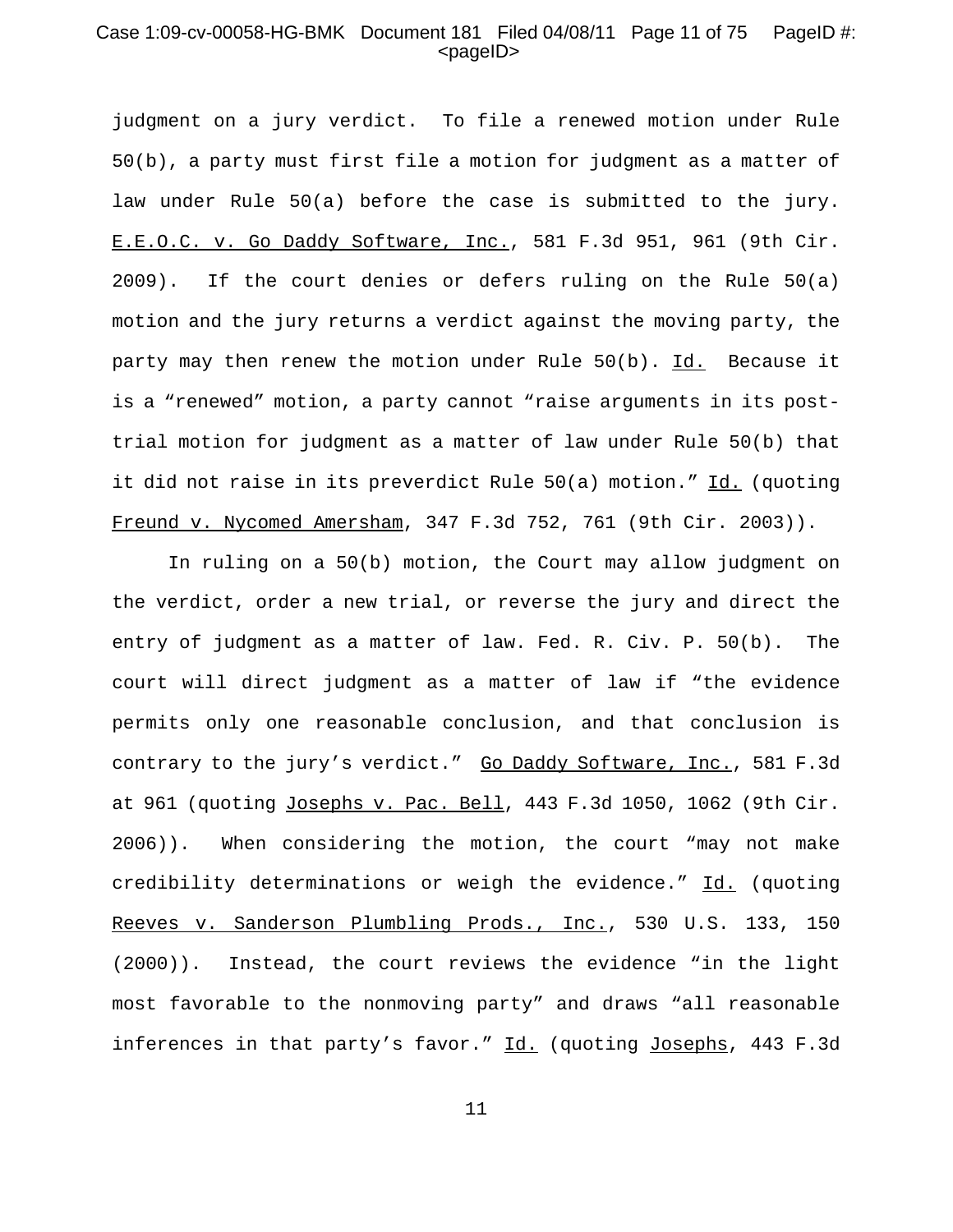judgment on a jury verdict. To file a renewed motion under Rule 50(b), a party must first file a motion for judgment as a matter of law under Rule 50(a) before the case is submitted to the jury. E.E.O.C. v. Go Daddy Software, Inc., 581 F.3d 951, 961 (9th Cir. 2009). If the court denies or defers ruling on the Rule 50(a) motion and the jury returns a verdict against the moving party, the party may then renew the motion under Rule 50(b). Id. Because it is a "renewed" motion, a party cannot "raise arguments in its post-trial motion for judgment as a matter of law under Rule 50(b) that it did not raise in its preverdict Rule 50(a) motion." Id. (quoting Freund v. Nycomed Amersham, 347 F.3d 752, 761 (9th Cir. 2003)).

In ruling on a 50(b) motion, the Court may allow judgment on the verdict, order a new trial, or reverse the jury and direct the entry of judgment as a matter of law. Fed. R. Civ. P. 50(b). The court will direct judgment as a matter of law if "the evidence permits only one reasonable conclusion, and that conclusion is contrary to the jury's verdict." Go Daddy Software, Inc., 581 F.3d at 961 (quoting Josephs v. Pac. Bell, 443 F.3d 1050, 1062 (9th Cir. 2006)). When considering the motion, the court "may not make credibility determinations or weigh the evidence." Id. (quoting Reeves v. Sanderson Plumbling Prods., Inc., 530 U.S. 133, 150 (2000)). Instead, the court reviews the evidence "in the light most favorable to the nonmoving party" and draws "all reasonable inferences in that party's favor." Id. (quoting Josephs, 443 F.3d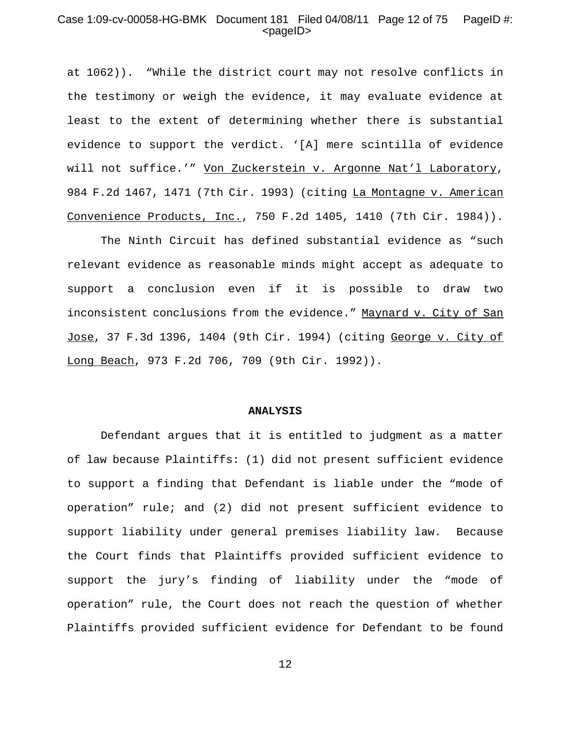at 1062)). "While the district court may not resolve conflicts in the testimony or weigh the evidence, it may evaluate evidence at least to the extent of determining whether there is substantial evidence to support the verdict. '[A] mere scintilla of evidence will not suffice.'" Von Zuckerstein v. Argonne Nat'l Laboratory, 984 F.2d 1467, 1471 (7th Cir. 1993) (citing La Montagne v. American Convenience Products, Inc., 750 F.2d 1405, 1410 (7th Cir. 1984)).

The Ninth Circuit has defined substantial evidence as "such relevant evidence as reasonable minds might accept as adequate to support a conclusion even if it is possible to draw two inconsistent conclusions from the evidence." Maynard v. City of San Jose, 37 F.3d 1396, 1404 (9th Cir. 1994) (citing George v. City of Long Beach, 973 F.2d 706, 709 (9th Cir. 1992)).

**ANALYSIS**

Defendant argues that it is entitled to judgment as a matter of law because Plaintiffs: (1) did not present sufficient evidence to support a finding that Defendant is liable under the "mode of operation" rule; and (2) did not present sufficient evidence to support liability under general premises liability law. Because the Court finds that Plaintiffs provided sufficient evidence to support the jury's finding of liability under the "mode of operation" rule, the Court does not reach the question of whether Plaintiffs provided sufficient evidence for Defendant to be found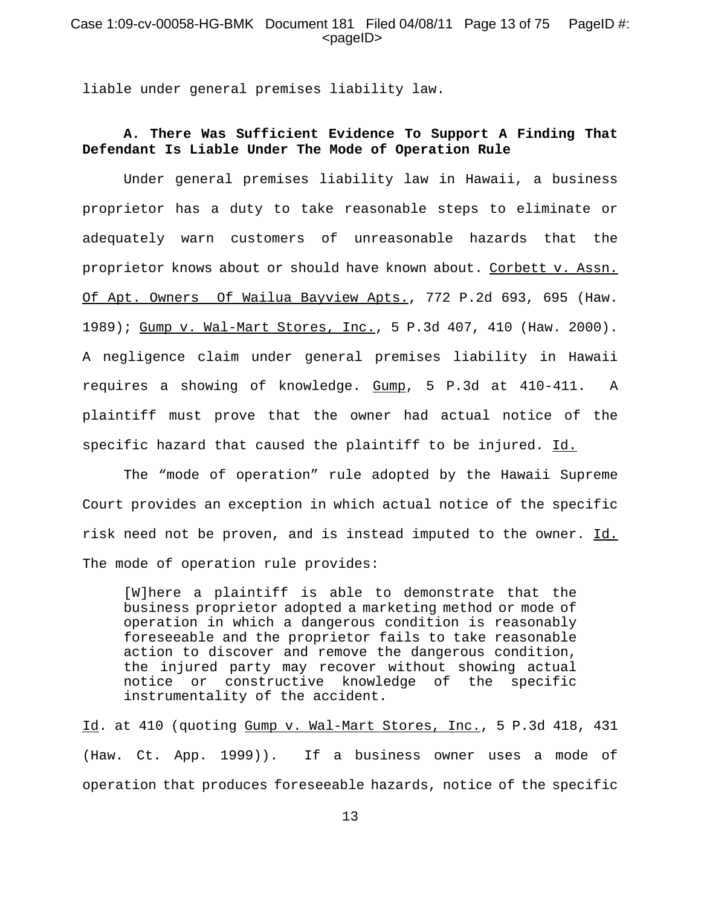liable under general premises liability law.

**A. There Was Sufficient Evidence To Support A Finding That Defendant Is Liable Under The Mode of Operation Rule**

Under general premises liability law in Hawaii, a business proprietor has a duty to take reasonable steps to eliminate or adequately warn customers of unreasonable hazards that the proprietor knows about or should have known about. Corbett v. Assn. Of Apt. Owners Of Wailua Bayview Apts., 772 P.2d 693, 695 (Haw. 1989); Gump v. Wal-Mart Stores, Inc., 5 P.3d 407, 410 (Haw. 2000). A negligence claim under general premises liability in Hawaii requires a showing of knowledge. Gump, 5 P.3d at 410-411. A plaintiff must prove that the owner had actual notice of the specific hazard that caused the plaintiff to be injured. Id.

The "mode of operation" rule adopted by the Hawaii Supreme Court provides an exception in which actual notice of the specific risk need not be proven, and is instead imputed to the owner. Id. The mode of operation rule provides:

> [W]here a plaintiff is able to demonstrate that the business proprietor adopted a marketing method or mode of operation in which a dangerous condition is reasonably foreseeable and the proprietor fails to take reasonable action to discover and remove the dangerous condition, the injured party may recover without showing actual notice or constructive knowledge of the specific instrumentality of the accident.

Id. at 410 (quoting Gump v. Wal-Mart Stores, Inc., 5 P.3d 418, 431 (Haw. Ct. App. 1999)). If a business owner uses a mode of operation that produces foreseeable hazards, notice of the specific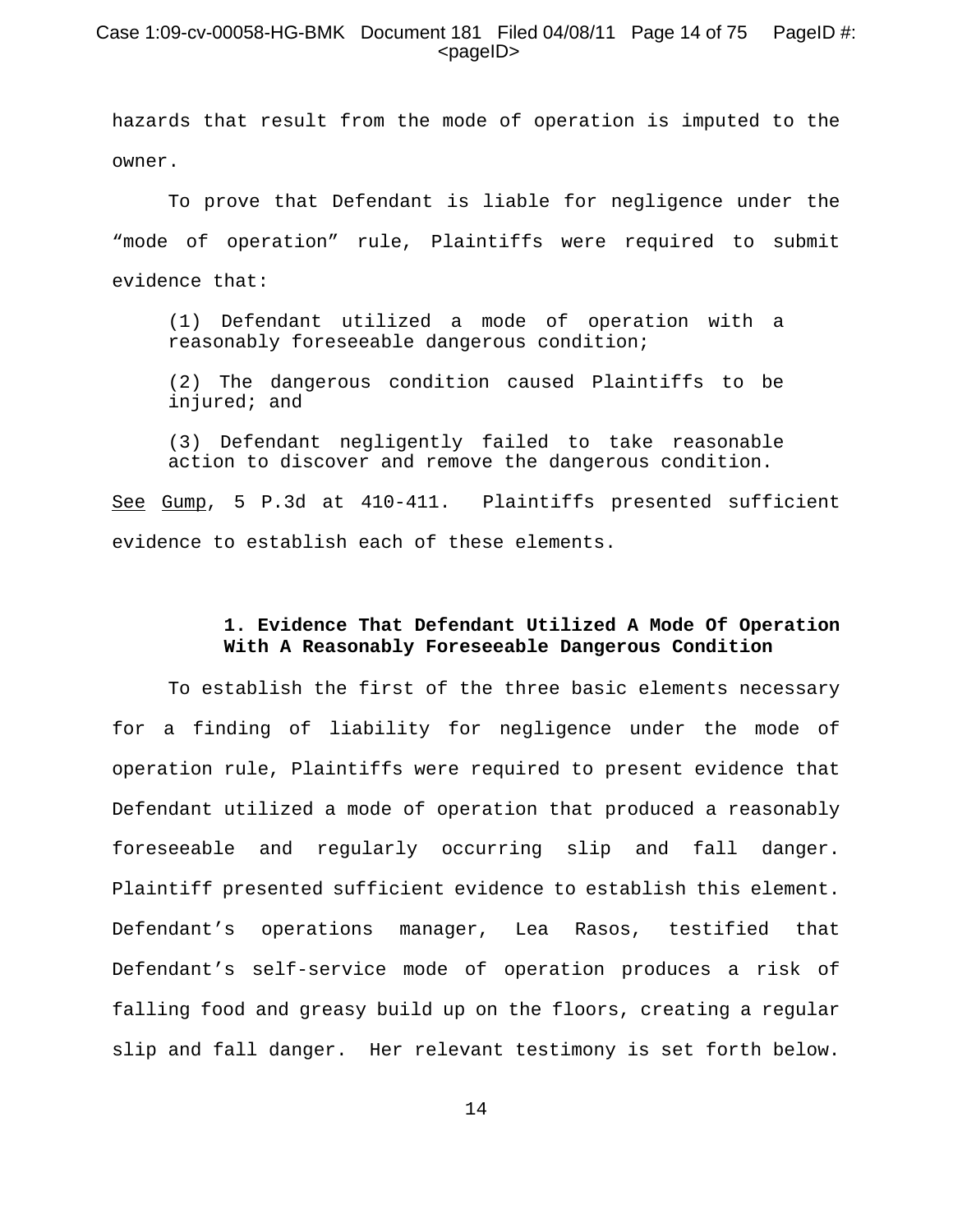hazards that result from the mode of operation is imputed to the owner.

To prove that Defendant is liable for negligence under the "mode of operation" rule, Plaintiffs were required to submit evidence that:

> (1) Defendant utilized a mode of operation with a reasonably foreseeable dangerous condition;
>
> (2) The dangerous condition caused Plaintiffs to be injured; and
>
> (3) Defendant negligently failed to take reasonable action to discover and remove the dangerous condition.

See Gump, 5 P.3d at 410-411. Plaintiffs presented sufficient evidence to establish each of these elements.

**1. Evidence That Defendant Utilized A Mode Of Operation With A Reasonably Foreseeable Dangerous Condition**

To establish the first of the three basic elements necessary for a finding of liability for negligence under the mode of operation rule, Plaintiffs were required to present evidence that Defendant utilized a mode of operation that produced a reasonably foreseeable and regularly occurring slip and fall danger. Plaintiff presented sufficient evidence to establish this element. Defendant's operations manager, Lea Rasos, testified that Defendant's self-service mode of operation produces a risk of falling food and greasy build up on the floors, creating a regular slip and fall danger. Her relevant testimony is set forth below.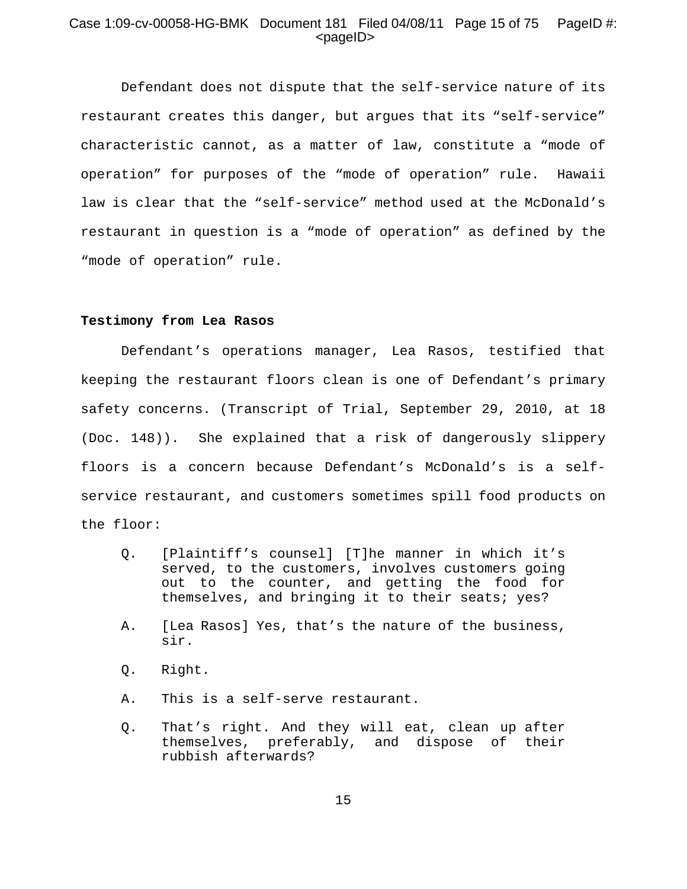Defendant does not dispute that the self-service nature of its restaurant creates this danger, but argues that its "self-service" characteristic cannot, as a matter of law, constitute a "mode of operation" for purposes of the "mode of operation" rule. Hawaii law is clear that the "self-service" method used at the McDonald's restaurant in question is a "mode of operation" as defined by the "mode of operation" rule.

**Testimony from Lea Rasos**

Defendant's operations manager, Lea Rasos, testified that keeping the restaurant floors clean is one of Defendant's primary safety concerns. (Transcript of Trial, September 29, 2010, at 18 (Doc. 148)). She explained that a risk of dangerously slippery floors is a concern because Defendant's McDonald's is a self-service restaurant, and customers sometimes spill food products on the floor:

> Q. [Plaintiff's counsel] [T]he manner in which it's served, to the customers, involves customers going out to the counter, and getting the food for themselves, and bringing it to their seats; yes?
>
> A. [Lea Rasos] Yes, that's the nature of the business, sir.
>
> Q. Right.
>
> A. This is a self-serve restaurant.
>
> Q. That's right. And they will eat, clean up after themselves, preferably, and dispose of their rubbish afterwards?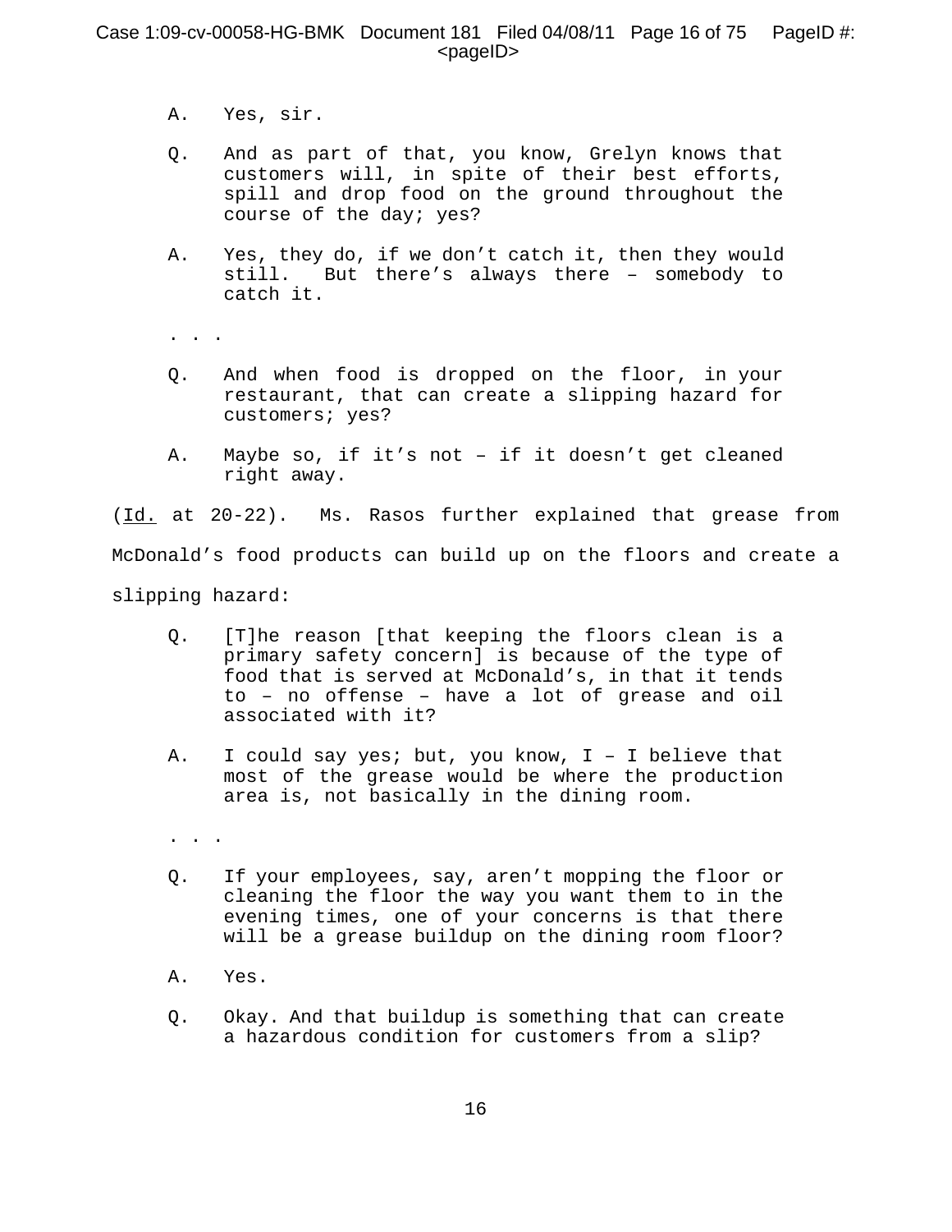A. Yes, sir.

Q. And as part of that, you know, Grelyn knows that customers will, in spite of their best efforts, spill and drop food on the ground throughout the course of the day; yes?

A. Yes, they do, if we don't catch it, then they would still. But there's always there – somebody to catch it.

. . .

Q. And when food is dropped on the floor, in your restaurant, that can create a slipping hazard for customers; yes?

A. Maybe so, if it's not – if it doesn't get cleaned right away.

(Id. at 20-22). Ms. Rasos further explained that grease from McDonald's food products can build up on the floors and create a slipping hazard:

Q. [T]he reason [that keeping the floors clean is a primary safety concern] is because of the type of food that is served at McDonald's, in that it tends to – no offense – have a lot of grease and oil associated with it?

A. I could say yes; but, you know, I – I believe that most of the grease would be where the production area is, not basically in the dining room.

. . .

Q. If your employees, say, aren't mopping the floor or cleaning the floor the way you want them to in the evening times, one of your concerns is that there will be a grease buildup on the dining room floor?

A. Yes.

Q. Okay. And that buildup is something that can create a hazardous condition for customers from a slip?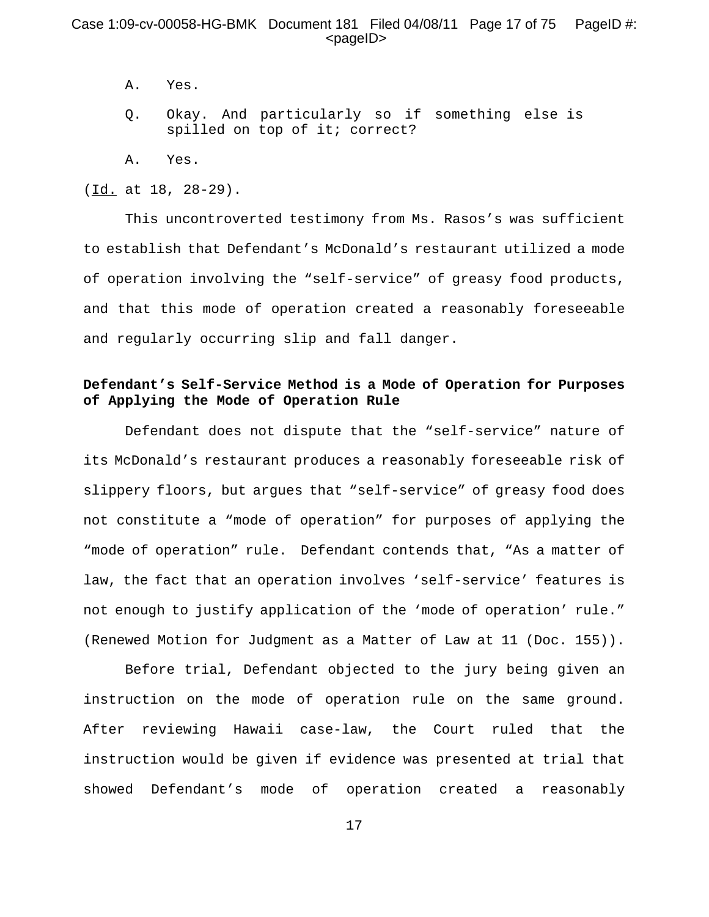A. Yes.

Q. Okay. And particularly so if something else is spilled on top of it; correct?

A. Yes.

(Id. at 18, 28-29).

This uncontroverted testimony from Ms. Rasos's was sufficient to establish that Defendant's McDonald's restaurant utilized a mode of operation involving the "self-service" of greasy food products, and that this mode of operation created a reasonably foreseeable and regularly occurring slip and fall danger.

**Defendant's Self-Service Method is a Mode of Operation for Purposes of Applying the Mode of Operation Rule**

Defendant does not dispute that the "self-service" nature of its McDonald's restaurant produces a reasonably foreseeable risk of slippery floors, but argues that "self-service" of greasy food does not constitute a "mode of operation" for purposes of applying the "mode of operation" rule. Defendant contends that, "As a matter of law, the fact that an operation involves 'self-service' features is not enough to justify application of the 'mode of operation' rule." (Renewed Motion for Judgment as a Matter of Law at 11 (Doc. 155)).

Before trial, Defendant objected to the jury being given an instruction on the mode of operation rule on the same ground. After reviewing Hawaii case-law, the Court ruled that the instruction would be given if evidence was presented at trial that showed Defendant's mode of operation created a reasonably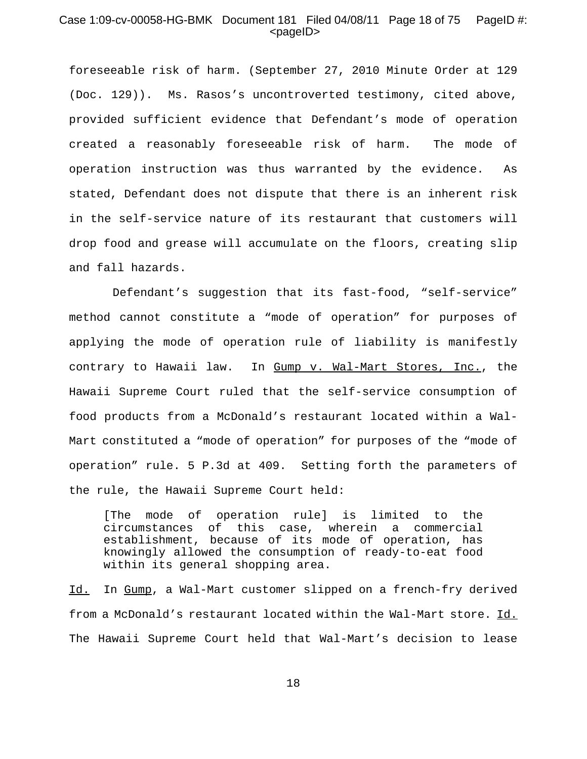foreseeable risk of harm. (September 27, 2010 Minute Order at 129 (Doc. 129)). Ms. Rasos's uncontroverted testimony, cited above, provided sufficient evidence that Defendant's mode of operation created a reasonably foreseeable risk of harm. The mode of operation instruction was thus warranted by the evidence. As stated, Defendant does not dispute that there is an inherent risk in the self-service nature of its restaurant that customers will drop food and grease will accumulate on the floors, creating slip and fall hazards.

Defendant's suggestion that its fast-food, "self-service" method cannot constitute a "mode of operation" for purposes of applying the mode of operation rule of liability is manifestly contrary to Hawaii law. In Gump v. Wal-Mart Stores, Inc., the Hawaii Supreme Court ruled that the self-service consumption of food products from a McDonald's restaurant located within a Wal-Mart constituted a "mode of operation" for purposes of the "mode of operation" rule. 5 P.3d at 409. Setting forth the parameters of the rule, the Hawaii Supreme Court held:

> [The mode of operation rule] is limited to the circumstances of this case, wherein a commercial establishment, because of its mode of operation, has knowingly allowed the consumption of ready-to-eat food within its general shopping area.

Id. In Gump, a Wal-Mart customer slipped on a french-fry derived from a McDonald's restaurant located within the Wal-Mart store. Id. The Hawaii Supreme Court held that Wal-Mart's decision to lease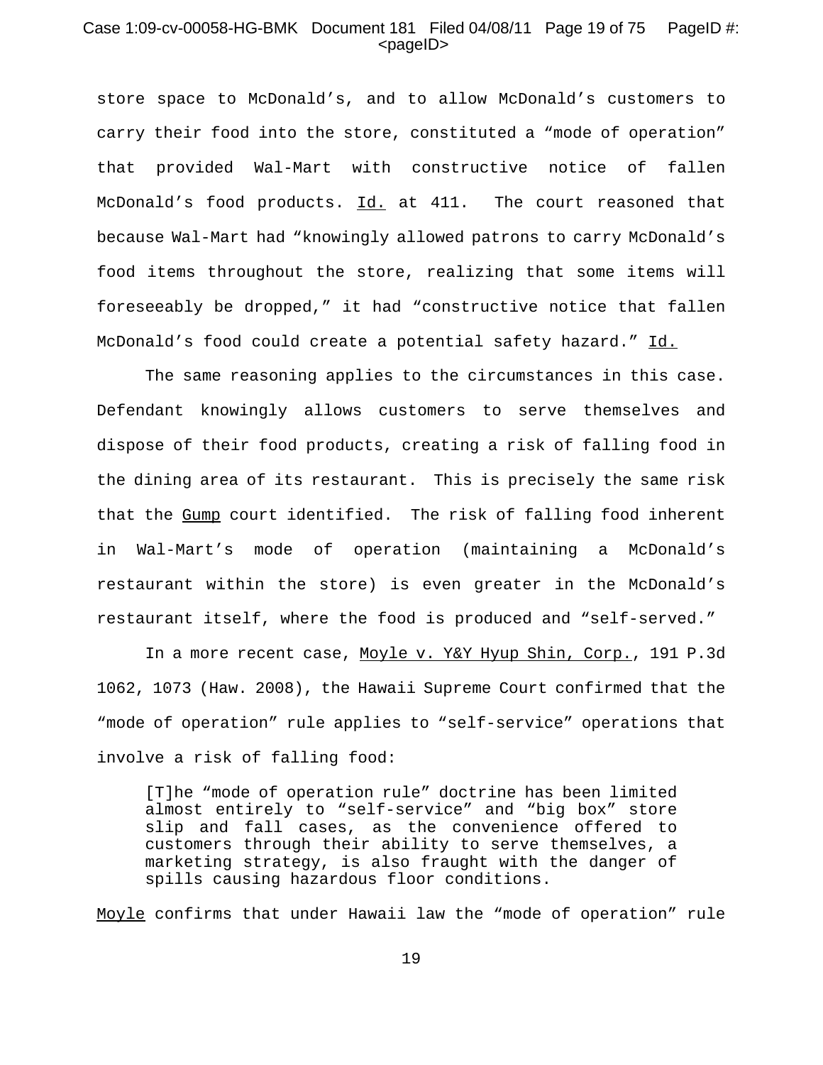store space to McDonald's, and to allow McDonald's customers to carry their food into the store, constituted a "mode of operation" that provided Wal-Mart with constructive notice of fallen McDonald's food products. Id. at 411. The court reasoned that because Wal-Mart had "knowingly allowed patrons to carry McDonald's food items throughout the store, realizing that some items will foreseeably be dropped," it had "constructive notice that fallen McDonald's food could create a potential safety hazard." Id.

The same reasoning applies to the circumstances in this case. Defendant knowingly allows customers to serve themselves and dispose of their food products, creating a risk of falling food in the dining area of its restaurant. This is precisely the same risk that the Gump court identified. The risk of falling food inherent in Wal-Mart's mode of operation (maintaining a McDonald's restaurant within the store) is even greater in the McDonald's restaurant itself, where the food is produced and "self-served."

In a more recent case, Moyle v. Y&Y Hyup Shin, Corp., 191 P.3d 1062, 1073 (Haw. 2008), the Hawaii Supreme Court confirmed that the "mode of operation" rule applies to "self-service" operations that involve a risk of falling food:

> [T]he "mode of operation rule" doctrine has been limited almost entirely to "self-service" and "big box" store slip and fall cases, as the convenience offered to customers through their ability to serve themselves, a marketing strategy, is also fraught with the danger of spills causing hazardous floor conditions.

Moyle confirms that under Hawaii law the "mode of operation" rule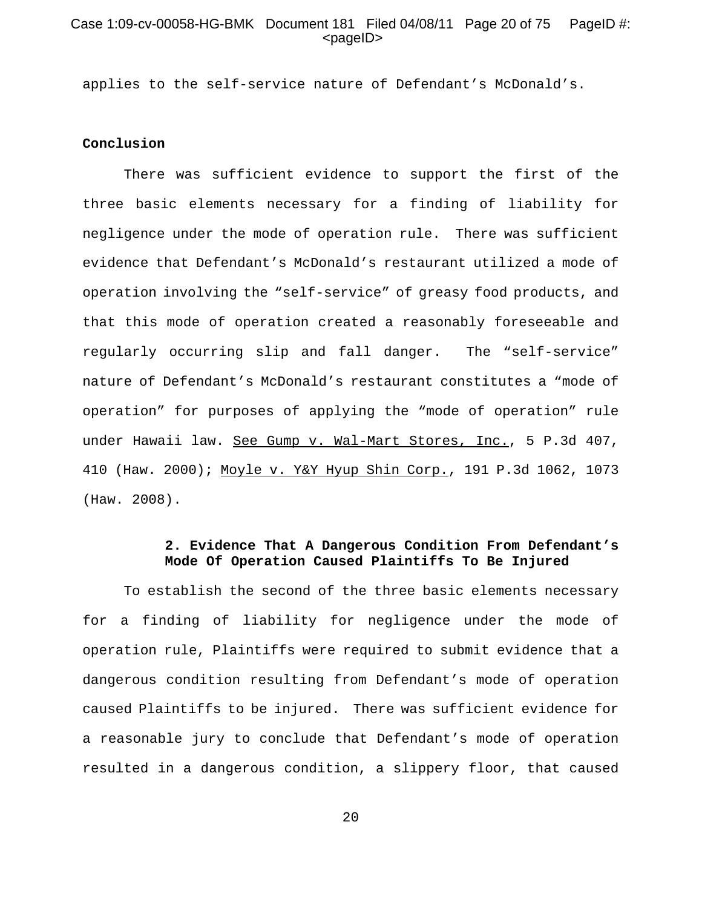applies to the self-service nature of Defendant's McDonald's.

**Conclusion**

There was sufficient evidence to support the first of the three basic elements necessary for a finding of liability for negligence under the mode of operation rule. There was sufficient evidence that Defendant's McDonald's restaurant utilized a mode of operation involving the "self-service" of greasy food products, and that this mode of operation created a reasonably foreseeable and regularly occurring slip and fall danger. The "self-service" nature of Defendant's McDonald's restaurant constitutes a "mode of operation" for purposes of applying the "mode of operation" rule under Hawaii law. See Gump v. Wal-Mart Stores, Inc., 5 P.3d 407, 410 (Haw. 2000); Moyle v. Y&Y Hyup Shin Corp., 191 P.3d 1062, 1073 (Haw. 2008).

**2. Evidence That A Dangerous Condition From Defendant's Mode Of Operation Caused Plaintiffs To Be Injured**

To establish the second of the three basic elements necessary for a finding of liability for negligence under the mode of operation rule, Plaintiffs were required to submit evidence that a dangerous condition resulting from Defendant's mode of operation caused Plaintiffs to be injured. There was sufficient evidence for a reasonable jury to conclude that Defendant's mode of operation resulted in a dangerous condition, a slippery floor, that caused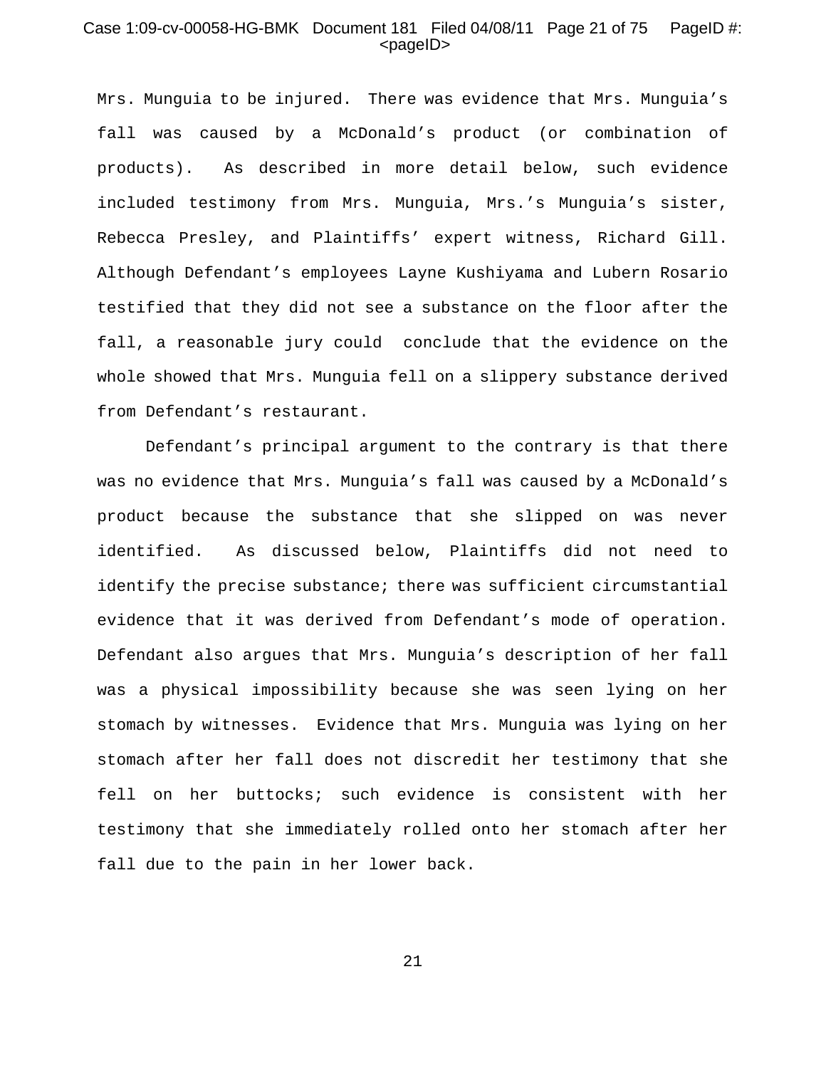Mrs. Munguia to be injured. There was evidence that Mrs. Munguia's fall was caused by a McDonald's product (or combination of products). As described in more detail below, such evidence included testimony from Mrs. Munguia, Mrs.'s Munguia's sister, Rebecca Presley, and Plaintiffs' expert witness, Richard Gill. Although Defendant's employees Layne Kushiyama and Lubern Rosario testified that they did not see a substance on the floor after the fall, a reasonable jury could conclude that the evidence on the whole showed that Mrs. Munguia fell on a slippery substance derived from Defendant's restaurant.

Defendant's principal argument to the contrary is that there was no evidence that Mrs. Munguia's fall was caused by a McDonald's product because the substance that she slipped on was never identified. As discussed below, Plaintiffs did not need to identify the precise substance; there was sufficient circumstantial evidence that it was derived from Defendant's mode of operation. Defendant also argues that Mrs. Munguia's description of her fall was a physical impossibility because she was seen lying on her stomach by witnesses. Evidence that Mrs. Munguia was lying on her stomach after her fall does not discredit her testimony that she fell on her buttocks; such evidence is consistent with her testimony that she immediately rolled onto her stomach after her fall due to the pain in her lower back.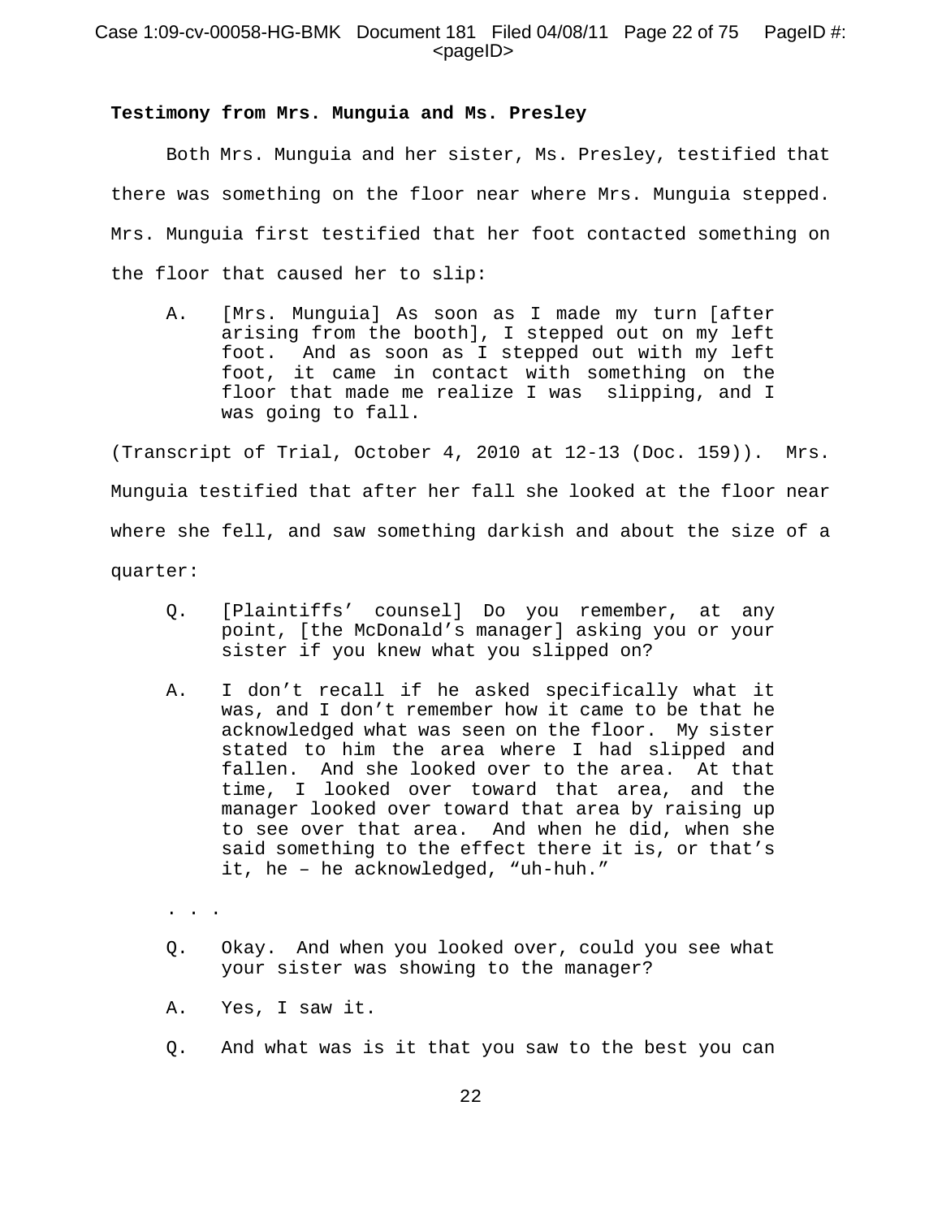**Testimony from Mrs. Munguia and Ms. Presley**

Both Mrs. Munguia and her sister, Ms. Presley, testified that there was something on the floor near where Mrs. Munguia stepped. Mrs. Munguia first testified that her foot contacted something on the floor that caused her to slip:

> A. [Mrs. Munguia] As soon as I made my turn [after arising from the booth], I stepped out on my left foot. And as soon as I stepped out with my left foot, it came in contact with something on the floor that made me realize I was slipping, and I was going to fall.

(Transcript of Trial, October 4, 2010 at 12-13 (Doc. 159)). Mrs. Munguia testified that after her fall she looked at the floor near where she fell, and saw something darkish and about the size of a quarter:

> Q. [Plaintiffs' counsel] Do you remember, at any point, [the McDonald's manager] asking you or your sister if you knew what you slipped on?
>
> A. I don't recall if he asked specifically what it was, and I don't remember how it came to be that he acknowledged what was seen on the floor. My sister stated to him the area where I had slipped and fallen. And she looked over to the area. At that time, I looked over toward that area, and the manager looked over toward that area by raising up to see over that area. And when he did, when she said something to the effect there it is, or that's it, he – he acknowledged, "uh-huh."
>
> . . .
>
> Q. Okay. And when you looked over, could you see what your sister was showing to the manager?
>
> A. Yes, I saw it.
>
> Q. And what was is it that you saw to the best you can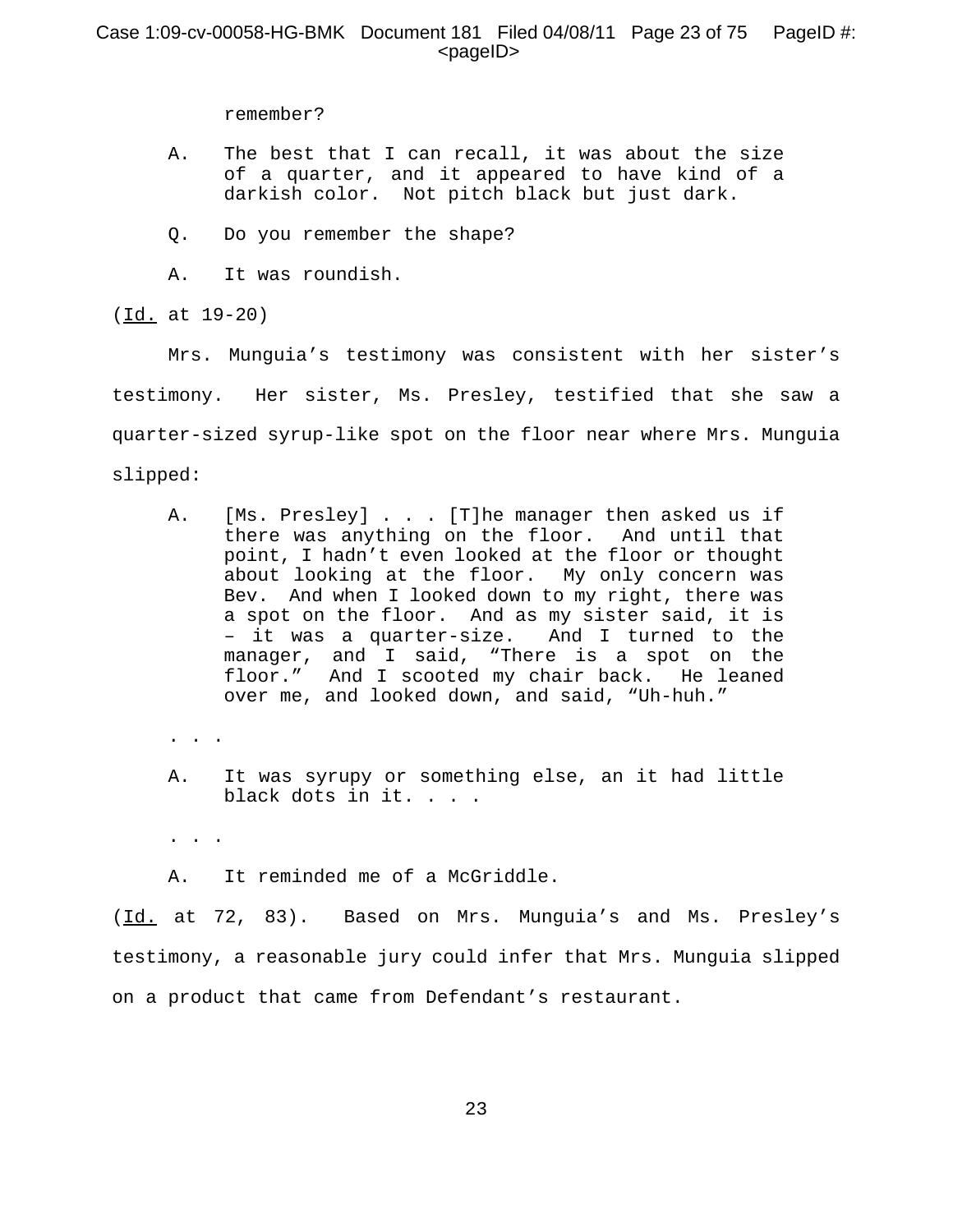remember?

A. The best that I can recall, it was about the size of a quarter, and it appeared to have kind of a darkish color. Not pitch black but just dark.

Q. Do you remember the shape?

A. It was roundish.

(Id. at 19-20)

Mrs. Munguia's testimony was consistent with her sister's testimony. Her sister, Ms. Presley, testified that she saw a quarter-sized syrup-like spot on the floor near where Mrs. Munguia slipped:

A. [Ms. Presley] . . . [T]he manager then asked us if there was anything on the floor. And until that point, I hadn't even looked at the floor or thought about looking at the floor. My only concern was Bev. And when I looked down to my right, there was a spot on the floor. And as my sister said, it is – it was a quarter-size. And I turned to the manager, and I said, "There is a spot on the floor." And I scooted my chair back. He leaned over me, and looked down, and said, "Uh-huh."

. . .

A. It was syrupy or something else, an it had little black dots in it. . . .

. . .

A. It reminded me of a McGriddle.

(Id. at 72, 83). Based on Mrs. Munguia's and Ms. Presley's testimony, a reasonable jury could infer that Mrs. Munguia slipped on a product that came from Defendant's restaurant.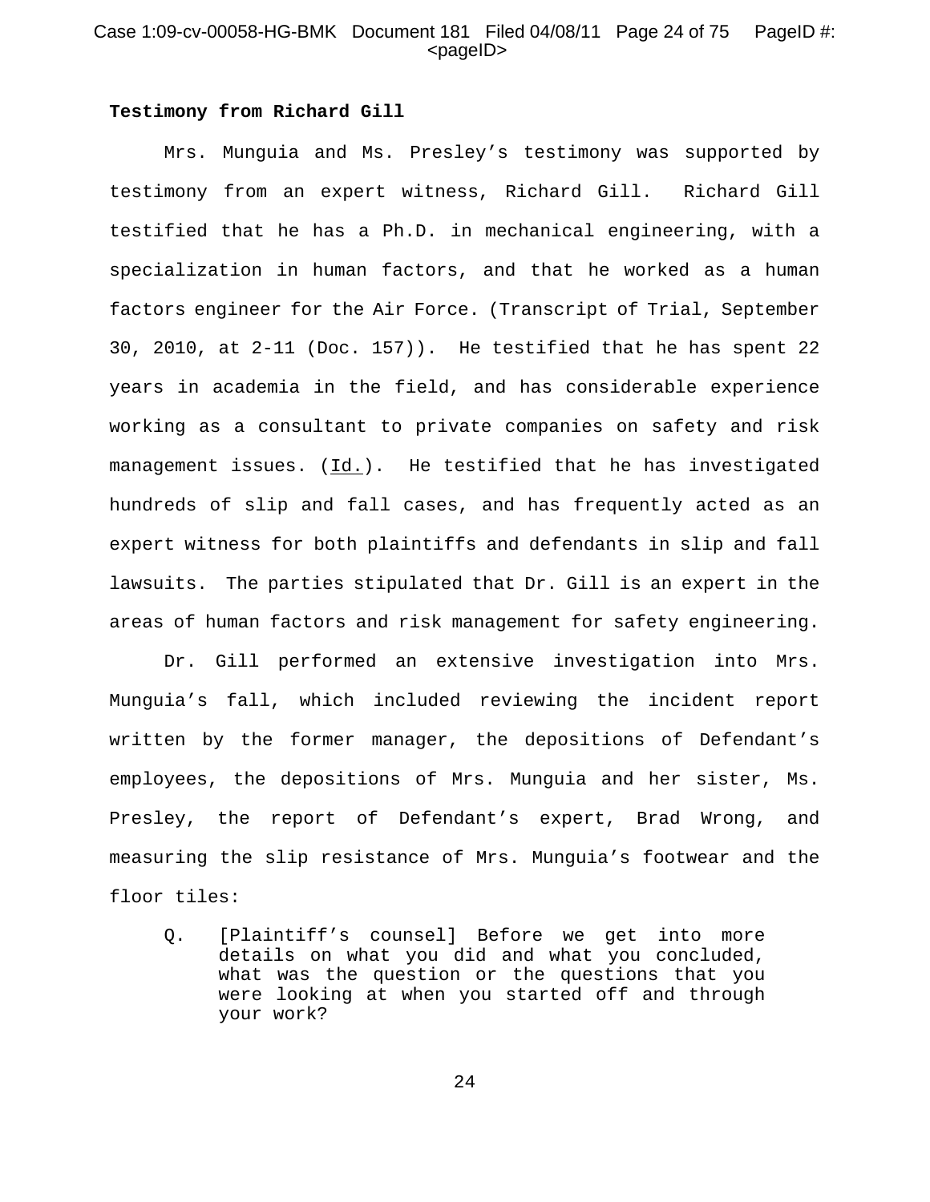**Testimony from Richard Gill**

Mrs. Munguia and Ms. Presley's testimony was supported by testimony from an expert witness, Richard Gill. Richard Gill testified that he has a Ph.D. in mechanical engineering, with a specialization in human factors, and that he worked as a human factors engineer for the Air Force. (Transcript of Trial, September 30, 2010, at 2-11 (Doc. 157)). He testified that he has spent 22 years in academia in the field, and has considerable experience working as a consultant to private companies on safety and risk management issues. (Id.). He testified that he has investigated hundreds of slip and fall cases, and has frequently acted as an expert witness for both plaintiffs and defendants in slip and fall lawsuits. The parties stipulated that Dr. Gill is an expert in the areas of human factors and risk management for safety engineering.

Dr. Gill performed an extensive investigation into Mrs. Munguia's fall, which included reviewing the incident report written by the former manager, the depositions of Defendant's employees, the depositions of Mrs. Munguia and her sister, Ms. Presley, the report of Defendant's expert, Brad Wrong, and measuring the slip resistance of Mrs. Munguia's footwear and the floor tiles:

> Q. [Plaintiff's counsel] Before we get into more details on what you did and what you concluded, what was the question or the questions that you were looking at when you started off and through your work?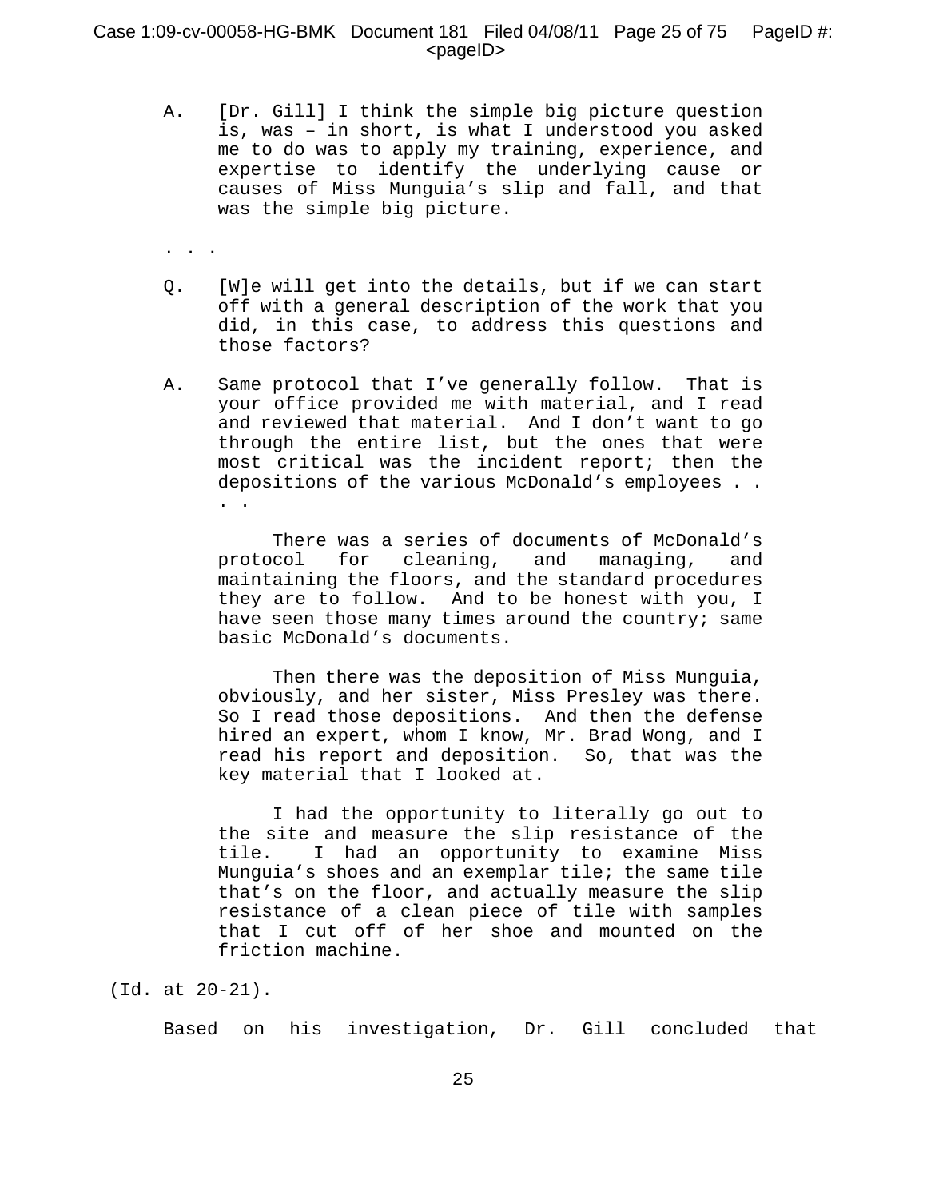A. [Dr. Gill] I think the simple big picture question is, was – in short, is what I understood you asked me to do was to apply my training, experience, and expertise to identify the underlying cause or causes of Miss Munguia's slip and fall, and that was the simple big picture.

. . .

Q. [W]e will get into the details, but if we can start off with a general description of the work that you did, in this case, to address this questions and those factors?

A. Same protocol that I've generally follow. That is your office provided me with material, and I read and reviewed that material. And I don't want to go through the entire list, but the ones that were most critical was the incident report; then the depositions of the various McDonald's employees . . . .

There was a series of documents of McDonald's protocol for cleaning, and managing, and maintaining the floors, and the standard procedures they are to follow. And to be honest with you, I have seen those many times around the country; same basic McDonald's documents.

Then there was the deposition of Miss Munguia, obviously, and her sister, Miss Presley was there. So I read those depositions. And then the defense hired an expert, whom I know, Mr. Brad Wong, and I read his report and deposition. So, that was the key material that I looked at.

I had the opportunity to literally go out to the site and measure the slip resistance of the tile. I had an opportunity to examine Miss Munguia's shoes and an exemplar tile; the same tile that's on the floor, and actually measure the slip resistance of a clean piece of tile with samples that I cut off of her shoe and mounted on the friction machine.

(Id. at 20-21).

Based on his investigation, Dr. Gill concluded that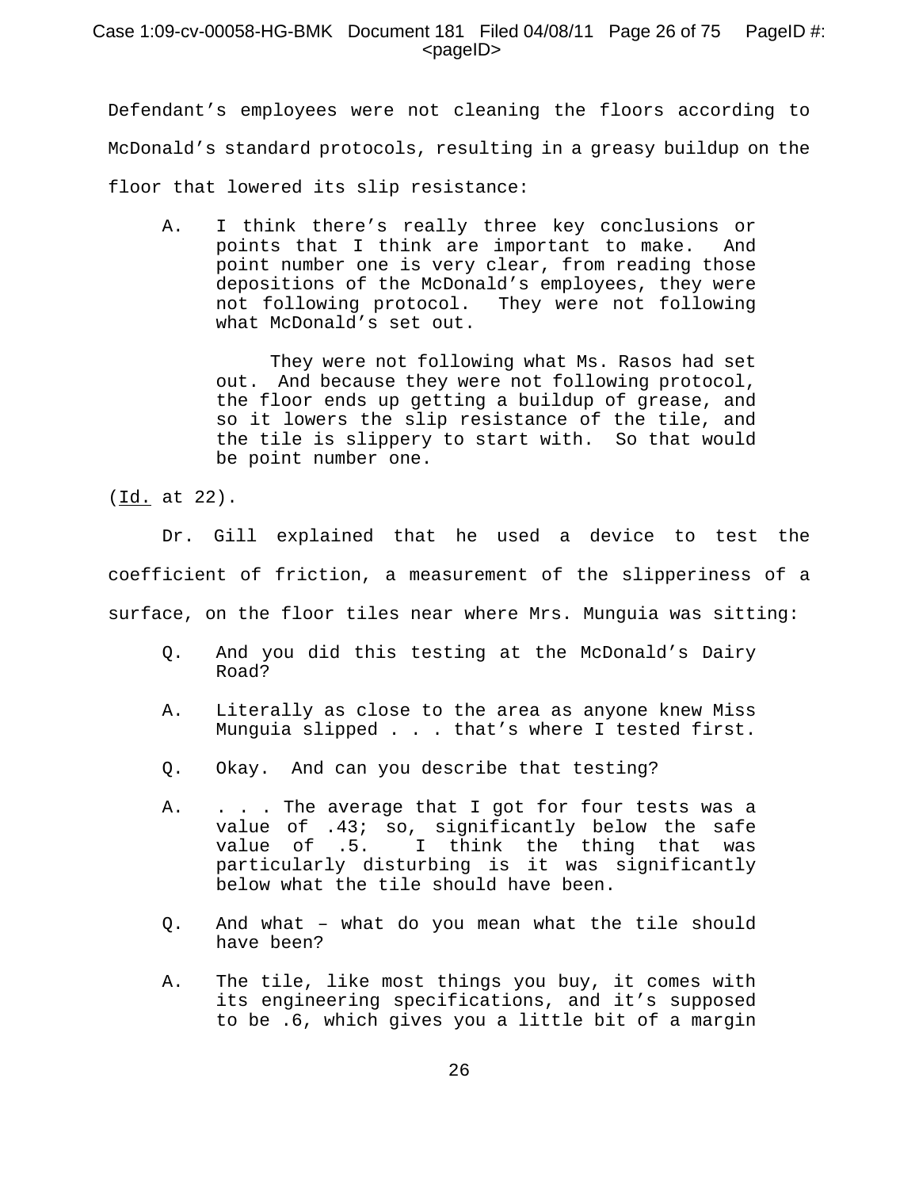Defendant's employees were not cleaning the floors according to McDonald's standard protocols, resulting in a greasy buildup on the floor that lowered its slip resistance:

> A. I think there's really three key conclusions or points that I think are important to make. And point number one is very clear, from reading those depositions of the McDonald's employees, they were not following protocol. They were not following what McDonald's set out.
>
> They were not following what Ms. Rasos had set out. And because they were not following protocol, the floor ends up getting a buildup of grease, and so it lowers the slip resistance of the tile, and the tile is slippery to start with. So that would be point number one.

(Id. at 22).

Dr. Gill explained that he used a device to test the coefficient of friction, a measurement of the slipperiness of a surface, on the floor tiles near where Mrs. Munguia was sitting:

> Q. And you did this testing at the McDonald's Dairy Road?
>
> A. Literally as close to the area as anyone knew Miss Munguia slipped . . . that's where I tested first.
>
> Q. Okay. And can you describe that testing?
>
> A. . . . The average that I got for four tests was a value of .43; so, significantly below the safe value of .5. I think the thing that was particularly disturbing is it was significantly below what the tile should have been.
>
> Q. And what – what do you mean what the tile should have been?
>
> A. The tile, like most things you buy, it comes with its engineering specifications, and it's supposed to be .6, which gives you a little bit of a margin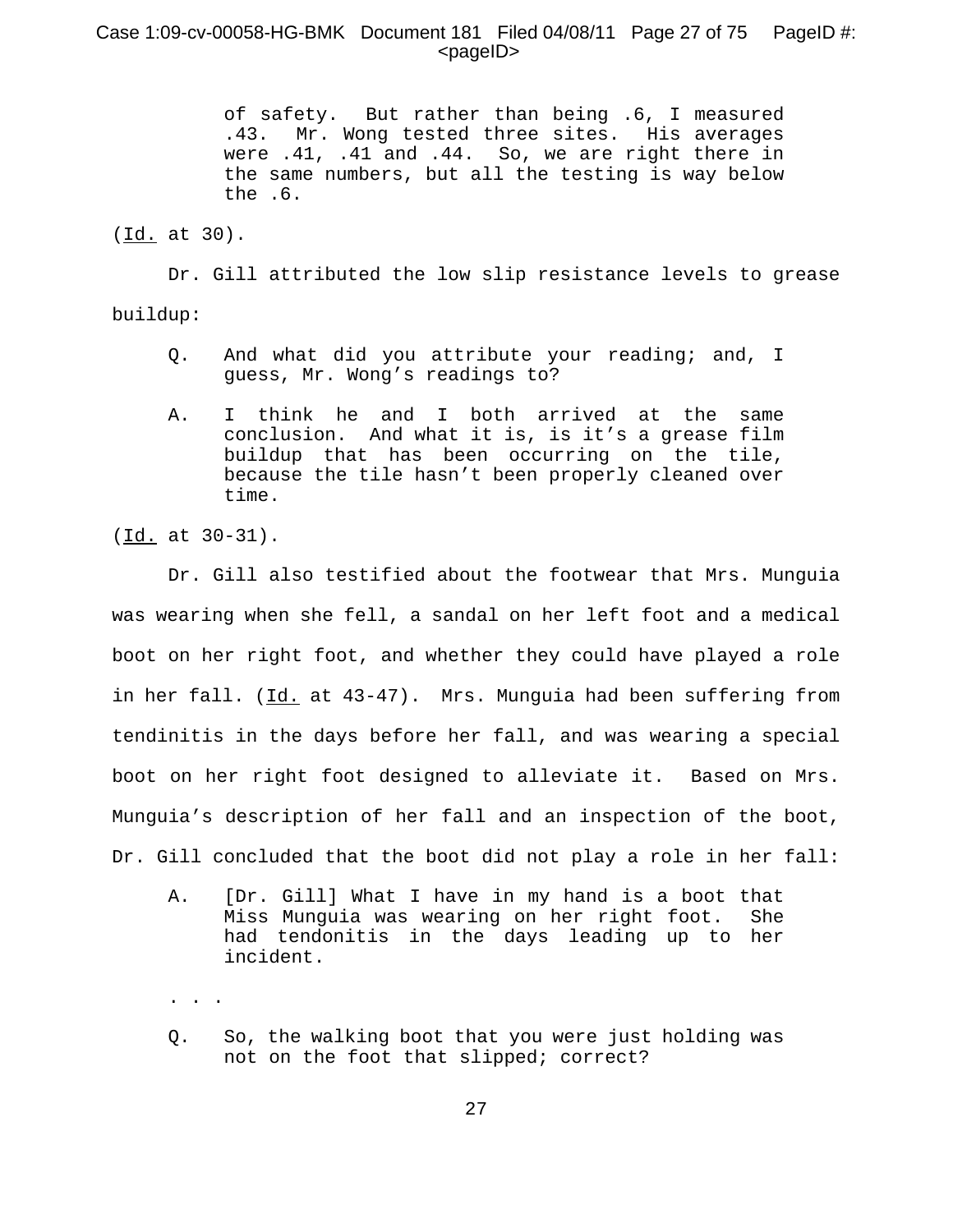> of safety. But rather than being .6, I measured .43. Mr. Wong tested three sites. His averages were .41, .41 and .44. So, we are right there in the same numbers, but all the testing is way below the .6.

(Id. at 30).

Dr. Gill attributed the low slip resistance levels to grease buildup:

> Q. And what did you attribute your reading; and, I guess, Mr. Wong's readings to?
>
> A. I think he and I both arrived at the same conclusion. And what it is, is it's a grease film buildup that has been occurring on the tile, because the tile hasn't been properly cleaned over time.

(Id. at 30-31).

Dr. Gill also testified about the footwear that Mrs. Munguia was wearing when she fell, a sandal on her left foot and a medical boot on her right foot, and whether they could have played a role in her fall. (Id. at 43-47). Mrs. Munguia had been suffering from tendinitis in the days before her fall, and was wearing a special boot on her right foot designed to alleviate it. Based on Mrs. Munguia's description of her fall and an inspection of the boot, Dr. Gill concluded that the boot did not play a role in her fall:

> A. [Dr. Gill] What I have in my hand is a boot that Miss Munguia was wearing on her right foot. She had tendonitis in the days leading up to her incident.
>
> . . .
>
> Q. So, the walking boot that you were just holding was not on the foot that slipped; correct?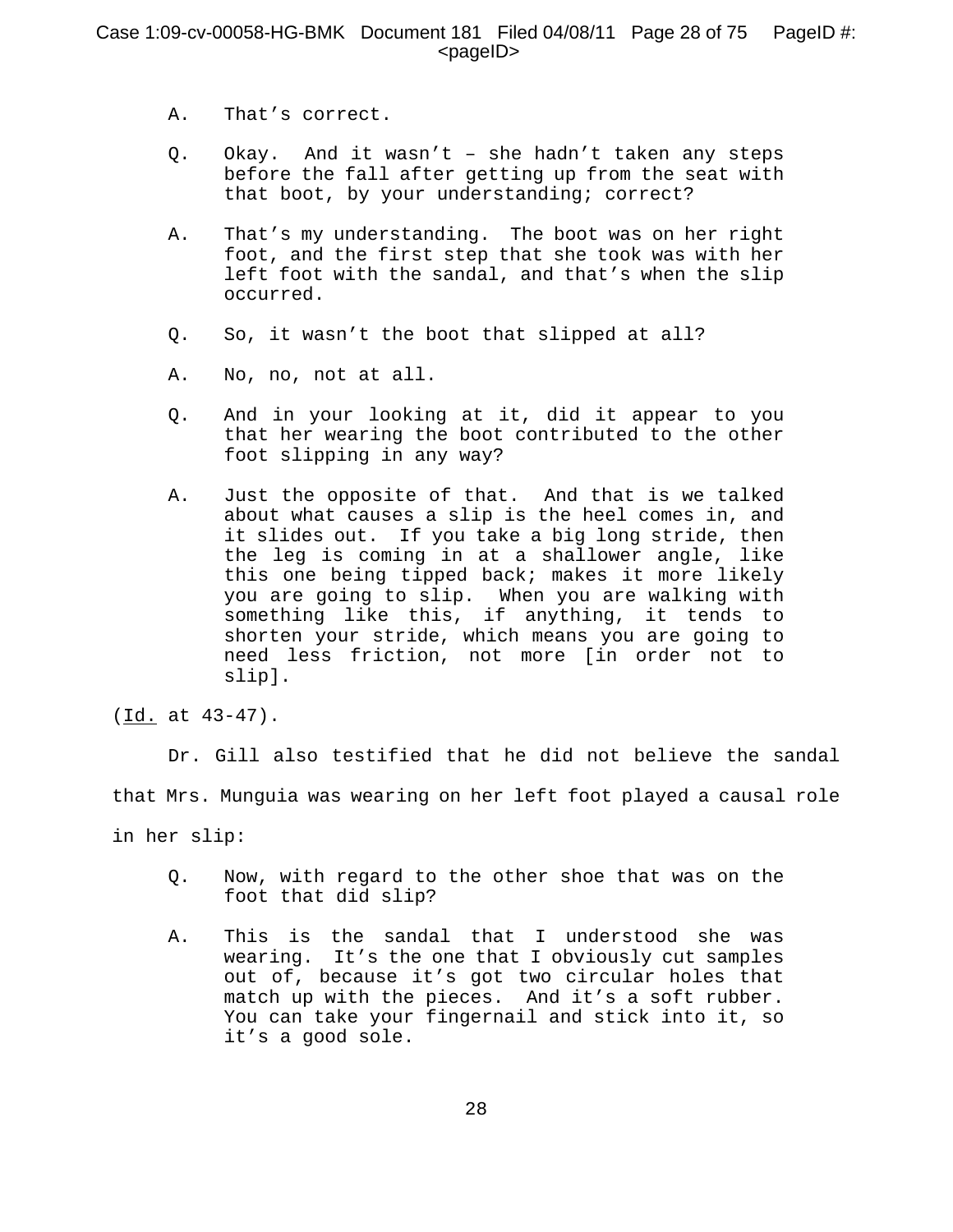A. That's correct.

Q. Okay. And it wasn't – she hadn't taken any steps before the fall after getting up from the seat with that boot, by your understanding; correct?

A. That's my understanding. The boot was on her right foot, and the first step that she took was with her left foot with the sandal, and that's when the slip occurred.

Q. So, it wasn't the boot that slipped at all?

A. No, no, not at all.

Q. And in your looking at it, did it appear to you that her wearing the boot contributed to the other foot slipping in any way?

A. Just the opposite of that. And that is we talked about what causes a slip is the heel comes in, and it slides out. If you take a big long stride, then the leg is coming in at a shallower angle, like this one being tipped back; makes it more likely you are going to slip. When you are walking with something like this, if anything, it tends to shorten your stride, which means you are going to need less friction, not more [in order not to slip].

(Id. at 43-47).

Dr. Gill also testified that he did not believe the sandal that Mrs. Munguia was wearing on her left foot played a causal role in her slip:

Q. Now, with regard to the other shoe that was on the foot that did slip?

A. This is the sandal that I understood she was wearing. It's the one that I obviously cut samples out of, because it's got two circular holes that match up with the pieces. And it's a soft rubber. You can take your fingernail and stick into it, so it's a good sole.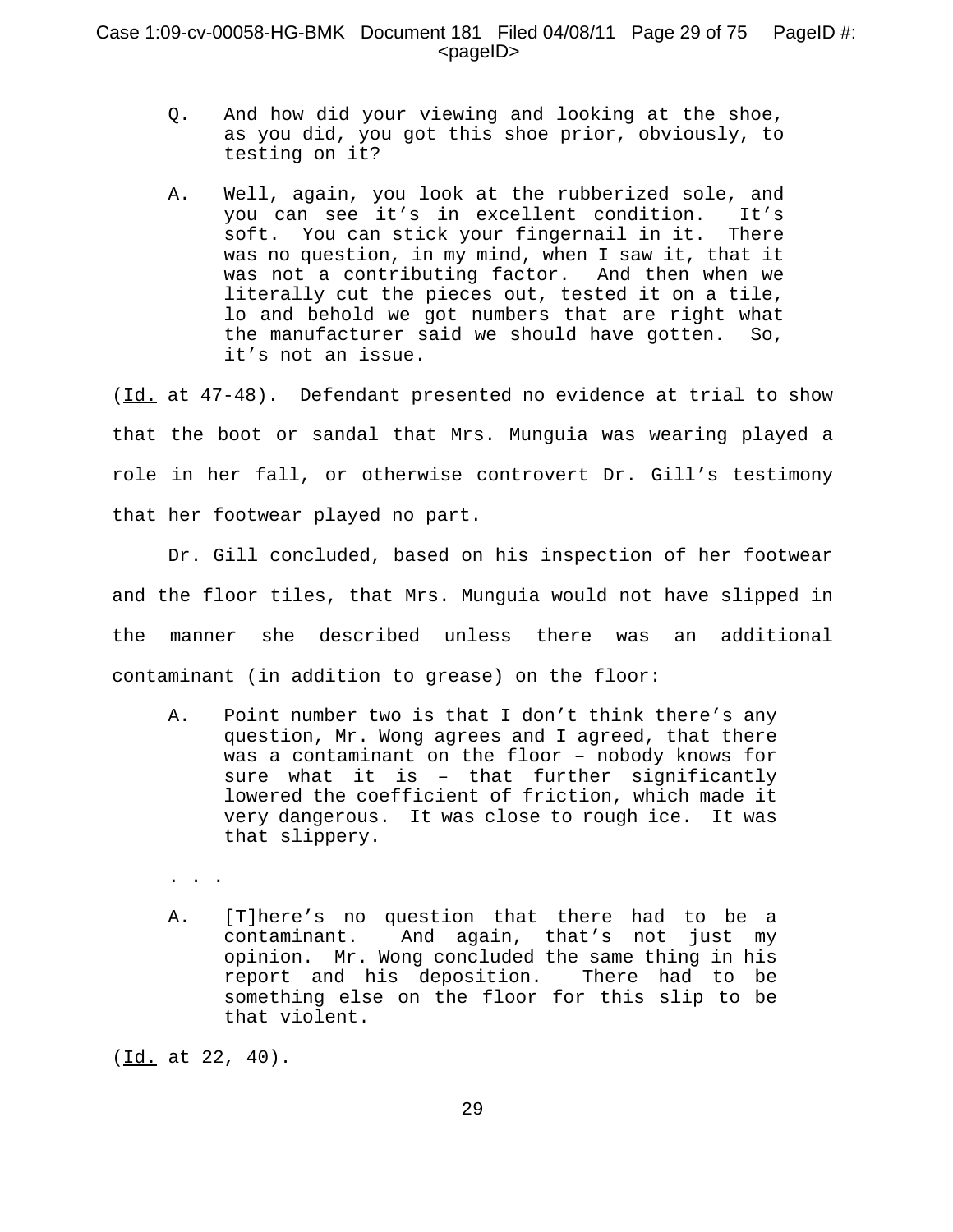> Q. And how did your viewing and looking at the shoe, as you did, you got this shoe prior, obviously, to testing on it?
>
> A. Well, again, you look at the rubberized sole, and you can see it's in excellent condition. It's soft. You can stick your fingernail in it. There was no question, in my mind, when I saw it, that it was not a contributing factor. And then when we literally cut the pieces out, tested it on a tile, lo and behold we got numbers that are right what the manufacturer said we should have gotten. So, it's not an issue.

(Id. at 47-48). Defendant presented no evidence at trial to show that the boot or sandal that Mrs. Munguia was wearing played a role in her fall, or otherwise controvert Dr. Gill's testimony that her footwear played no part.

Dr. Gill concluded, based on his inspection of her footwear and the floor tiles, that Mrs. Munguia would not have slipped in the manner she described unless there was an additional contaminant (in addition to grease) on the floor:

> A. Point number two is that I don't think there's any question, Mr. Wong agrees and I agreed, that there was a contaminant on the floor – nobody knows for sure what it is – that further significantly lowered the coefficient of friction, which made it very dangerous. It was close to rough ice. It was that slippery.
>
> . . .
>
> A. [T]here's no question that there had to be a contaminant. And again, that's not just my opinion. Mr. Wong concluded the same thing in his report and his deposition. There had to be something else on the floor for this slip to be that violent.

(Id. at 22, 40).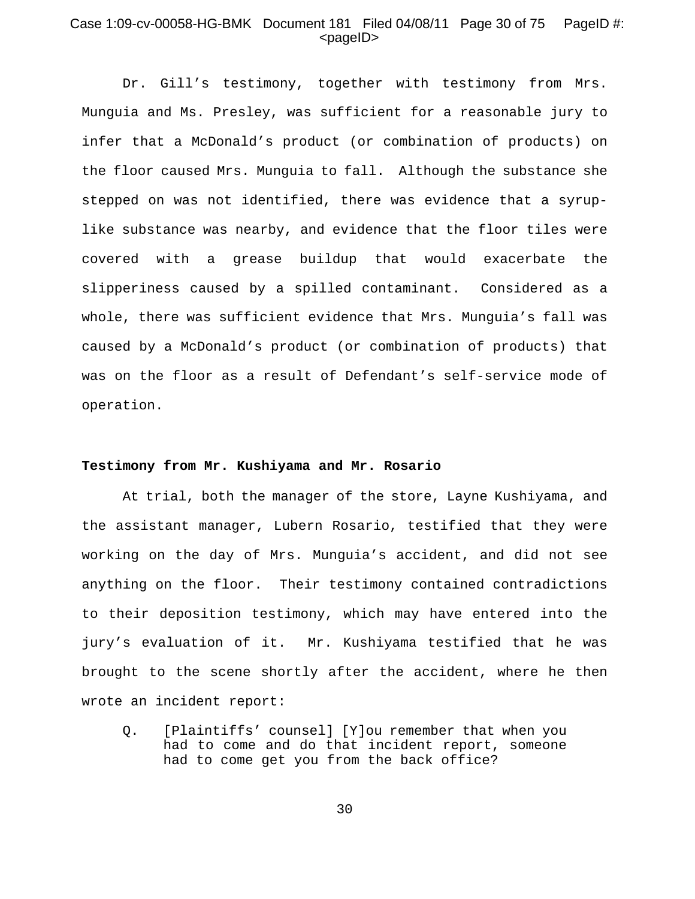Dr. Gill's testimony, together with testimony from Mrs. Munguia and Ms. Presley, was sufficient for a reasonable jury to infer that a McDonald's product (or combination of products) on the floor caused Mrs. Munguia to fall. Although the substance she stepped on was not identified, there was evidence that a syrup-like substance was nearby, and evidence that the floor tiles were covered with a grease buildup that would exacerbate the slipperiness caused by a spilled contaminant. Considered as a whole, there was sufficient evidence that Mrs. Munguia's fall was caused by a McDonald's product (or combination of products) that was on the floor as a result of Defendant's self-service mode of operation.

**Testimony from Mr. Kushiyama and Mr. Rosario**

At trial, both the manager of the store, Layne Kushiyama, and the assistant manager, Lubern Rosario, testified that they were working on the day of Mrs. Munguia's accident, and did not see anything on the floor. Their testimony contained contradictions to their deposition testimony, which may have entered into the jury's evaluation of it. Mr. Kushiyama testified that he was brought to the scene shortly after the accident, where he then wrote an incident report:

> Q. [Plaintiffs' counsel] [Y]ou remember that when you had to come and do that incident report, someone had to come get you from the back office?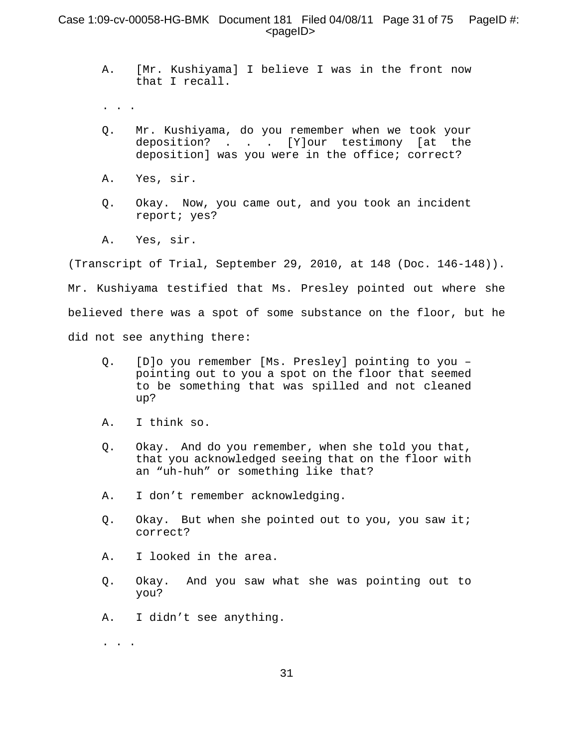> A. [Mr. Kushiyama] I believe I was in the front now that I recall.
>
> . . .
>
> Q. Mr. Kushiyama, do you remember when we took your deposition? . . . [Y]our testimony [at the deposition] was you were in the office; correct?
>
> A. Yes, sir.
>
> Q. Okay. Now, you came out, and you took an incident report; yes?
>
> A. Yes, sir.

(Transcript of Trial, September 29, 2010, at 148 (Doc. 146-148)).

Mr. Kushiyama testified that Ms. Presley pointed out where she believed there was a spot of some substance on the floor, but he did not see anything there:

> Q. [D]o you remember [Ms. Presley] pointing to you – pointing out to you a spot on the floor that seemed to be something that was spilled and not cleaned up?
>
> A. I think so.
>
> Q. Okay. And do you remember, when she told you that, that you acknowledged seeing that on the floor with an "uh-huh" or something like that?
>
> A. I don't remember acknowledging.
>
> Q. Okay. But when she pointed out to you, you saw it; correct?
>
> A. I looked in the area.
>
> Q. Okay. And you saw what she was pointing out to you?
>
> A. I didn't see anything.
>
> . . .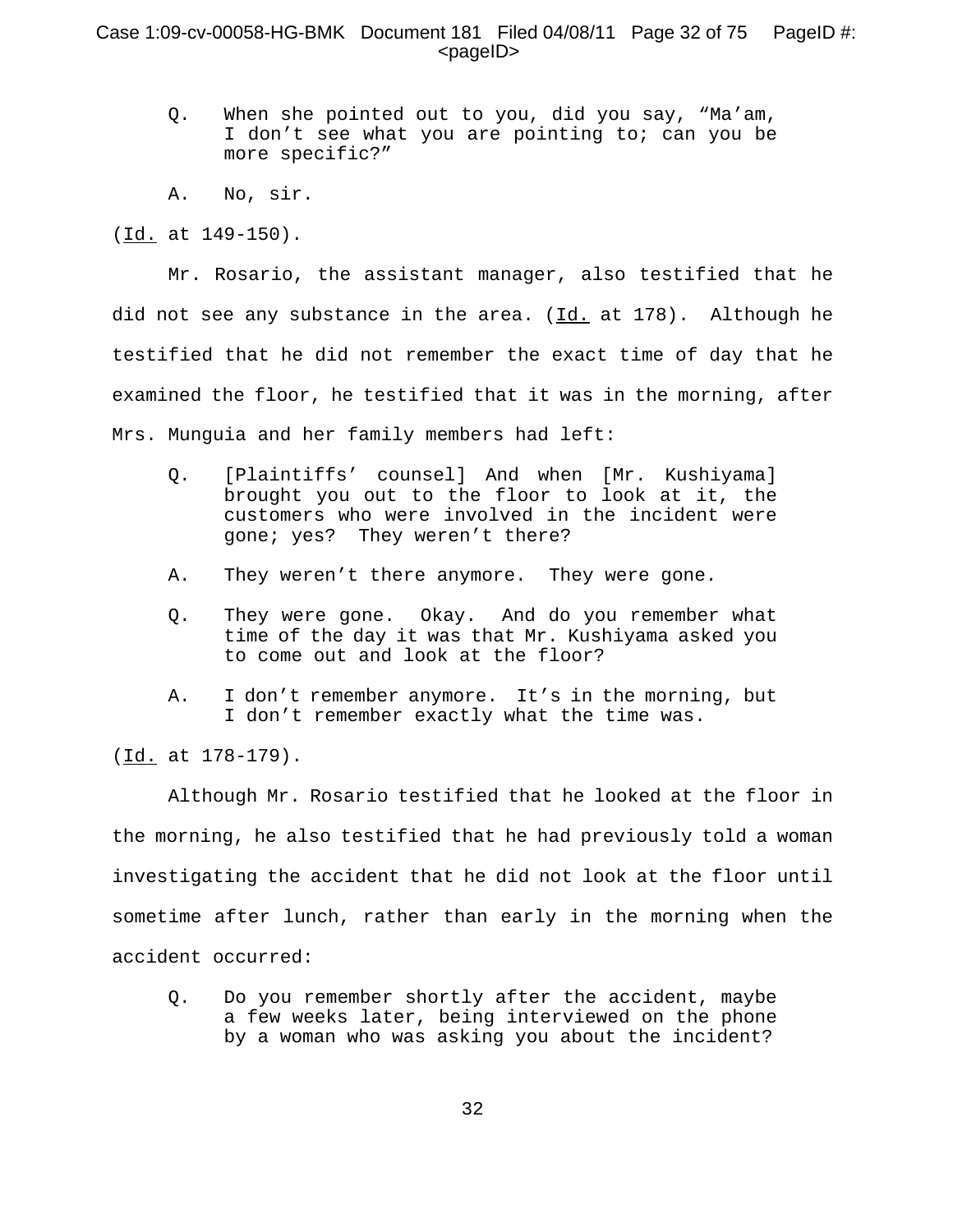> Q. When she pointed out to you, did you say, "Ma'am, I don't see what you are pointing to; can you be more specific?"
>
> A. No, sir.

(Id. at 149-150).

Mr. Rosario, the assistant manager, also testified that he did not see any substance in the area. (Id. at 178). Although he testified that he did not remember the exact time of day that he examined the floor, he testified that it was in the morning, after Mrs. Munguia and her family members had left:

> Q. [Plaintiffs' counsel] And when [Mr. Kushiyama] brought you out to the floor to look at it, the customers who were involved in the incident were gone; yes? They weren't there?
>
> A. They weren't there anymore. They were gone.
>
> Q. They were gone. Okay. And do you remember what time of the day it was that Mr. Kushiyama asked you to come out and look at the floor?
>
> A. I don't remember anymore. It's in the morning, but I don't remember exactly what the time was.

(Id. at 178-179).

Although Mr. Rosario testified that he looked at the floor in the morning, he also testified that he had previously told a woman investigating the accident that he did not look at the floor until sometime after lunch, rather than early in the morning when the accident occurred:

> Q. Do you remember shortly after the accident, maybe a few weeks later, being interviewed on the phone by a woman who was asking you about the incident?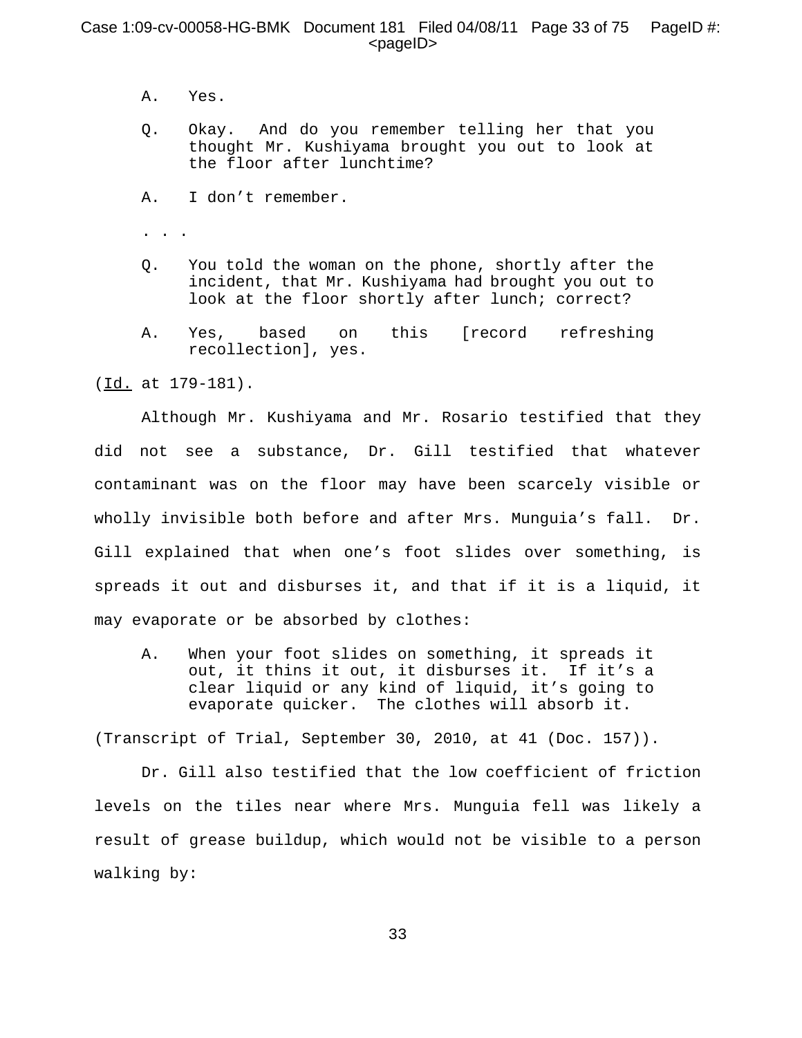A. Yes.

Q. Okay. And do you remember telling her that you thought Mr. Kushiyama brought you out to look at the floor after lunchtime?

A. I don't remember.

. . .

Q. You told the woman on the phone, shortly after the incident, that Mr. Kushiyama had brought you out to look at the floor shortly after lunch; correct?

A. Yes, based on this [record refreshing recollection], yes.

(Id. at 179-181).

Although Mr. Kushiyama and Mr. Rosario testified that they did not see a substance, Dr. Gill testified that whatever contaminant was on the floor may have been scarcely visible or wholly invisible both before and after Mrs. Munguia's fall. Dr. Gill explained that when one's foot slides over something, is spreads it out and disburses it, and that if it is a liquid, it may evaporate or be absorbed by clothes:

A. When your foot slides on something, it spreads it out, it thins it out, it disburses it. If it's a clear liquid or any kind of liquid, it's going to evaporate quicker. The clothes will absorb it.

(Transcript of Trial, September 30, 2010, at 41 (Doc. 157)).

Dr. Gill also testified that the low coefficient of friction levels on the tiles near where Mrs. Munguia fell was likely a result of grease buildup, which would not be visible to a person walking by: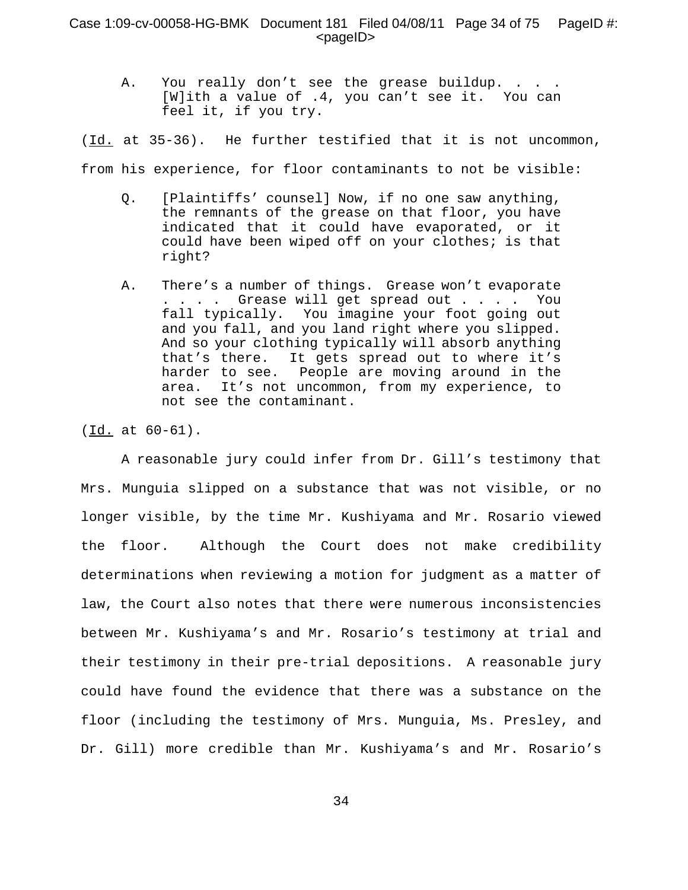> A. You really don't see the grease buildup. . . . [W]ith a value of .4, you can't see it. You can feel it, if you try.

(Id. at 35-36). He further testified that it is not uncommon, from his experience, for floor contaminants to not be visible:

> Q. [Plaintiffs' counsel] Now, if no one saw anything, the remnants of the grease on that floor, you have indicated that it could have evaporated, or it could have been wiped off on your clothes; is that right?
>
> A. There's a number of things. Grease won't evaporate . . . . Grease will get spread out . . . . You fall typically. You imagine your foot going out and you fall, and you land right where you slipped. And so your clothing typically will absorb anything that's there. It gets spread out to where it's harder to see. People are moving around in the area. It's not uncommon, from my experience, to not see the contaminant.

(Id. at 60-61).

A reasonable jury could infer from Dr. Gill's testimony that Mrs. Munguia slipped on a substance that was not visible, or no longer visible, by the time Mr. Kushiyama and Mr. Rosario viewed the floor. Although the Court does not make credibility determinations when reviewing a motion for judgment as a matter of law, the Court also notes that there were numerous inconsistencies between Mr. Kushiyama's and Mr. Rosario's testimony at trial and their testimony in their pre-trial depositions. A reasonable jury could have found the evidence that there was a substance on the floor (including the testimony of Mrs. Munguia, Ms. Presley, and Dr. Gill) more credible than Mr. Kushiyama's and Mr. Rosario's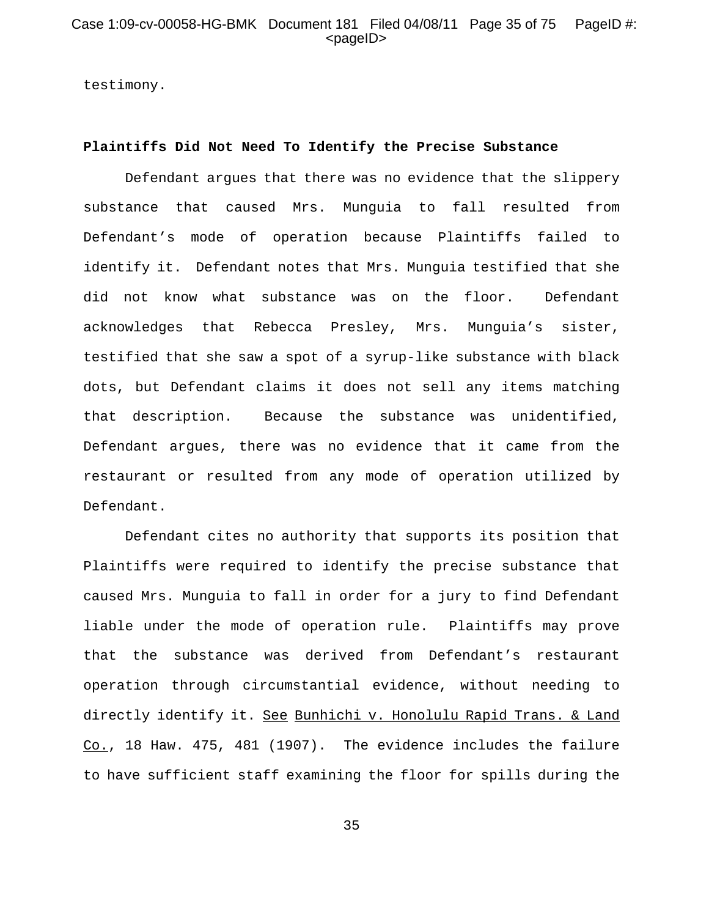testimony.

**Plaintiffs Did Not Need To Identify the Precise Substance**

Defendant argues that there was no evidence that the slippery substance that caused Mrs. Munguia to fall resulted from Defendant's mode of operation because Plaintiffs failed to identify it. Defendant notes that Mrs. Munguia testified that she did not know what substance was on the floor. Defendant acknowledges that Rebecca Presley, Mrs. Munguia's sister, testified that she saw a spot of a syrup-like substance with black dots, but Defendant claims it does not sell any items matching that description. Because the substance was unidentified, Defendant argues, there was no evidence that it came from the restaurant or resulted from any mode of operation utilized by Defendant.

Defendant cites no authority that supports its position that Plaintiffs were required to identify the precise substance that caused Mrs. Munguia to fall in order for a jury to find Defendant liable under the mode of operation rule. Plaintiffs may prove that the substance was derived from Defendant's restaurant operation through circumstantial evidence, without needing to directly identify it. See Bunhichi v. Honolulu Rapid Trans. & Land Co., 18 Haw. 475, 481 (1907). The evidence includes the failure to have sufficient staff examining the floor for spills during the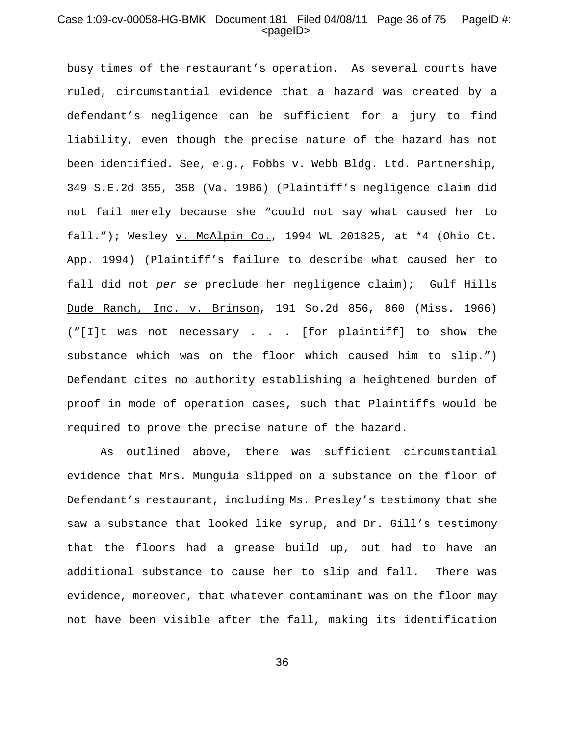busy times of the restaurant's operation. As several courts have ruled, circumstantial evidence that a hazard was created by a defendant's negligence can be sufficient for a jury to find liability, even though the precise nature of the hazard has not been identified. See, e.g., Fobbs v. Webb Bldg. Ltd. Partnership, 349 S.E.2d 355, 358 (Va. 1986) (Plaintiff's negligence claim did not fail merely because she "could not say what caused her to fall."); Wesley v. McAlpin Co., 1994 WL 201825, at *4 (Ohio Ct. App. 1994) (Plaintiff's failure to describe what caused her to fall did not *per se* preclude her negligence claim); Gulf Hills Dude Ranch, Inc. v. Brinson, 191 So.2d 856, 860 (Miss. 1966) ("[I]t was not necessary . . . [for plaintiff] to show the substance which was on the floor which caused him to slip.") Defendant cites no authority establishing a heightened burden of proof in mode of operation cases, such that Plaintiffs would be required to prove the precise nature of the hazard.

As outlined above, there was sufficient circumstantial evidence that Mrs. Munguia slipped on a substance on the floor of Defendant's restaurant, including Ms. Presley's testimony that she saw a substance that looked like syrup, and Dr. Gill's testimony that the floors had a grease build up, but had to have an additional substance to cause her to slip and fall. There was evidence, moreover, that whatever contaminant was on the floor may not have been visible after the fall, making its identification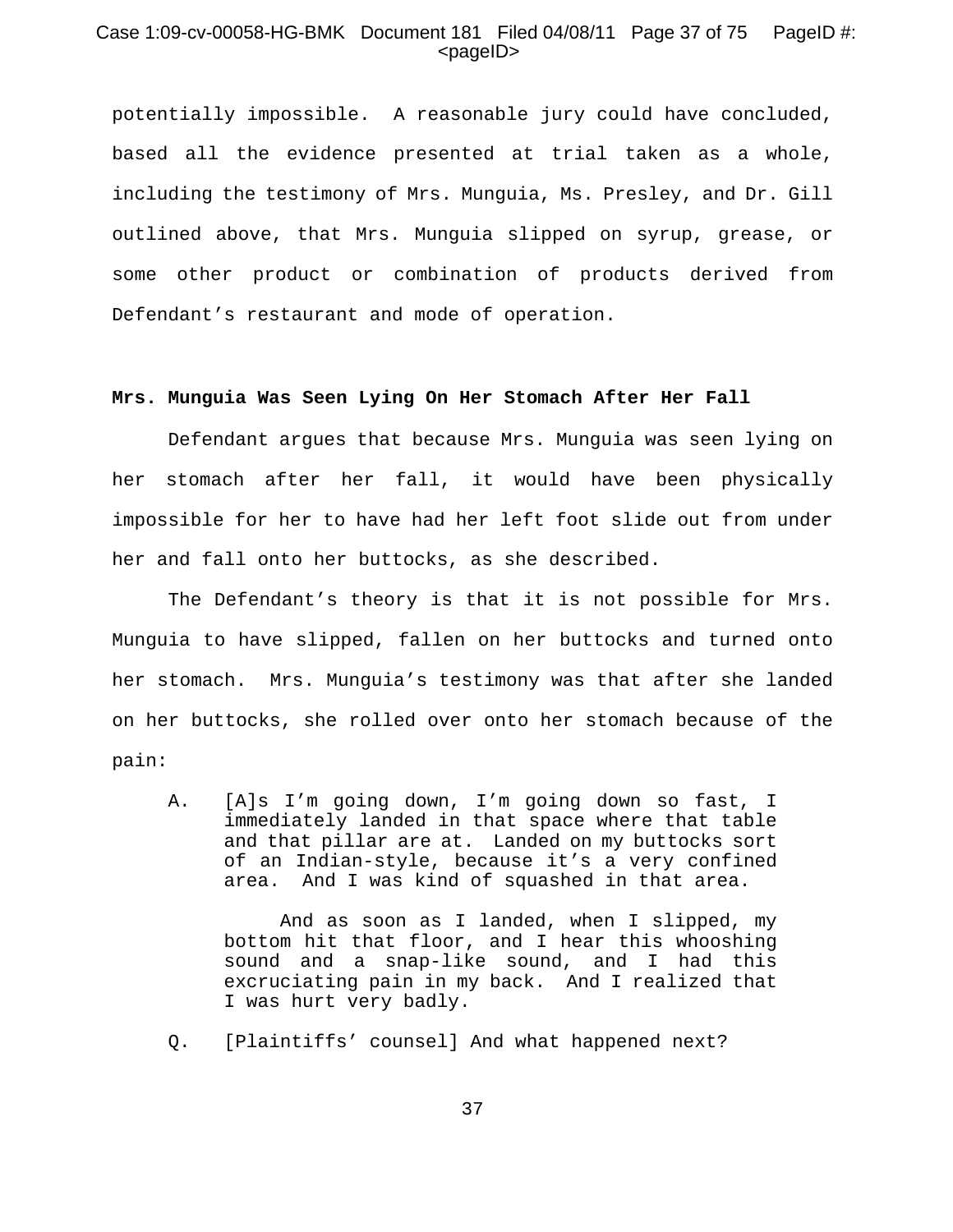potentially impossible. A reasonable jury could have concluded, based all the evidence presented at trial taken as a whole, including the testimony of Mrs. Munguia, Ms. Presley, and Dr. Gill outlined above, that Mrs. Munguia slipped on syrup, grease, or some other product or combination of products derived from Defendant's restaurant and mode of operation.

**Mrs. Munguia Was Seen Lying On Her Stomach After Her Fall**

Defendant argues that because Mrs. Munguia was seen lying on her stomach after her fall, it would have been physically impossible for her to have had her left foot slide out from under her and fall onto her buttocks, as she described.

The Defendant's theory is that it is not possible for Mrs. Munguia to have slipped, fallen on her buttocks and turned onto her stomach. Mrs. Munguia's testimony was that after she landed on her buttocks, she rolled over onto her stomach because of the pain:

> A. [A]s I'm going down, I'm going down so fast, I immediately landed in that space where that table and that pillar are at. Landed on my buttocks sort of an Indian-style, because it's a very confined area. And I was kind of squashed in that area.
>
> And as soon as I landed, when I slipped, my bottom hit that floor, and I hear this whooshing sound and a snap-like sound, and I had this excruciating pain in my back. And I realized that I was hurt very badly.
>
> Q. [Plaintiffs' counsel] And what happened next?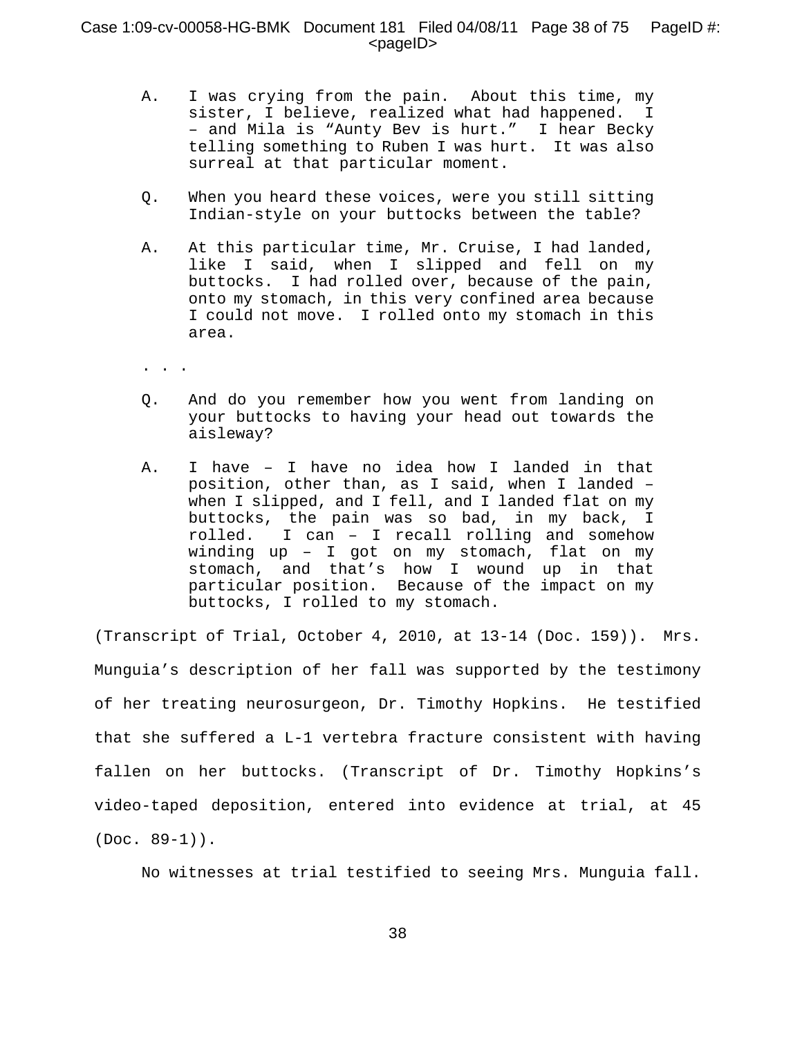A. I was crying from the pain. About this time, my sister, I believe, realized what had happened. I – and Mila is "Aunty Bev is hurt." I hear Becky telling something to Ruben I was hurt. It was also surreal at that particular moment.

Q. When you heard these voices, were you still sitting Indian-style on your buttocks between the table?

A. At this particular time, Mr. Cruise, I had landed, like I said, when I slipped and fell on my buttocks. I had rolled over, because of the pain, onto my stomach, in this very confined area because I could not move. I rolled onto my stomach in this area.

. . .

Q. And do you remember how you went from landing on your buttocks to having your head out towards the aisleway?

A. I have – I have no idea how I landed in that position, other than, as I said, when I landed – when I slipped, and I fell, and I landed flat on my buttocks, the pain was so bad, in my back, I rolled. I can – I recall rolling and somehow winding up – I got on my stomach, flat on my stomach, and that's how I wound up in that particular position. Because of the impact on my buttocks, I rolled to my stomach.

(Transcript of Trial, October 4, 2010, at 13-14 (Doc. 159)). Mrs. Munguia's description of her fall was supported by the testimony of her treating neurosurgeon, Dr. Timothy Hopkins. He testified that she suffered a L-1 vertebra fracture consistent with having fallen on her buttocks. (Transcript of Dr. Timothy Hopkins's video-taped deposition, entered into evidence at trial, at 45 (Doc. 89-1)).

No witnesses at trial testified to seeing Mrs. Munguia fall.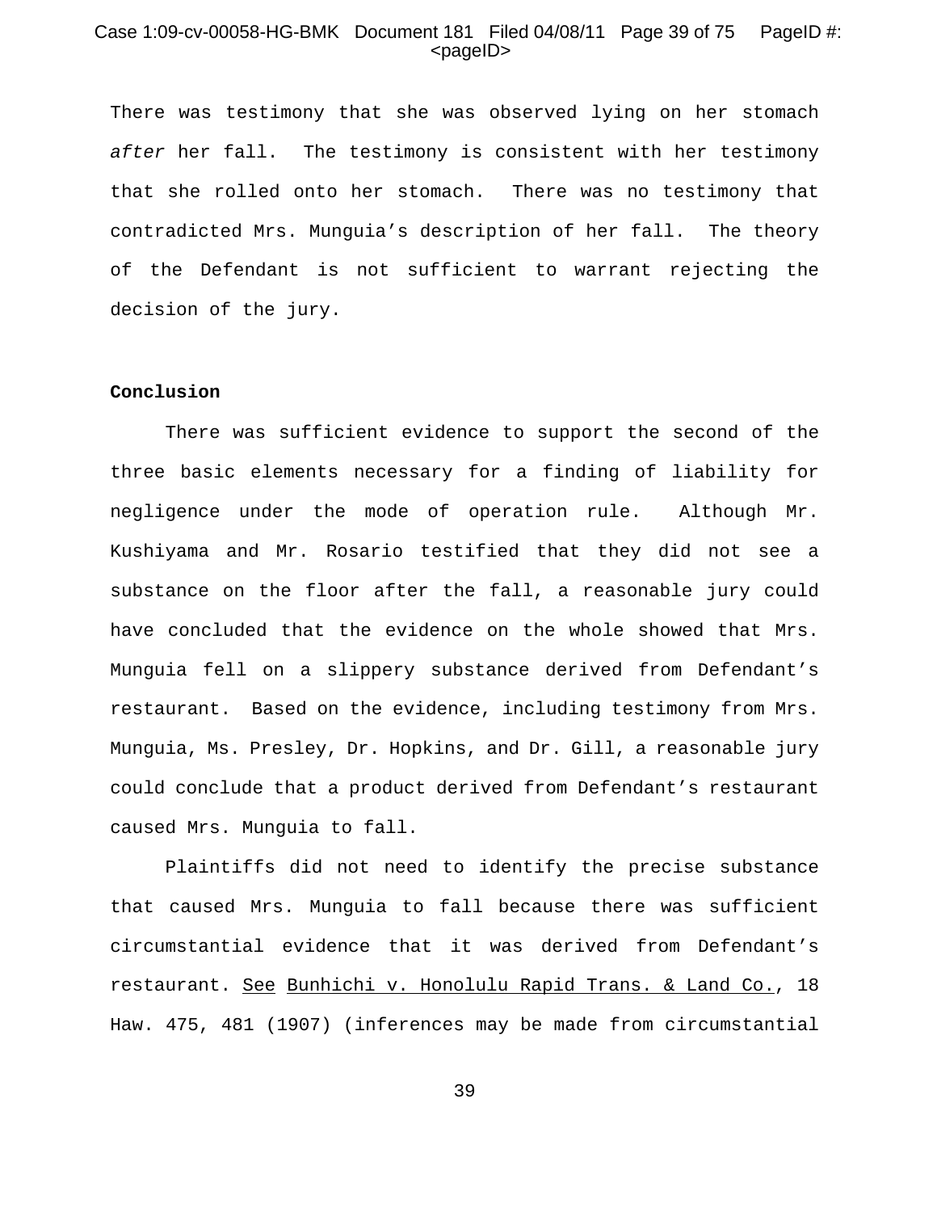There was testimony that she was observed lying on her stomach *after* her fall. The testimony is consistent with her testimony that she rolled onto her stomach. There was no testimony that contradicted Mrs. Munguia's description of her fall. The theory of the Defendant is not sufficient to warrant rejecting the decision of the jury.

**Conclusion**

There was sufficient evidence to support the second of the three basic elements necessary for a finding of liability for negligence under the mode of operation rule. Although Mr. Kushiyama and Mr. Rosario testified that they did not see a substance on the floor after the fall, a reasonable jury could have concluded that the evidence on the whole showed that Mrs. Munguia fell on a slippery substance derived from Defendant's restaurant. Based on the evidence, including testimony from Mrs. Munguia, Ms. Presley, Dr. Hopkins, and Dr. Gill, a reasonable jury could conclude that a product derived from Defendant's restaurant caused Mrs. Munguia to fall.

Plaintiffs did not need to identify the precise substance that caused Mrs. Munguia to fall because there was sufficient circumstantial evidence that it was derived from Defendant's restaurant. See Bunhichi v. Honolulu Rapid Trans. & Land Co., 18 Haw. 475, 481 (1907) (inferences may be made from circumstantial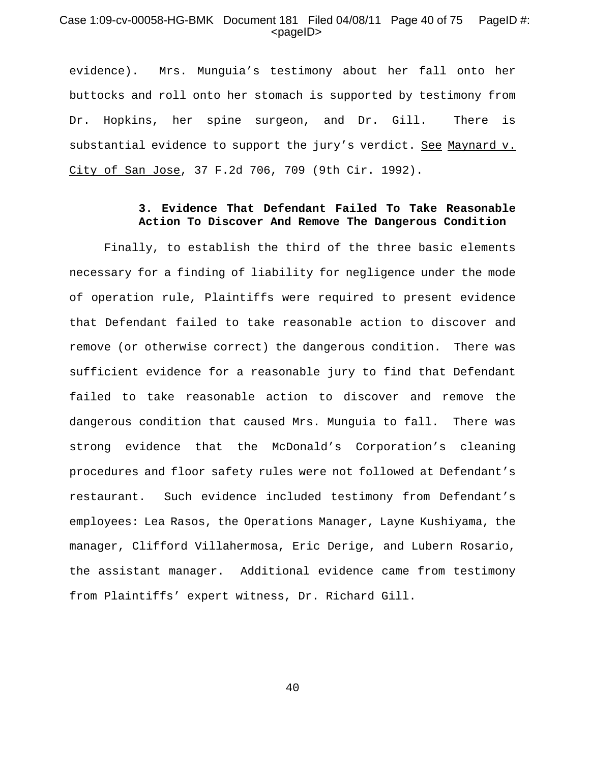evidence). Mrs. Munguia's testimony about her fall onto her buttocks and roll onto her stomach is supported by testimony from Dr. Hopkins, her spine surgeon, and Dr. Gill. There is substantial evidence to support the jury's verdict. See Maynard v. City of San Jose, 37 F.2d 706, 709 (9th Cir. 1992).

### 3. Evidence That Defendant Failed To Take Reasonable Action To Discover And Remove The Dangerous Condition

Finally, to establish the third of the three basic elements necessary for a finding of liability for negligence under the mode of operation rule, Plaintiffs were required to present evidence that Defendant failed to take reasonable action to discover and remove (or otherwise correct) the dangerous condition. There was sufficient evidence for a reasonable jury to find that Defendant failed to take reasonable action to discover and remove the dangerous condition that caused Mrs. Munguia to fall. There was strong evidence that the McDonald's Corporation's cleaning procedures and floor safety rules were not followed at Defendant's restaurant. Such evidence included testimony from Defendant's employees: Lea Rasos, the Operations Manager, Layne Kushiyama, the manager, Clifford Villahermosa, Eric Derige, and Lubern Rosario, the assistant manager. Additional evidence came from testimony from Plaintiffs' expert witness, Dr. Richard Gill.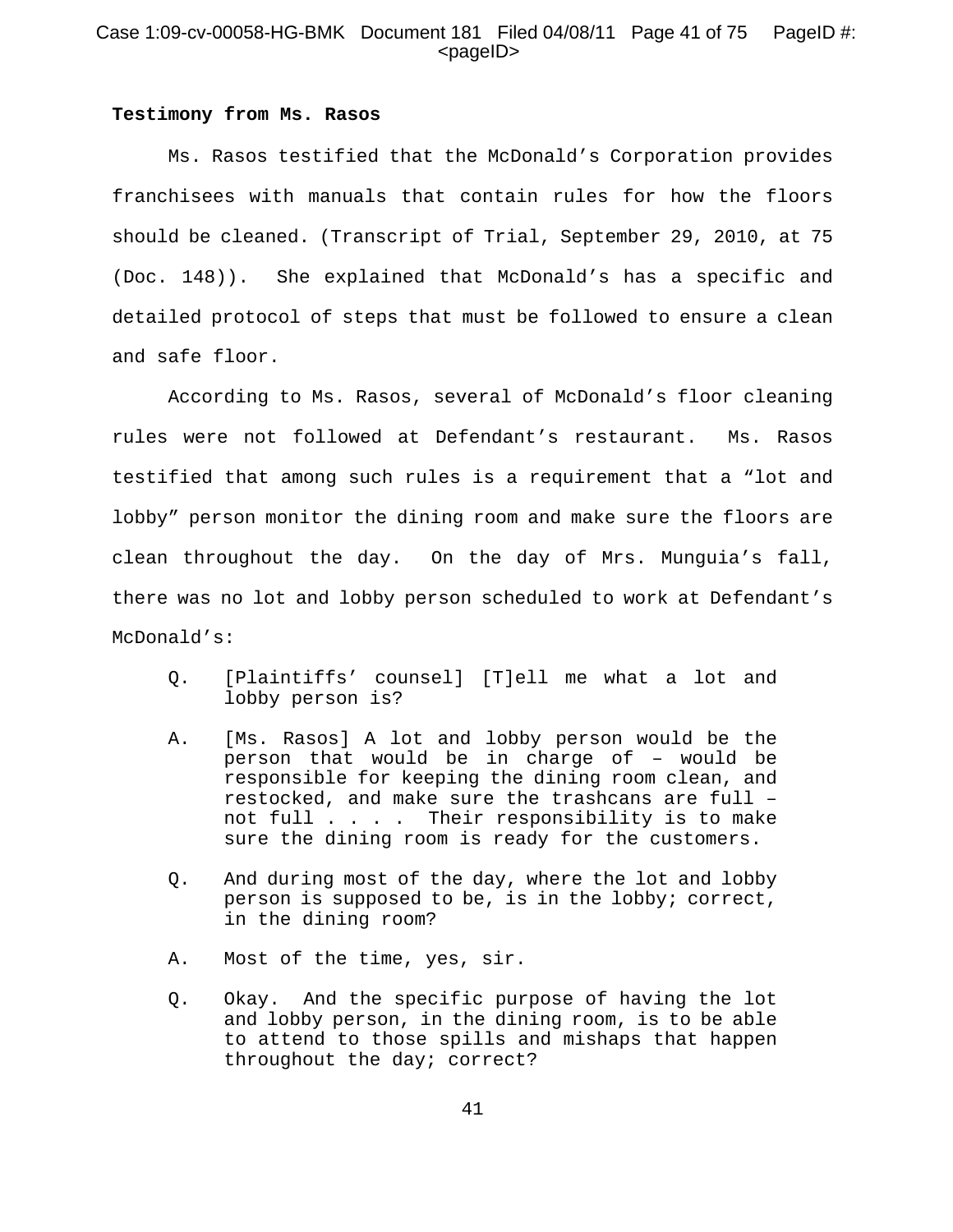**Testimony from Ms. Rasos**

Ms. Rasos testified that the McDonald's Corporation provides franchisees with manuals that contain rules for how the floors should be cleaned. (Transcript of Trial, September 29, 2010, at 75 (Doc. 148)). She explained that McDonald's has a specific and detailed protocol of steps that must be followed to ensure a clean and safe floor.

According to Ms. Rasos, several of McDonald's floor cleaning rules were not followed at Defendant's restaurant. Ms. Rasos testified that among such rules is a requirement that a "lot and lobby" person monitor the dining room and make sure the floors are clean throughout the day. On the day of Mrs. Munguia's fall, there was no lot and lobby person scheduled to work at Defendant's McDonald's:

> Q. [Plaintiffs' counsel] [T]ell me what a lot and lobby person is?
>
> A. [Ms. Rasos] A lot and lobby person would be the person that would be in charge of – would be responsible for keeping the dining room clean, and restocked, and make sure the trashcans are full – not full . . . . Their responsibility is to make sure the dining room is ready for the customers.
>
> Q. And during most of the day, where the lot and lobby person is supposed to be, is in the lobby; correct, in the dining room?
>
> A. Most of the time, yes, sir.
>
> Q. Okay. And the specific purpose of having the lot and lobby person, in the dining room, is to be able to attend to those spills and mishaps that happen throughout the day; correct?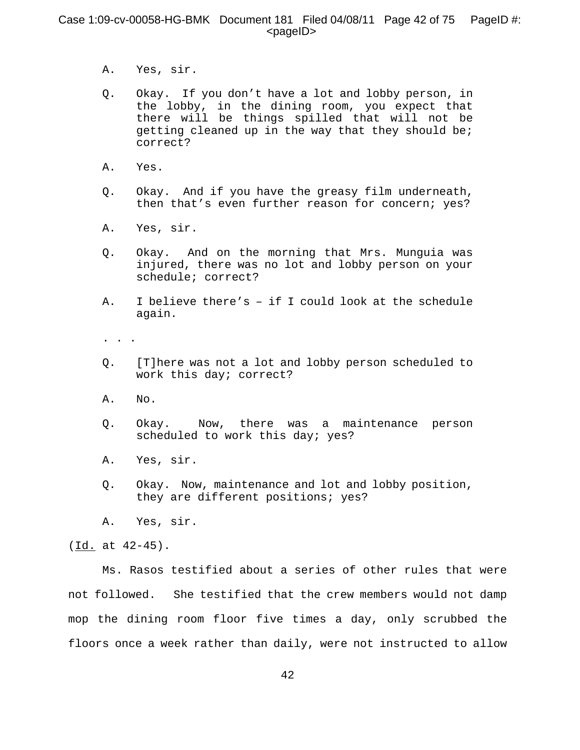A. Yes, sir.

Q. Okay. If you don't have a lot and lobby person, in the lobby, in the dining room, you expect that there will be things spilled that will not be getting cleaned up in the way that they should be; correct?

A. Yes.

Q. Okay. And if you have the greasy film underneath, then that's even further reason for concern; yes?

A. Yes, sir.

Q. Okay. And on the morning that Mrs. Munguia was injured, there was no lot and lobby person on your schedule; correct?

A. I believe there's – if I could look at the schedule again.

. . .

Q. [T]here was not a lot and lobby person scheduled to work this day; correct?

A. No.

Q. Okay. Now, there was a maintenance person scheduled to work this day; yes?

A. Yes, sir.

Q. Okay. Now, maintenance and lot and lobby position, they are different positions; yes?

A. Yes, sir.

(Id. at 42-45).

Ms. Rasos testified about a series of other rules that were not followed. She testified that the crew members would not damp mop the dining room floor five times a day, only scrubbed the floors once a week rather than daily, were not instructed to allow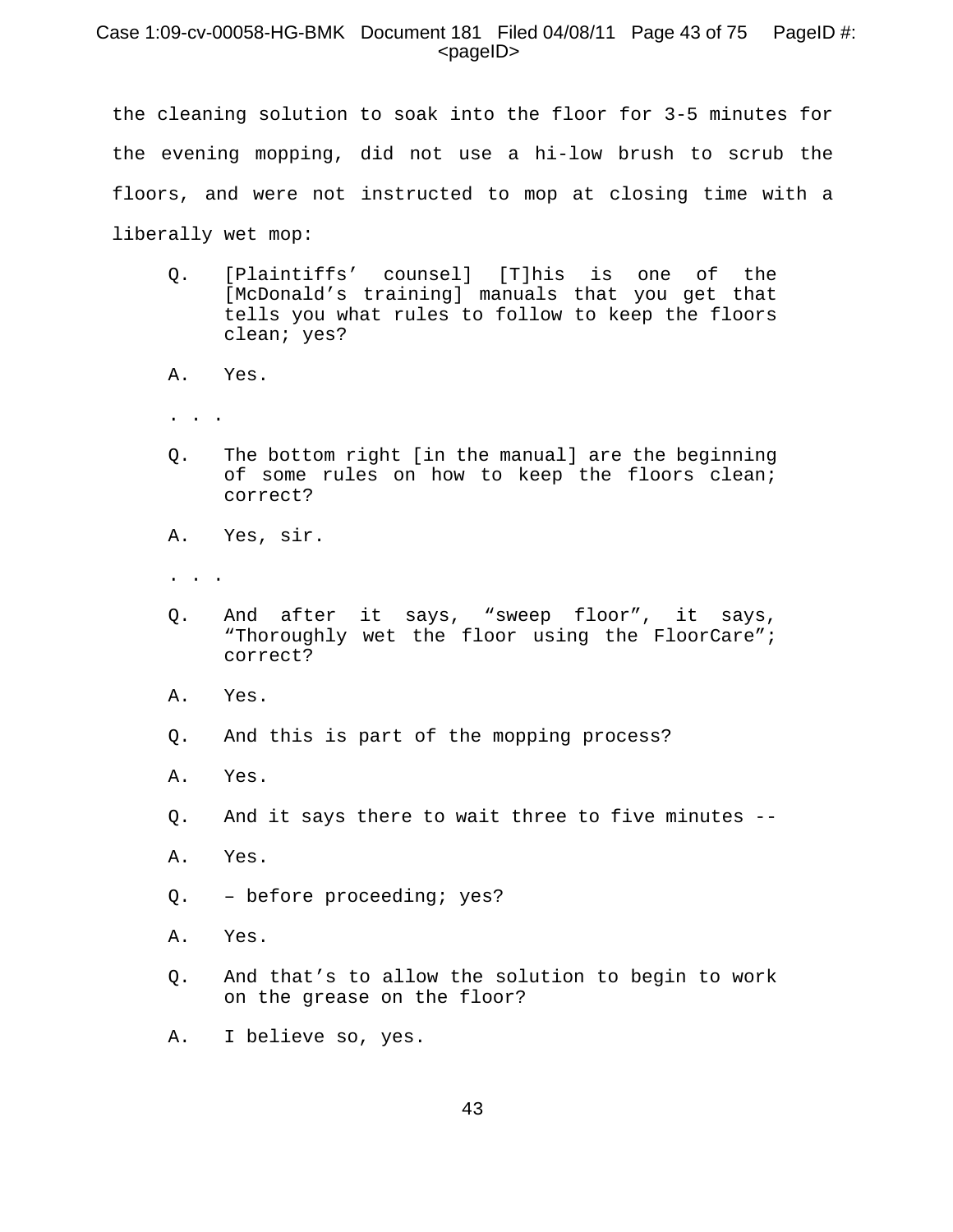the cleaning solution to soak into the floor for 3-5 minutes for the evening mopping, did not use a hi-low brush to scrub the floors, and were not instructed to mop at closing time with a liberally wet mop:

> Q. [Plaintiffs' counsel] [T]his is one of the [McDonald's training] manuals that you get that tells you what rules to follow to keep the floors clean; yes?
>
> A. Yes.
>
> . . .
>
> Q. The bottom right [in the manual] are the beginning of some rules on how to keep the floors clean; correct?
>
> A. Yes, sir.
>
> . . .
>
> Q. And after it says, "sweep floor", it says, "Thoroughly wet the floor using the FloorCare"; correct?
>
> A. Yes.
>
> Q. And this is part of the mopping process?
>
> A. Yes.
>
> Q. And it says there to wait three to five minutes --
>
> A. Yes.
>
> Q. – before proceeding; yes?
>
> A. Yes.
>
> Q. And that's to allow the solution to begin to work on the grease on the floor?
>
> A. I believe so, yes.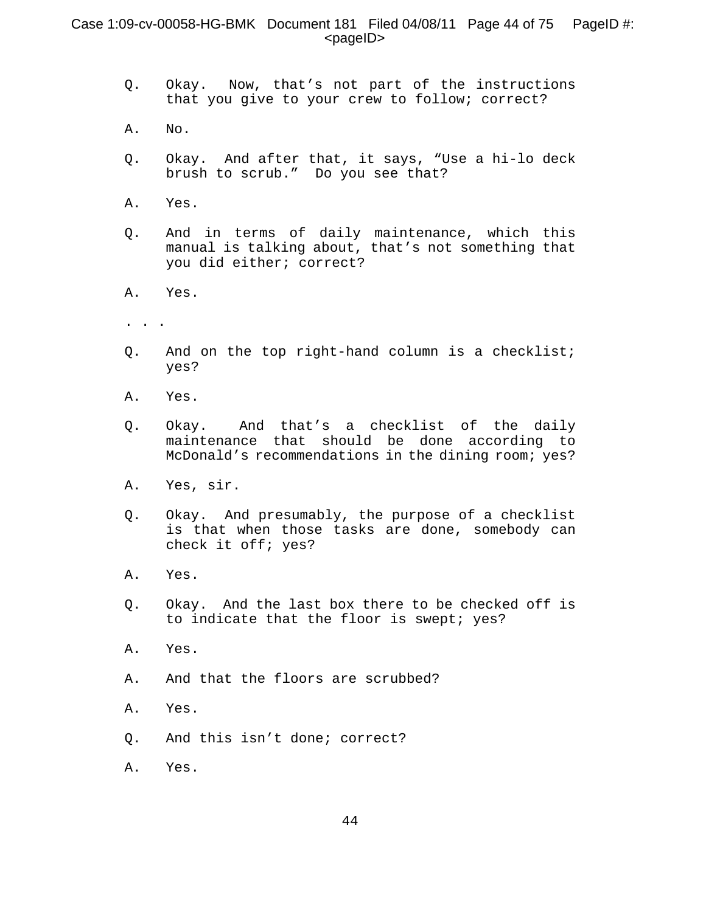Q. Okay. Now, that's not part of the instructions that you give to your crew to follow; correct?

A. No.

Q. Okay. And after that, it says, "Use a hi-lo deck brush to scrub." Do you see that?

A. Yes.

Q. And in terms of daily maintenance, which this manual is talking about, that's not something that you did either; correct?

A. Yes.

. . .

Q. And on the top right-hand column is a checklist; yes?

A. Yes.

Q. Okay. And that's a checklist of the daily maintenance that should be done according to McDonald's recommendations in the dining room; yes?

A. Yes, sir.

Q. Okay. And presumably, the purpose of a checklist is that when those tasks are done, somebody can check it off; yes?

A. Yes.

Q. Okay. And the last box there to be checked off is to indicate that the floor is swept; yes?

A. Yes.

A. And that the floors are scrubbed?

A. Yes.

Q. And this isn't done; correct?

A. Yes.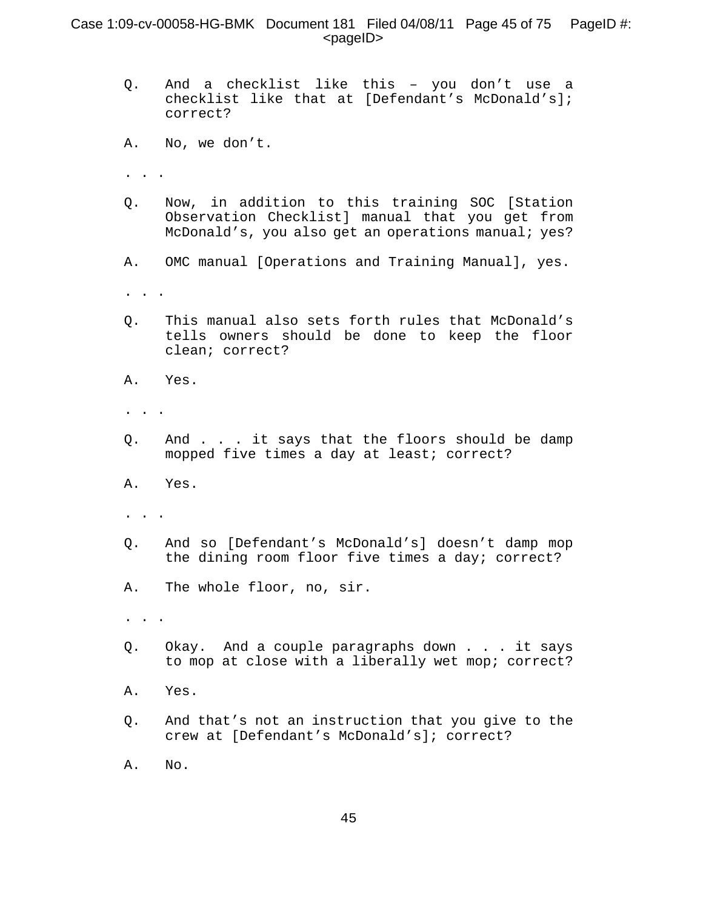Q. And a checklist like this – you don’t use a checklist like that at [Defendant’s McDonald’s]; correct?

A. No, we don’t.

. . .

Q. Now, in addition to this training SOC [Station Observation Checklist] manual that you get from McDonald’s, you also get an operations manual; yes?

A. OMC manual [Operations and Training Manual], yes.

. . .

Q. This manual also sets forth rules that McDonald’s tells owners should be done to keep the floor clean; correct?

A. Yes.

. . .

Q. And . . . it says that the floors should be damp mopped five times a day at least; correct?

A. Yes.

. . .

Q. And so [Defendant’s McDonald’s] doesn’t damp mop the dining room floor five times a day; correct?

A. The whole floor, no, sir.

. . .

Q. Okay. And a couple paragraphs down . . . it says to mop at close with a liberally wet mop; correct?

A. Yes.

Q. And that’s not an instruction that you give to the crew at [Defendant’s McDonald’s]; correct?

A. No.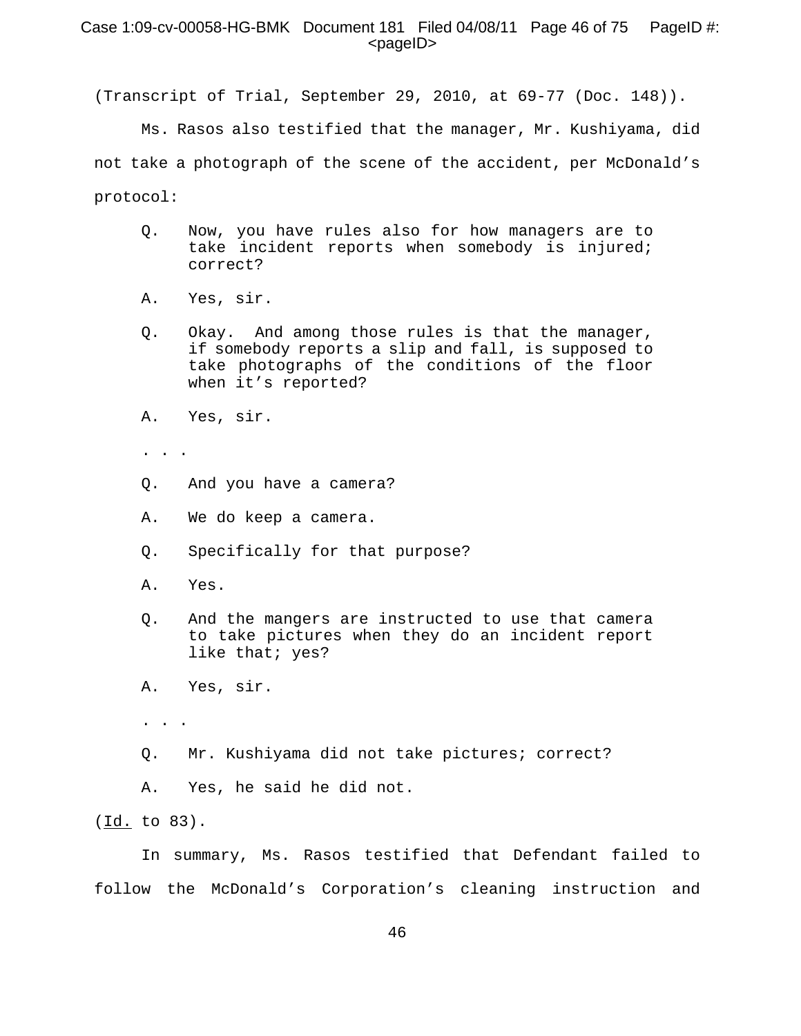(Transcript of Trial, September 29, 2010, at 69-77 (Doc. 148)).

Ms. Rasos also testified that the manager, Mr. Kushiyama, did not take a photograph of the scene of the accident, per McDonald's protocol:

> Q. Now, you have rules also for how managers are to take incident reports when somebody is injured; correct?
>
> A. Yes, sir.
>
> Q. Okay. And among those rules is that the manager, if somebody reports a slip and fall, is supposed to take photographs of the conditions of the floor when it's reported?
>
> A. Yes, sir.
>
> . . .
>
> Q. And you have a camera?
>
> A. We do keep a camera.
>
> Q. Specifically for that purpose?
>
> A. Yes.
>
> Q. And the mangers are instructed to use that camera to take pictures when they do an incident report like that; yes?
>
> A. Yes, sir.
>
> . . .
>
> Q. Mr. Kushiyama did not take pictures; correct?
>
> A. Yes, he said he did not.

(Id. to 83).

In summary, Ms. Rasos testified that Defendant failed to follow the McDonald's Corporation's cleaning instruction and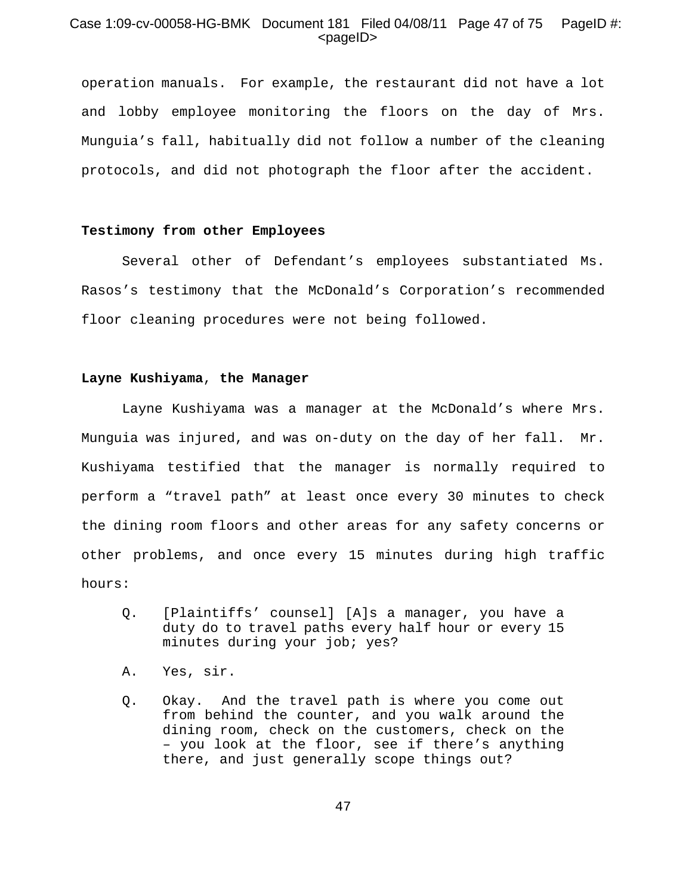operation manuals. For example, the restaurant did not have a lot and lobby employee monitoring the floors on the day of Mrs. Munguia's fall, habitually did not follow a number of the cleaning protocols, and did not photograph the floor after the accident.

**Testimony from other Employees**

Several other of Defendant's employees substantiated Ms. Rasos's testimony that the McDonald's Corporation's recommended floor cleaning procedures were not being followed.

**Layne Kushiyama, the Manager**

Layne Kushiyama was a manager at the McDonald's where Mrs. Munguia was injured, and was on-duty on the day of her fall. Mr. Kushiyama testified that the manager is normally required to perform a "travel path" at least once every 30 minutes to check the dining room floors and other areas for any safety concerns or other problems, and once every 15 minutes during high traffic hours:

> Q. [Plaintiffs' counsel] [A]s a manager, you have a duty do to travel paths every half hour or every 15 minutes during your job; yes?
>
> A. Yes, sir.
>
> Q. Okay. And the travel path is where you come out from behind the counter, and you walk around the dining room, check on the customers, check on the – you look at the floor, see if there's anything there, and just generally scope things out?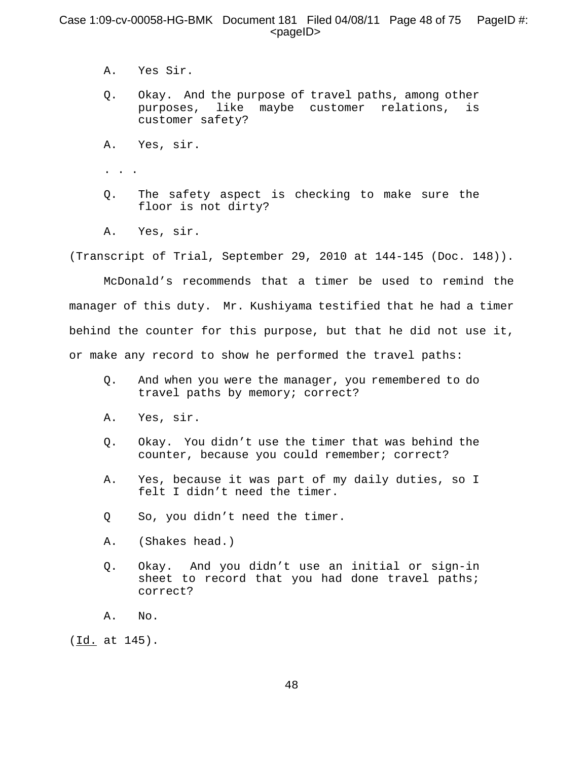A. Yes Sir.

Q. Okay. And the purpose of travel paths, among other purposes, like maybe customer relations, is customer safety?

A. Yes, sir.

. . .

Q. The safety aspect is checking to make sure the floor is not dirty?

A. Yes, sir.

(Transcript of Trial, September 29, 2010 at 144-145 (Doc. 148)).

McDonald's recommends that a timer be used to remind the manager of this duty. Mr. Kushiyama testified that he had a timer behind the counter for this purpose, but that he did not use it, or make any record to show he performed the travel paths:

Q. And when you were the manager, you remembered to do travel paths by memory; correct?

A. Yes, sir.

Q. Okay. You didn't use the timer that was behind the counter, because you could remember; correct?

A. Yes, because it was part of my daily duties, so I felt I didn't need the timer.

Q So, you didn't need the timer.

A. (Shakes head.)

Q. Okay. And you didn't use an initial or sign-in sheet to record that you had done travel paths; correct?

A. No.

(Id. at 145).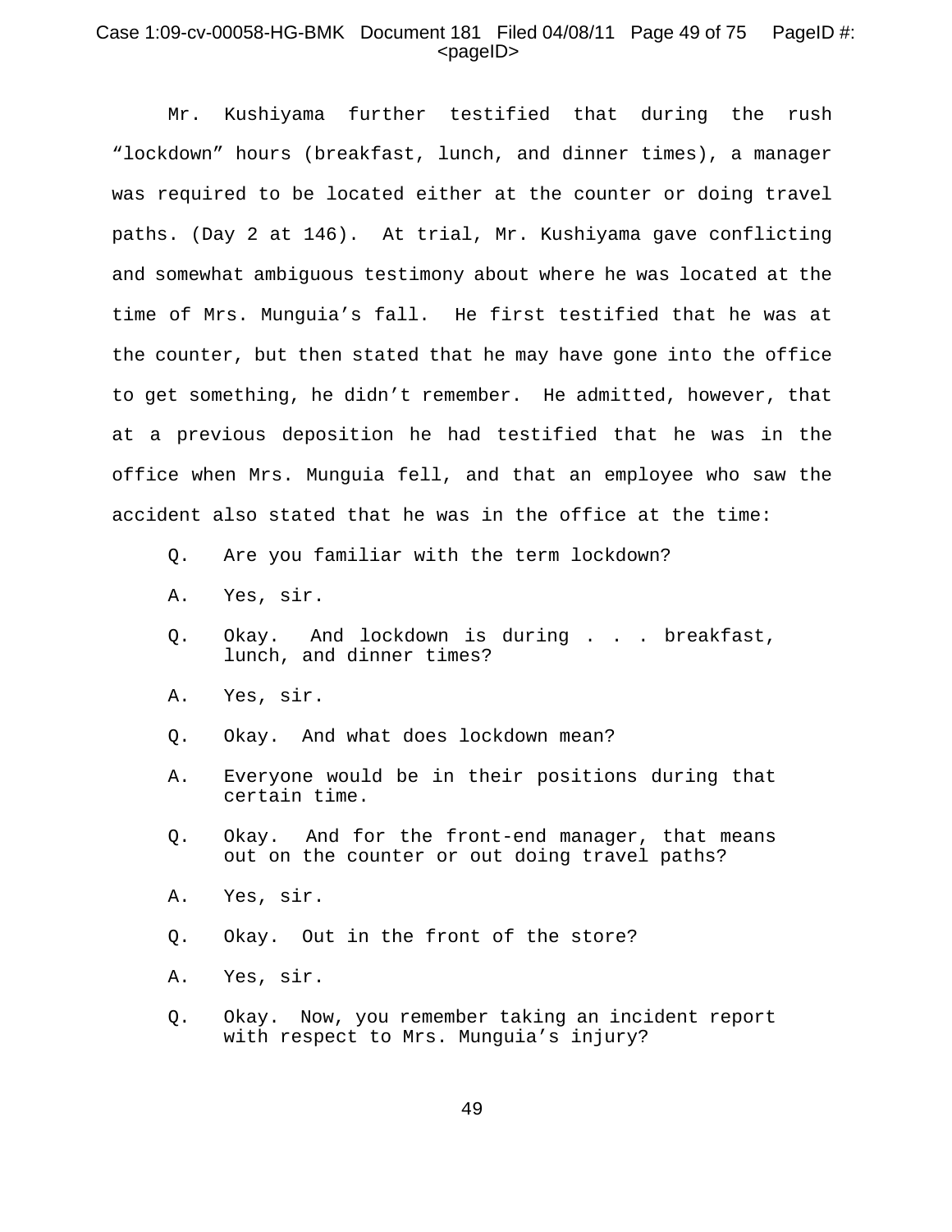Mr. Kushiyama further testified that during the rush “lockdown” hours (breakfast, lunch, and dinner times), a manager was required to be located either at the counter or doing travel paths. (Day 2 at 146). At trial, Mr. Kushiyama gave conflicting and somewhat ambiguous testimony about where he was located at the time of Mrs. Munguia’s fall. He first testified that he was at the counter, but then stated that he may have gone into the office to get something, he didn’t remember. He admitted, however, that at a previous deposition he had testified that he was in the office when Mrs. Munguia fell, and that an employee who saw the accident also stated that he was in the office at the time:

> Q. Are you familiar with the term lockdown?
>
> A. Yes, sir.
>
> Q. Okay. And lockdown is during . . . breakfast, lunch, and dinner times?
>
> A. Yes, sir.
>
> Q. Okay. And what does lockdown mean?
>
> A. Everyone would be in their positions during that certain time.
>
> Q. Okay. And for the front-end manager, that means out on the counter or out doing travel paths?
>
> A. Yes, sir.
>
> Q. Okay. Out in the front of the store?
>
> A. Yes, sir.
>
> Q. Okay. Now, you remember taking an incident report with respect to Mrs. Munguia’s injury?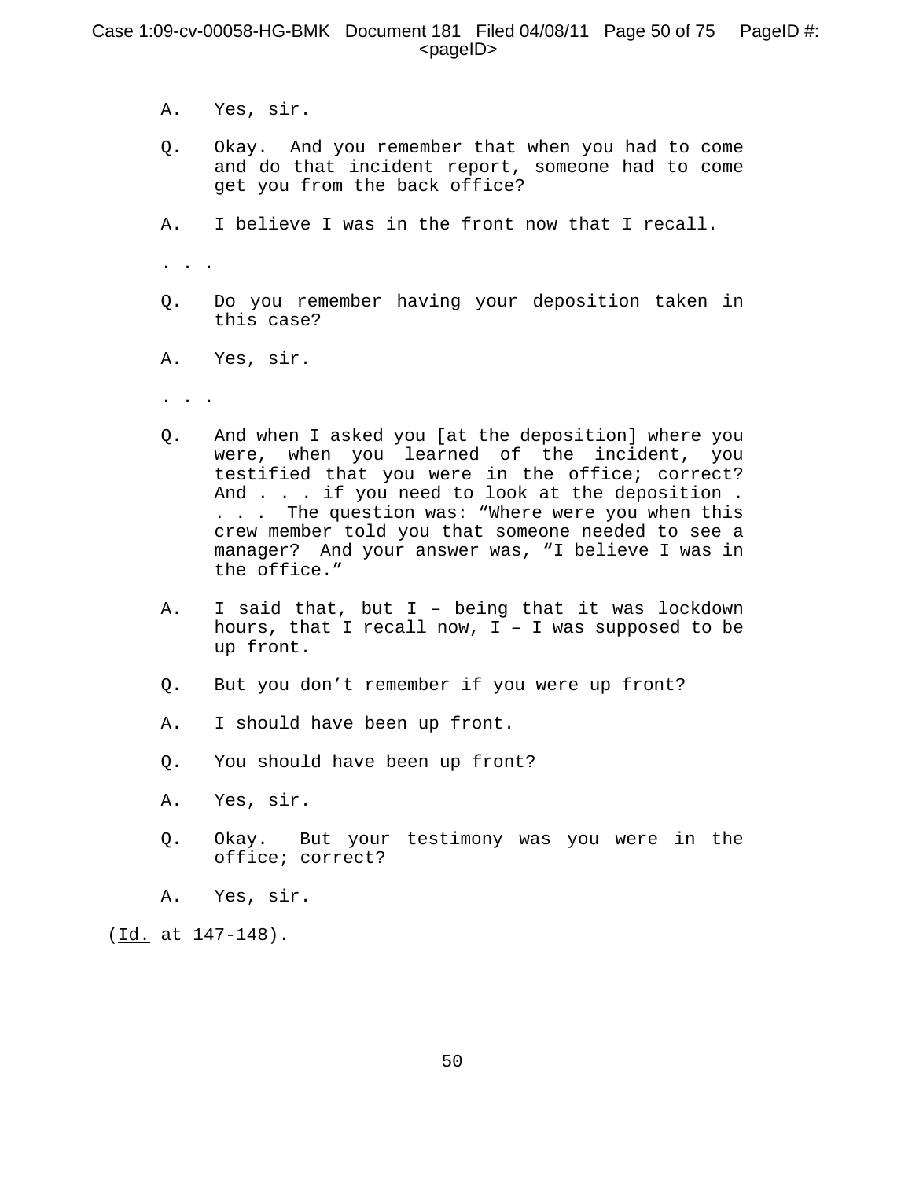A. Yes, sir.

Q. Okay. And you remember that when you had to come and do that incident report, someone had to come get you from the back office?

A. I believe I was in the front now that I recall.

. . .

Q. Do you remember having your deposition taken in this case?

A. Yes, sir.

. . .

Q. And when I asked you [at the deposition] where you were, when you learned of the incident, you testified that you were in the office; correct? And . . . if you need to look at the deposition . . . . The question was: “Where were you when this crew member told you that someone needed to see a manager? And your answer was, “I believe I was in the office.”

A. I said that, but I – being that it was lockdown hours, that I recall now, I – I was supposed to be up front.

Q. But you don’t remember if you were up front?

A. I should have been up front.

Q. You should have been up front?

A. Yes, sir.

Q. Okay. But your testimony was you were in the office; correct?

A. Yes, sir.

(Id. at 147-148).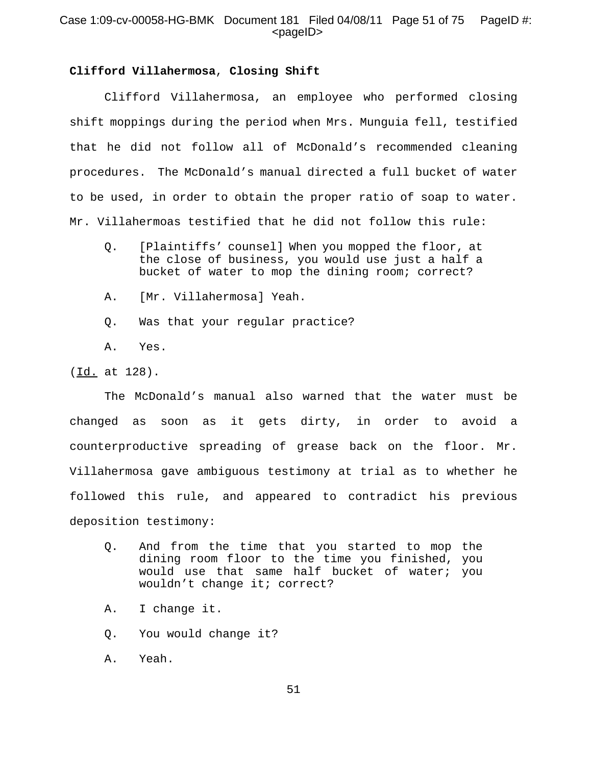**Clifford Villahermosa, Closing Shift**

Clifford Villahermosa, an employee who performed closing shift moppings during the period when Mrs. Munguia fell, testified that he did not follow all of McDonald's recommended cleaning procedures. The McDonald's manual directed a full bucket of water to be used, in order to obtain the proper ratio of soap to water. Mr. Villahermoas testified that he did not follow this rule:

> Q. [Plaintiffs' counsel] When you mopped the floor, at the close of business, you would use just a half a bucket of water to mop the dining room; correct?
>
> A. [Mr. Villahermosa] Yeah.
>
> Q. Was that your regular practice?
>
> A. Yes.

(Id. at 128).

The McDonald's manual also warned that the water must be changed as soon as it gets dirty, in order to avoid a counterproductive spreading of grease back on the floor. Mr. Villahermosa gave ambiguous testimony at trial as to whether he followed this rule, and appeared to contradict his previous deposition testimony:

> Q. And from the time that you started to mop the dining room floor to the time you finished, you would use that same half bucket of water; you wouldn't change it; correct?
>
> A. I change it.
>
> Q. You would change it?
>
> A. Yeah.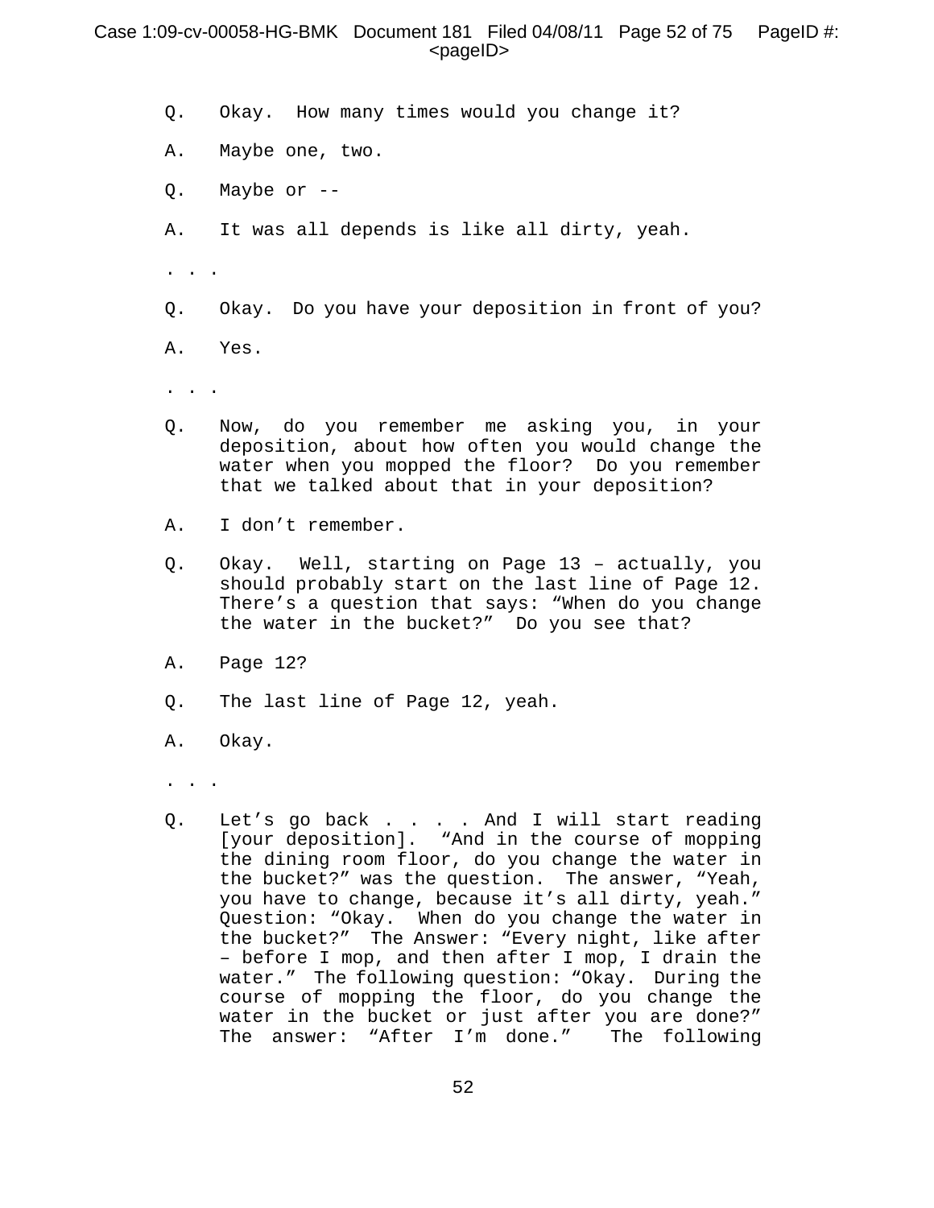Q. Okay. How many times would you change it?

A. Maybe one, two.

Q. Maybe or --

A. It was all depends is like all dirty, yeah.

. . .

Q. Okay. Do you have your deposition in front of you?

A. Yes.

. . .

Q. Now, do you remember me asking you, in your deposition, about how often you would change the water when you mopped the floor? Do you remember that we talked about that in your deposition?

A. I don't remember.

Q. Okay. Well, starting on Page 13 – actually, you should probably start on the last line of Page 12. There's a question that says: "When do you change the water in the bucket?" Do you see that?

A. Page 12?

Q. The last line of Page 12, yeah.

A. Okay.

. . .

Q. Let's go back . . . . And I will start reading [your deposition]. "And in the course of mopping the dining room floor, do you change the water in the bucket?" was the question. The answer, "Yeah, you have to change, because it's all dirty, yeah." Question: "Okay. When do you change the water in the bucket?" The Answer: "Every night, like after – before I mop, and then after I mop, I drain the water." The following question: "Okay. During the course of mopping the floor, do you change the water in the bucket or just after you are done?" The answer: "After I'm done." The following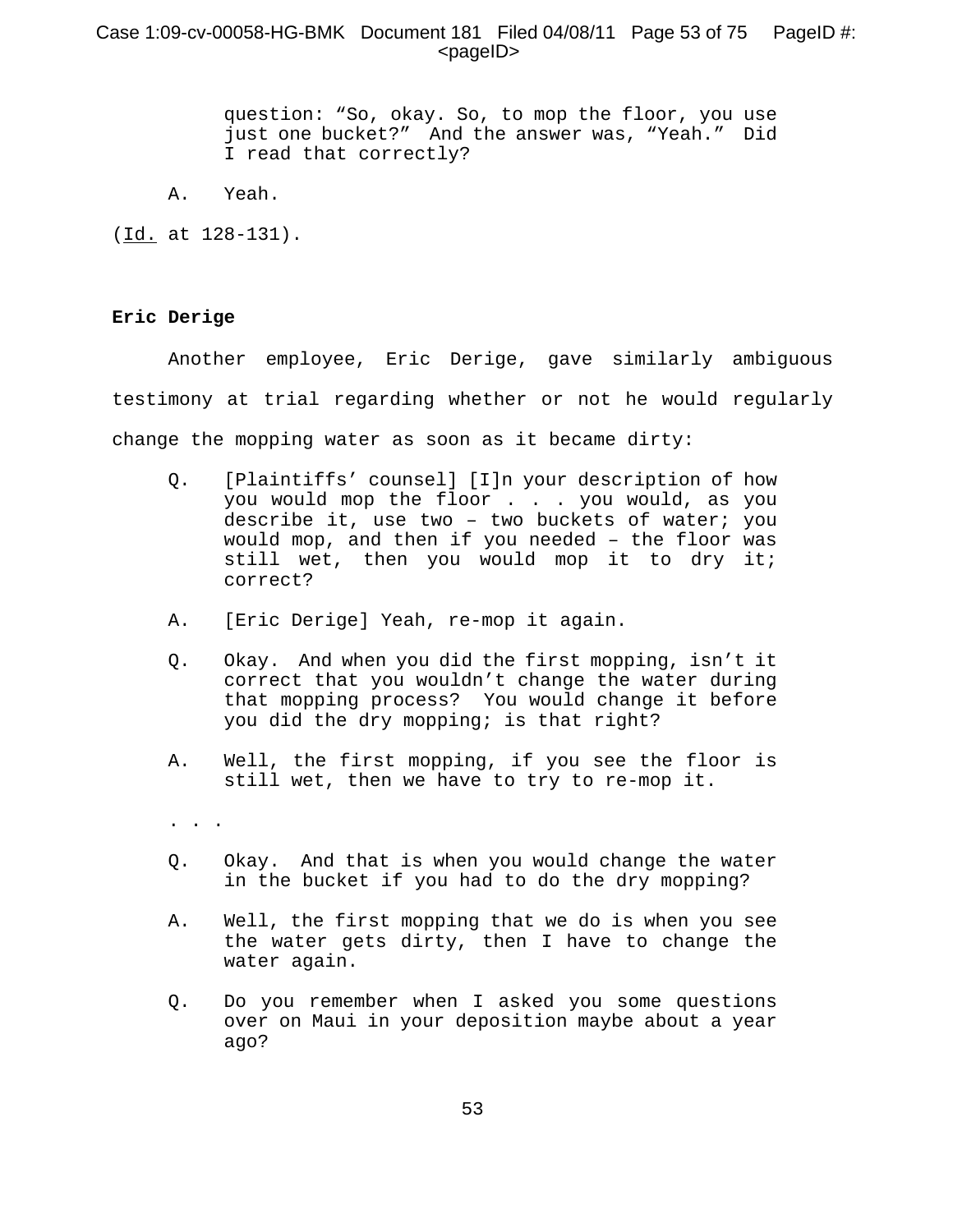> question: "So, okay. So, to mop the floor, you use just one bucket?" And the answer was, "Yeah." Did I read that correctly?
>
> A. Yeah.

(Id. at 128-131).

**Eric Derige**

Another employee, Eric Derige, gave similarly ambiguous testimony at trial regarding whether or not he would regularly change the mopping water as soon as it became dirty:

> Q. [Plaintiffs' counsel] [I]n your description of how you would mop the floor . . . you would, as you describe it, use two – two buckets of water; you would mop, and then if you needed – the floor was still wet, then you would mop it to dry it; correct?
>
> A. [Eric Derige] Yeah, re-mop it again.
>
> Q. Okay. And when you did the first mopping, isn't it correct that you wouldn't change the water during that mopping process? You would change it before you did the dry mopping; is that right?
>
> A. Well, the first mopping, if you see the floor is still wet, then we have to try to re-mop it.
>
> . . .
>
> Q. Okay. And that is when you would change the water in the bucket if you had to do the dry mopping?
>
> A. Well, the first mopping that we do is when you see the water gets dirty, then I have to change the water again.
>
> Q. Do you remember when I asked you some questions over on Maui in your deposition maybe about a year ago?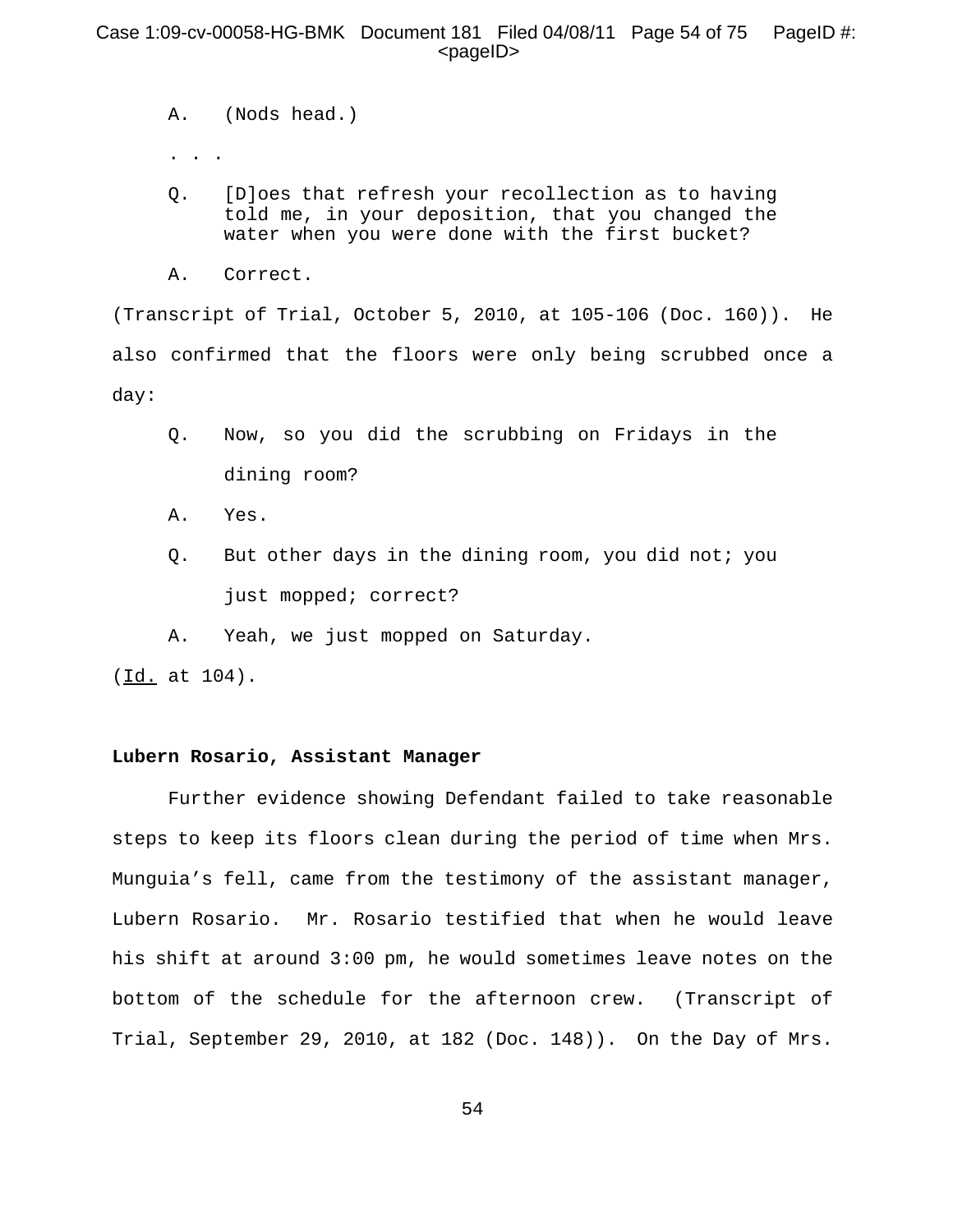A. (Nods head.)

. . .

Q. [D]oes that refresh your recollection as to having told me, in your deposition, that you changed the water when you were done with the first bucket?

A. Correct.

(Transcript of Trial, October 5, 2010, at 105-106 (Doc. 160)). He also confirmed that the floors were only being scrubbed once a day:

Q. Now, so you did the scrubbing on Fridays in the dining room?

A. Yes.

Q. But other days in the dining room, you did not; you just mopped; correct?

A. Yeah, we just mopped on Saturday.

(Id. at 104).

**Lubern Rosario, Assistant Manager**

Further evidence showing Defendant failed to take reasonable steps to keep its floors clean during the period of time when Mrs. Munguia's fell, came from the testimony of the assistant manager, Lubern Rosario. Mr. Rosario testified that when he would leave his shift at around 3:00 pm, he would sometimes leave notes on the bottom of the schedule for the afternoon crew. (Transcript of Trial, September 29, 2010, at 182 (Doc. 148)). On the Day of Mrs.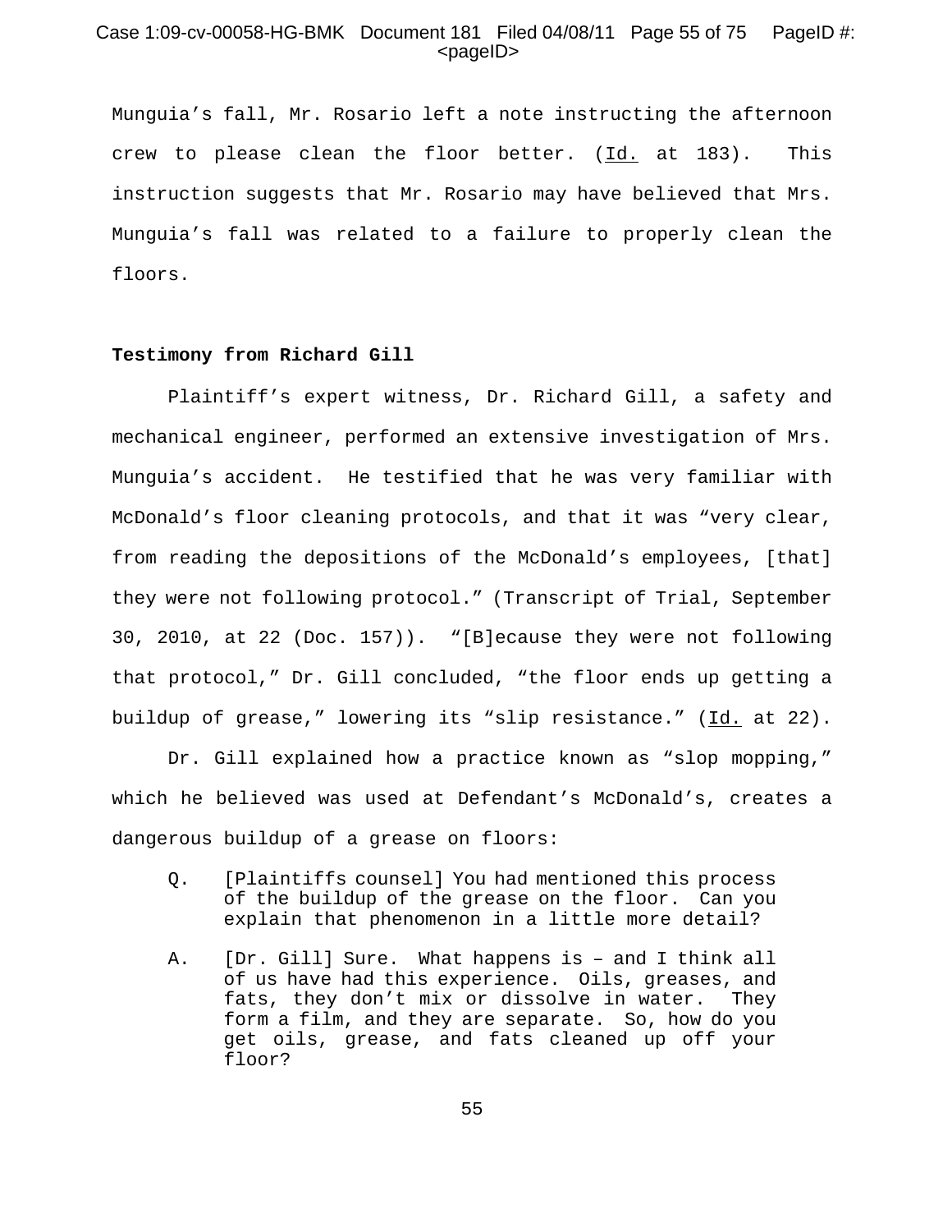Munguia's fall, Mr. Rosario left a note instructing the afternoon crew to please clean the floor better. (Id. at 183). This instruction suggests that Mr. Rosario may have believed that Mrs. Munguia's fall was related to a failure to properly clean the floors.

**Testimony from Richard Gill**

Plaintiff's expert witness, Dr. Richard Gill, a safety and mechanical engineer, performed an extensive investigation of Mrs. Munguia's accident. He testified that he was very familiar with McDonald's floor cleaning protocols, and that it was "very clear, from reading the depositions of the McDonald's employees, [that] they were not following protocol." (Transcript of Trial, September 30, 2010, at 22 (Doc. 157)). "[B]ecause they were not following that protocol," Dr. Gill concluded, "the floor ends up getting a buildup of grease," lowering its "slip resistance." (Id. at 22).

Dr. Gill explained how a practice known as "slop mopping," which he believed was used at Defendant's McDonald's, creates a dangerous buildup of a grease on floors:

> Q. [Plaintiffs counsel] You had mentioned this process of the buildup of the grease on the floor. Can you explain that phenomenon in a little more detail?
>
> A. [Dr. Gill] Sure. What happens is – and I think all of us have had this experience. Oils, greases, and fats, they don't mix or dissolve in water. They form a film, and they are separate. So, how do you get oils, grease, and fats cleaned up off your floor?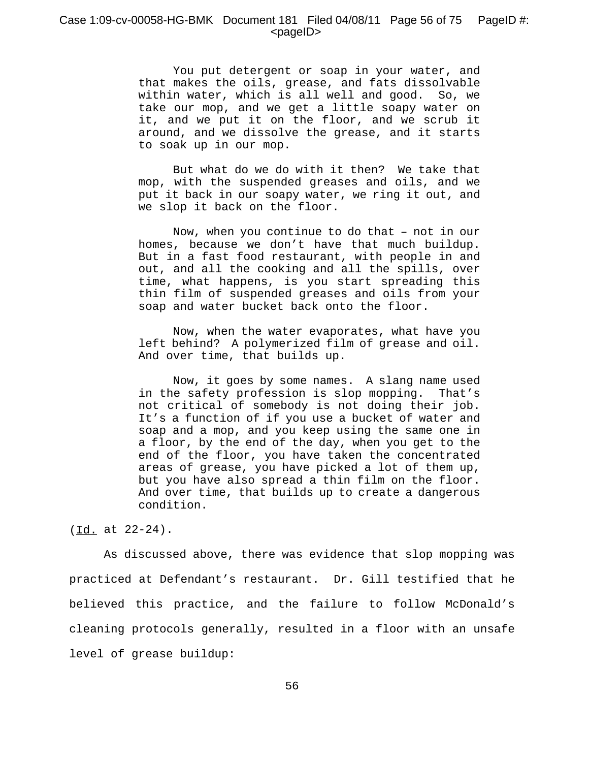> You put detergent or soap in your water, and that makes the oils, grease, and fats dissolvable within water, which is all well and good. So, we take our mop, and we get a little soapy water on it, and we put it on the floor, and we scrub it around, and we dissolve the grease, and it starts to soak up in our mop.
>
> But what do we do with it then? We take that mop, with the suspended greases and oils, and we put it back in our soapy water, we ring it out, and we slop it back on the floor.
>
> Now, when you continue to do that – not in our homes, because we don't have that much buildup. But in a fast food restaurant, with people in and out, and all the cooking and all the spills, over time, what happens, is you start spreading this thin film of suspended greases and oils from your soap and water bucket back onto the floor.
>
> Now, when the water evaporates, what have you left behind? A polymerized film of grease and oil. And over time, that builds up.
>
> Now, it goes by some names. A slang name used in the safety profession is slop mopping. That's not critical of somebody is not doing their job. It's a function of if you use a bucket of water and soap and a mop, and you keep using the same one in a floor, by the end of the day, when you get to the end of the floor, you have taken the concentrated areas of grease, you have picked a lot of them up, but you have also spread a thin film on the floor. And over time, that builds up to create a dangerous condition.

(Id. at 22-24).

As discussed above, there was evidence that slop mopping was practiced at Defendant's restaurant. Dr. Gill testified that he believed this practice, and the failure to follow McDonald's cleaning protocols generally, resulted in a floor with an unsafe level of grease buildup: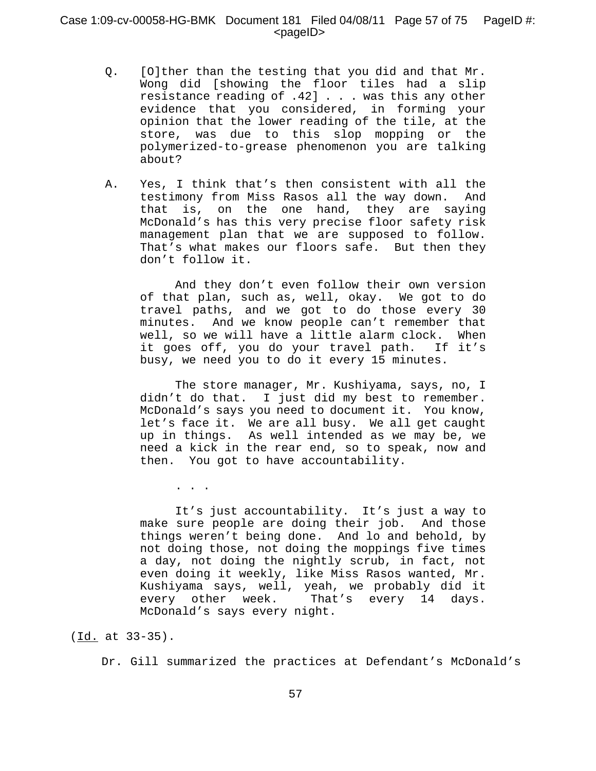Q. [O]ther than the testing that you did and that Mr. Wong did [showing the floor tiles had a slip resistance reading of .42] . . . was this any other evidence that you considered, in forming your opinion that the lower reading of the tile, at the store, was due to this slop mopping or the polymerized-to-grease phenomenon you are talking about?

A. Yes, I think that's then consistent with all the testimony from Miss Rasos all the way down. And that is, on the one hand, they are saying McDonald's has this very precise floor safety risk management plan that we are supposed to follow. That's what makes our floors safe. But then they don't follow it.

And they don't even follow their own version of that plan, such as, well, okay. We got to do travel paths, and we got to do those every 30 minutes. And we know people can't remember that well, so we will have a little alarm clock. When it goes off, you do your travel path. If it's busy, we need you to do it every 15 minutes.

The store manager, Mr. Kushiyama, says, no, I didn't do that. I just did my best to remember. McDonald's says you need to document it. You know, let's face it. We are all busy. We all get caught up in things. As well intended as we may be, we need a kick in the rear end, so to speak, now and then. You got to have accountability.

. . .

It's just accountability. It's just a way to make sure people are doing their job. And those things weren't being done. And lo and behold, by not doing those, not doing the moppings five times a day, not doing the nightly scrub, in fact, not even doing it weekly, like Miss Rasos wanted, Mr. Kushiyama says, well, yeah, we probably did it every other week. That's every 14 days. McDonald's says every night.

(Id. at 33-35).

Dr. Gill summarized the practices at Defendant's McDonald's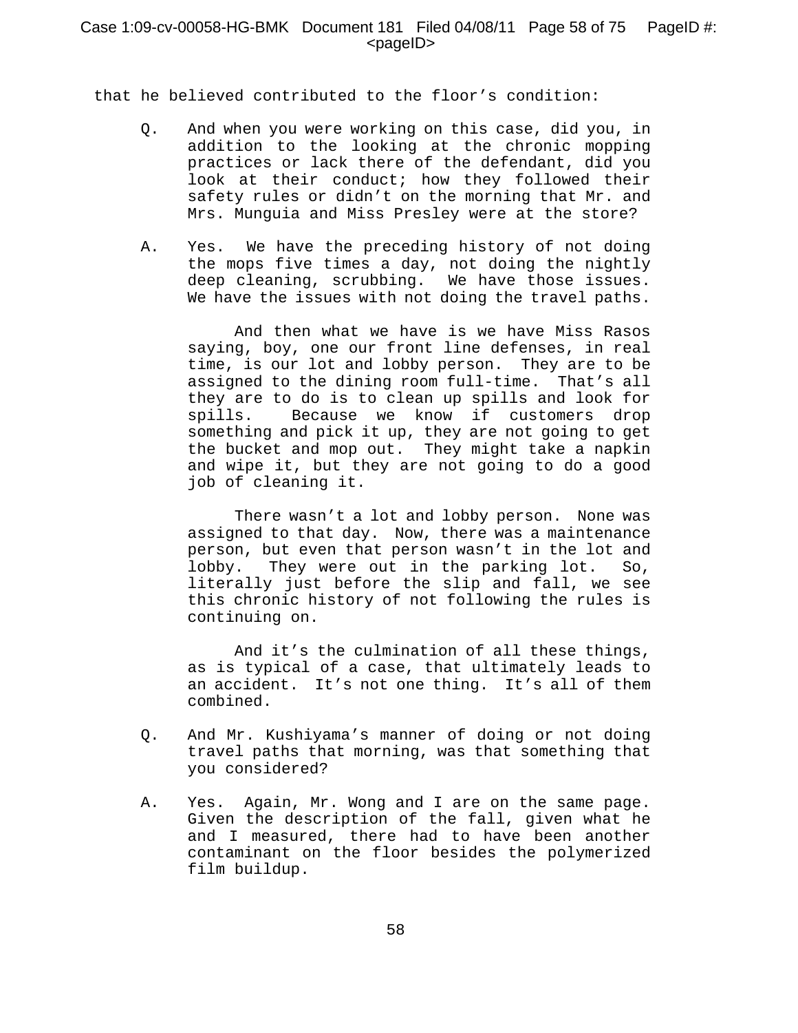that he believed contributed to the floor's condition:

Q. And when you were working on this case, did you, in addition to the looking at the chronic mopping practices or lack there of the defendant, did you look at their conduct; how they followed their safety rules or didn't on the morning that Mr. and Mrs. Munguia and Miss Presley were at the store?

A. Yes. We have the preceding history of not doing the mops five times a day, not doing the nightly deep cleaning, scrubbing. We have those issues. We have the issues with not doing the travel paths.

And then what we have is we have Miss Rasos saying, boy, one our front line defenses, in real time, is our lot and lobby person. They are to be assigned to the dining room full-time. That's all they are to do is to clean up spills and look for spills. Because we know if customers drop something and pick it up, they are not going to get the bucket and mop out. They might take a napkin and wipe it, but they are not going to do a good job of cleaning it.

There wasn't a lot and lobby person. None was assigned to that day. Now, there was a maintenance person, but even that person wasn't in the lot and lobby. They were out in the parking lot. So, literally just before the slip and fall, we see this chronic history of not following the rules is continuing on.

And it's the culmination of all these things, as is typical of a case, that ultimately leads to an accident. It's not one thing. It's all of them combined.

Q. And Mr. Kushiyama's manner of doing or not doing travel paths that morning, was that something that you considered?

A. Yes. Again, Mr. Wong and I are on the same page. Given the description of the fall, given what he and I measured, there had to have been another contaminant on the floor besides the polymerized film buildup.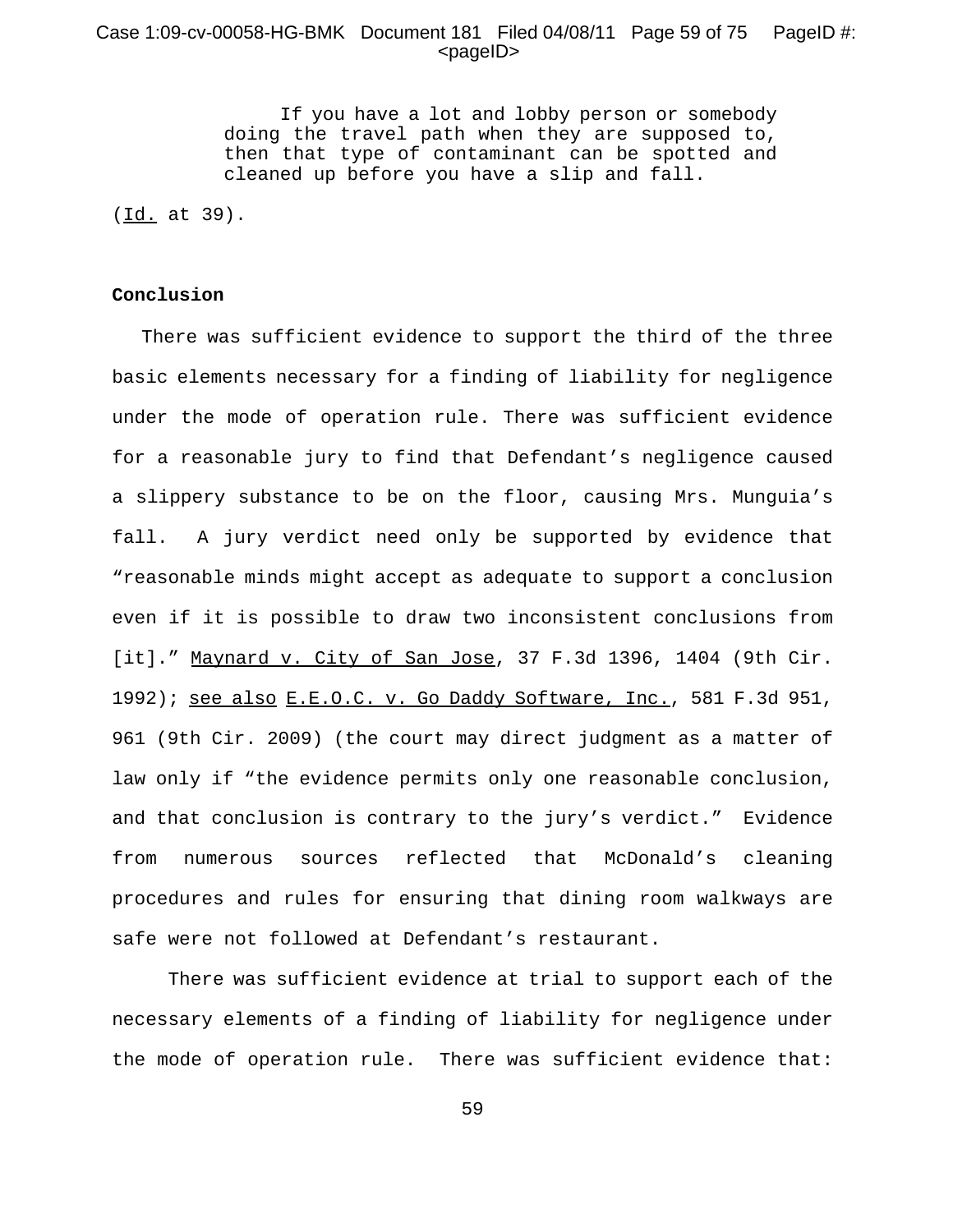> If you have a lot and lobby person or somebody doing the travel path when they are supposed to, then that type of contaminant can be spotted and cleaned up before you have a slip and fall.

(Id. at 39).

**Conclusion**

There was sufficient evidence to support the third of the three basic elements necessary for a finding of liability for negligence under the mode of operation rule. There was sufficient evidence for a reasonable jury to find that Defendant's negligence caused a slippery substance to be on the floor, causing Mrs. Munguia's fall. A jury verdict need only be supported by evidence that "reasonable minds might accept as adequate to support a conclusion even if it is possible to draw two inconsistent conclusions from [it]." Maynard v. City of San Jose, 37 F.3d 1396, 1404 (9th Cir. 1992); see also E.E.O.C. v. Go Daddy Software, Inc., 581 F.3d 951, 961 (9th Cir. 2009) (the court may direct judgment as a matter of law only if "the evidence permits only one reasonable conclusion, and that conclusion is contrary to the jury's verdict." Evidence from numerous sources reflected that McDonald's cleaning procedures and rules for ensuring that dining room walkways are safe were not followed at Defendant's restaurant.

There was sufficient evidence at trial to support each of the necessary elements of a finding of liability for negligence under the mode of operation rule. There was sufficient evidence that: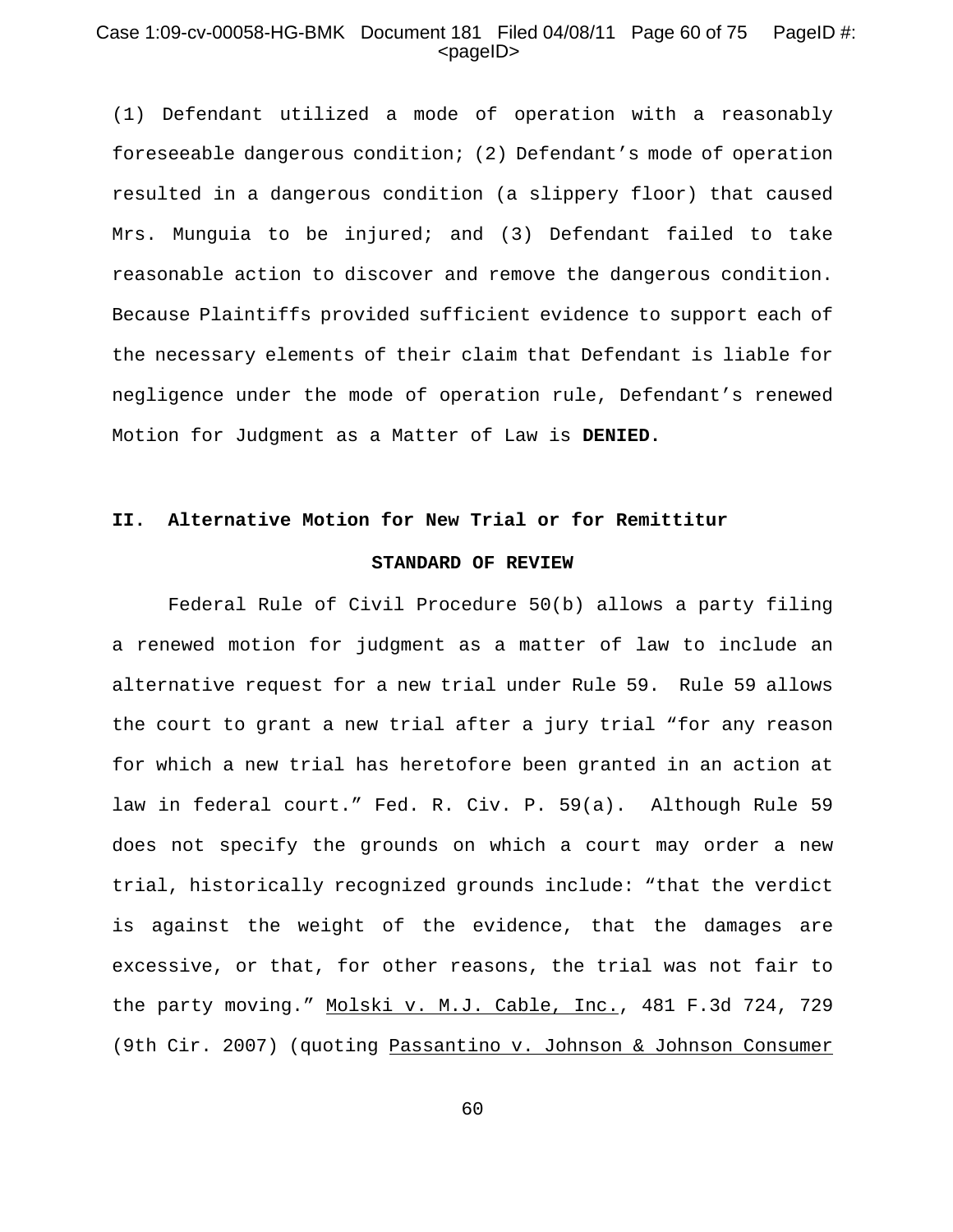(1) Defendant utilized a mode of operation with a reasonably foreseeable dangerous condition; (2) Defendant's mode of operation resulted in a dangerous condition (a slippery floor) that caused Mrs. Munguia to be injured; and (3) Defendant failed to take reasonable action to discover and remove the dangerous condition. Because Plaintiffs provided sufficient evidence to support each of the necessary elements of their claim that Defendant is liable for negligence under the mode of operation rule, Defendant's renewed Motion for Judgment as a Matter of Law is **DENIED.**

## II. Alternative Motion for New Trial or for Remittitur

### STANDARD OF REVIEW

Federal Rule of Civil Procedure 50(b) allows a party filing a renewed motion for judgment as a matter of law to include an alternative request for a new trial under Rule 59. Rule 59 allows the court to grant a new trial after a jury trial "for any reason for which a new trial has heretofore been granted in an action at law in federal court." Fed. R. Civ. P. 59(a). Although Rule 59 does not specify the grounds on which a court may order a new trial, historically recognized grounds include: "that the verdict is against the weight of the evidence, that the damages are excessive, or that, for other reasons, the trial was not fair to the party moving." Molski v. M.J. Cable, Inc., 481 F.3d 724, 729 (9th Cir. 2007) (quoting Passantino v. Johnson & Johnson Consumer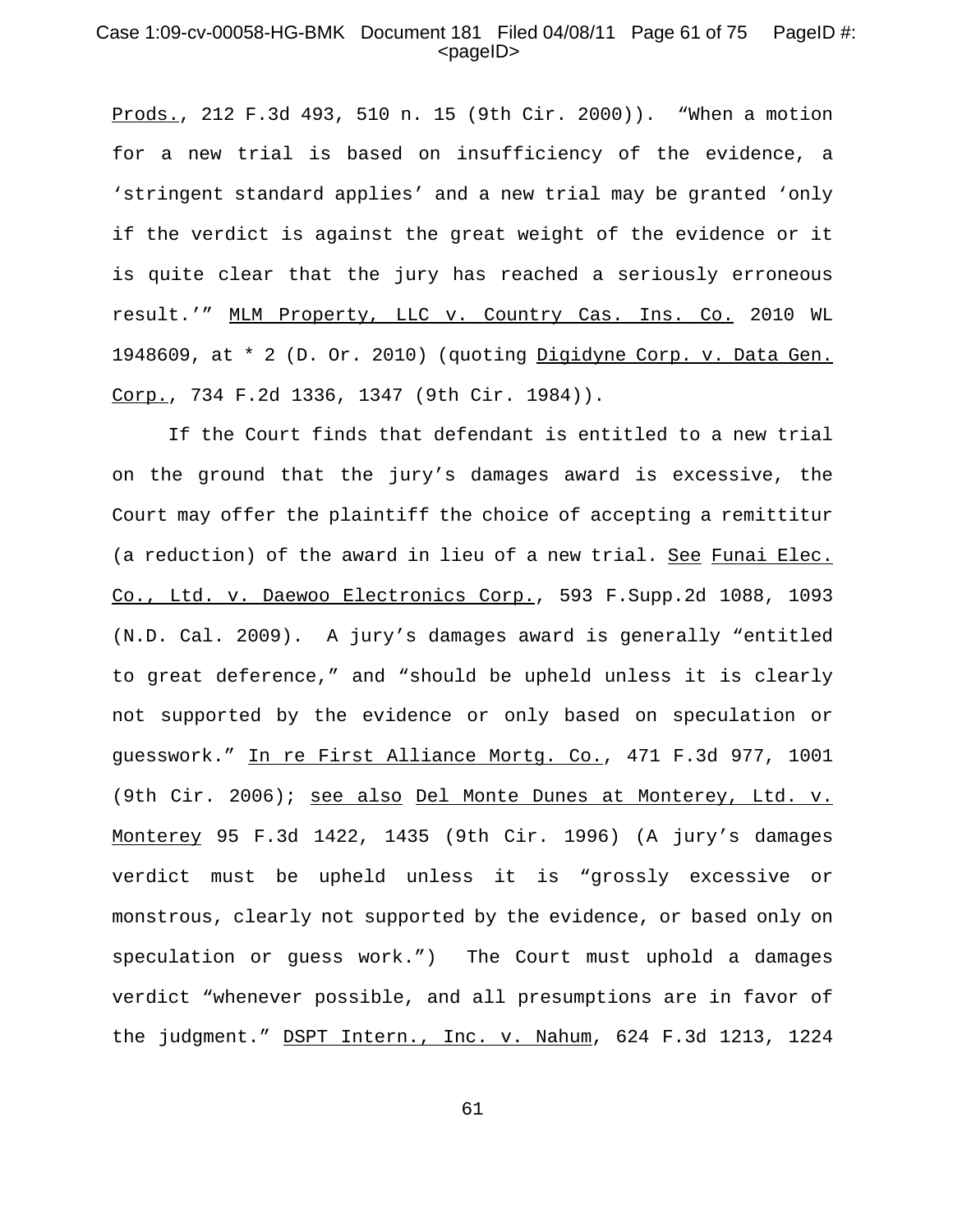Prods., 212 F.3d 493, 510 n. 15 (9th Cir. 2000)). "When a motion for a new trial is based on insufficiency of the evidence, a 'stringent standard applies' and a new trial may be granted 'only if the verdict is against the great weight of the evidence or it is quite clear that the jury has reached a seriously erroneous result.'" MLM Property, LLC v. Country Cas. Ins. Co. 2010 WL 1948609, at * 2 (D. Or. 2010) (quoting Digidyne Corp. v. Data Gen. Corp., 734 F.2d 1336, 1347 (9th Cir. 1984)).

If the Court finds that defendant is entitled to a new trial on the ground that the jury's damages award is excessive, the Court may offer the plaintiff the choice of accepting a remittitur (a reduction) of the award in lieu of a new trial. See Funai Elec. Co., Ltd. v. Daewoo Electronics Corp., 593 F.Supp.2d 1088, 1093 (N.D. Cal. 2009). A jury's damages award is generally "entitled to great deference," and "should be upheld unless it is clearly not supported by the evidence or only based on speculation or guesswork." In re First Alliance Mortg. Co., 471 F.3d 977, 1001 (9th Cir. 2006); see also Del Monte Dunes at Monterey, Ltd. v. Monterey 95 F.3d 1422, 1435 (9th Cir. 1996) (A jury's damages verdict must be upheld unless it is "grossly excessive or monstrous, clearly not supported by the evidence, or based only on speculation or guess work.") The Court must uphold a damages verdict "whenever possible, and all presumptions are in favor of the judgment." DSPT Intern., Inc. v. Nahum, 624 F.3d 1213, 1224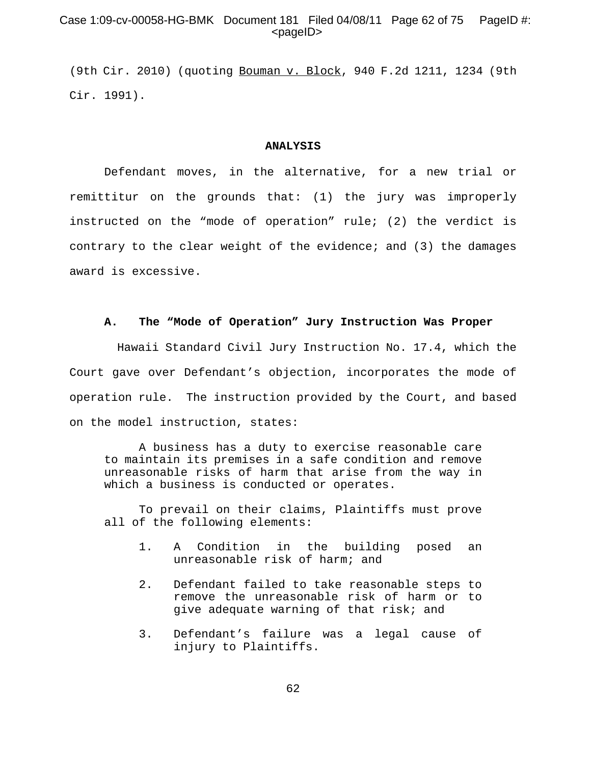(9th Cir. 2010) (quoting Bouman v. Block, 940 F.2d 1211, 1234 (9th Cir. 1991).

**ANALYSIS**

Defendant moves, in the alternative, for a new trial or remittitur on the grounds that: (1) the jury was improperly instructed on the "mode of operation" rule; (2) the verdict is contrary to the clear weight of the evidence; and (3) the damages award is excessive.

**A. The "Mode of Operation" Jury Instruction Was Proper**

Hawaii Standard Civil Jury Instruction No. 17.4, which the Court gave over Defendant's objection, incorporates the mode of operation rule. The instruction provided by the Court, and based on the model instruction, states:

> A business has a duty to exercise reasonable care to maintain its premises in a safe condition and remove unreasonable risks of harm that arise from the way in which a business is conducted or operates.
>
> To prevail on their claims, Plaintiffs must prove all of the following elements:
>
> 1. A Condition in the building posed an unreasonable risk of harm; and
> 2. Defendant failed to take reasonable steps to remove the unreasonable risk of harm or to give adequate warning of that risk; and
> 3. Defendant's failure was a legal cause of injury to Plaintiffs.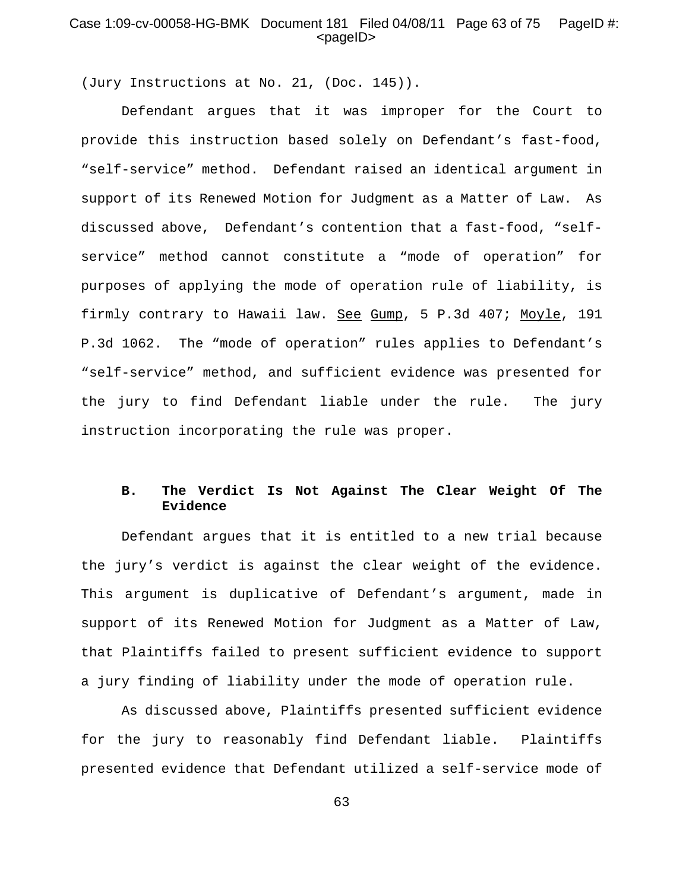(Jury Instructions at No. 21, (Doc. 145)).

Defendant argues that it was improper for the Court to provide this instruction based solely on Defendant's fast-food, "self-service" method. Defendant raised an identical argument in support of its Renewed Motion for Judgment as a Matter of Law. As discussed above, Defendant's contention that a fast-food, "self-service" method cannot constitute a "mode of operation" for purposes of applying the mode of operation rule of liability, is firmly contrary to Hawaii law. See Gump, 5 P.3d 407; Moyle, 191 P.3d 1062. The "mode of operation" rules applies to Defendant's "self-service" method, and sufficient evidence was presented for the jury to find Defendant liable under the rule. The jury instruction incorporating the rule was proper.

### B. The Verdict Is Not Against The Clear Weight Of The Evidence

Defendant argues that it is entitled to a new trial because the jury's verdict is against the clear weight of the evidence. This argument is duplicative of Defendant's argument, made in support of its Renewed Motion for Judgment as a Matter of Law, that Plaintiffs failed to present sufficient evidence to support a jury finding of liability under the mode of operation rule.

As discussed above, Plaintiffs presented sufficient evidence for the jury to reasonably find Defendant liable. Plaintiffs presented evidence that Defendant utilized a self-service mode of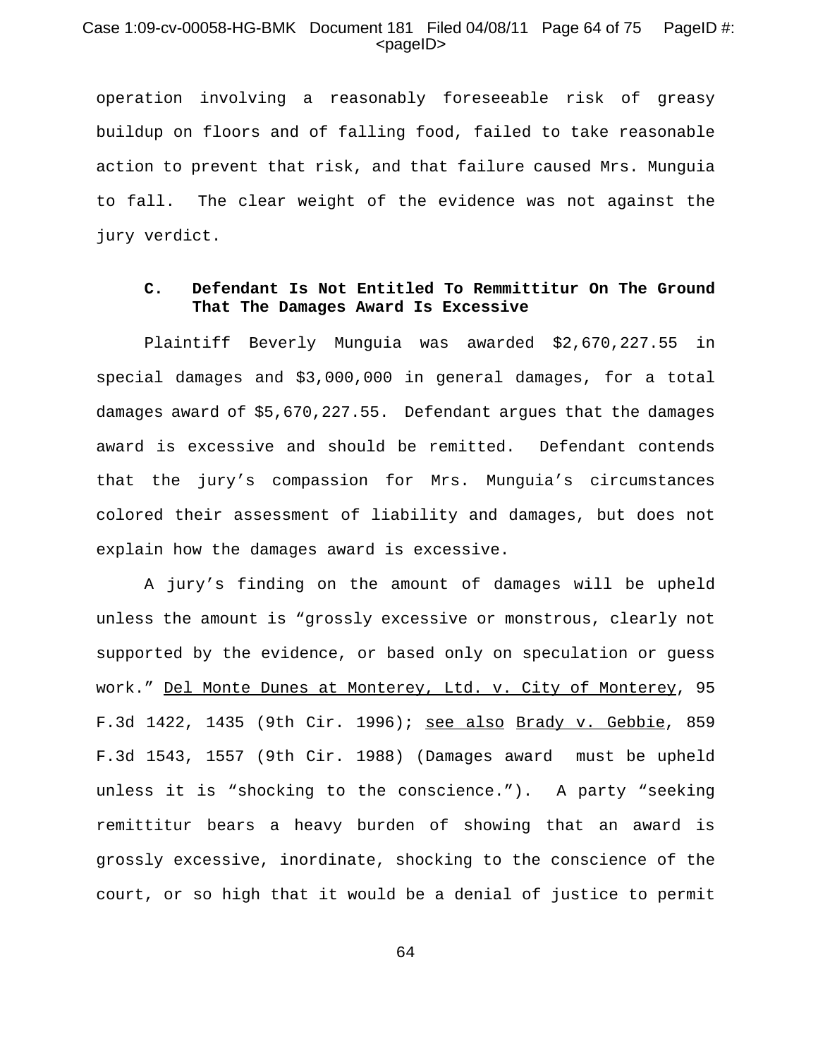operation involving a reasonably foreseeable risk of greasy buildup on floors and of falling food, failed to take reasonable action to prevent that risk, and that failure caused Mrs. Munguia to fall. The clear weight of the evidence was not against the jury verdict.

### C. Defendant Is Not Entitled To Remmittitur On The Ground That The Damages Award Is Excessive

Plaintiff Beverly Munguia was awarded $2,670,227.55 in special damages and $3,000,000 in general damages, for a total damages award of $5,670,227.55. Defendant argues that the damages award is excessive and should be remitted. Defendant contends that the jury's compassion for Mrs. Munguia's circumstances colored their assessment of liability and damages, but does not explain how the damages award is excessive.

A jury's finding on the amount of damages will be upheld unless the amount is "grossly excessive or monstrous, clearly not supported by the evidence, or based only on speculation or guess work." Del Monte Dunes at Monterey, Ltd. v. City of Monterey, 95 F.3d 1422, 1435 (9th Cir. 1996); see also Brady v. Gebbie, 859 F.3d 1543, 1557 (9th Cir. 1988) (Damages award must be upheld unless it is "shocking to the conscience."). A party "seeking remittitur bears a heavy burden of showing that an award is grossly excessive, inordinate, shocking to the conscience of the court, or so high that it would be a denial of justice to permit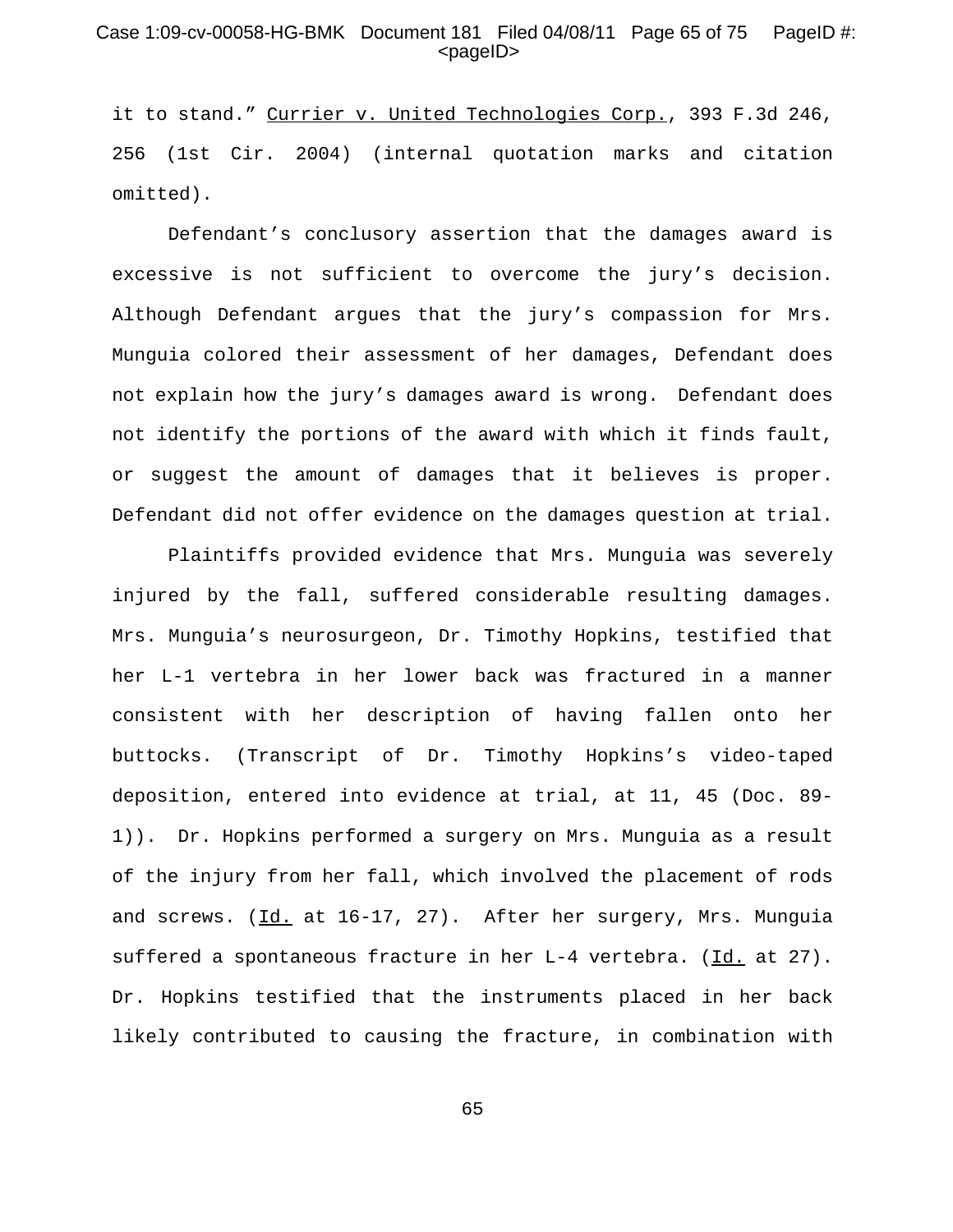it to stand." Currier v. United Technologies Corp., 393 F.3d 246, 256 (1st Cir. 2004) (internal quotation marks and citation omitted).

Defendant's conclusory assertion that the damages award is excessive is not sufficient to overcome the jury's decision. Although Defendant argues that the jury's compassion for Mrs. Munguia colored their assessment of her damages, Defendant does not explain how the jury's damages award is wrong. Defendant does not identify the portions of the award with which it finds fault, or suggest the amount of damages that it believes is proper. Defendant did not offer evidence on the damages question at trial.

Plaintiffs provided evidence that Mrs. Munguia was severely injured by the fall, suffered considerable resulting damages. Mrs. Munguia's neurosurgeon, Dr. Timothy Hopkins, testified that her L-1 vertebra in her lower back was fractured in a manner consistent with her description of having fallen onto her buttocks. (Transcript of Dr. Timothy Hopkins's video-taped deposition, entered into evidence at trial, at 11, 45 (Doc. 89-1)). Dr. Hopkins performed a surgery on Mrs. Munguia as a result of the injury from her fall, which involved the placement of rods and screws. (Id. at 16-17, 27). After her surgery, Mrs. Munguia suffered a spontaneous fracture in her L-4 vertebra. (Id. at 27). Dr. Hopkins testified that the instruments placed in her back likely contributed to causing the fracture, in combination with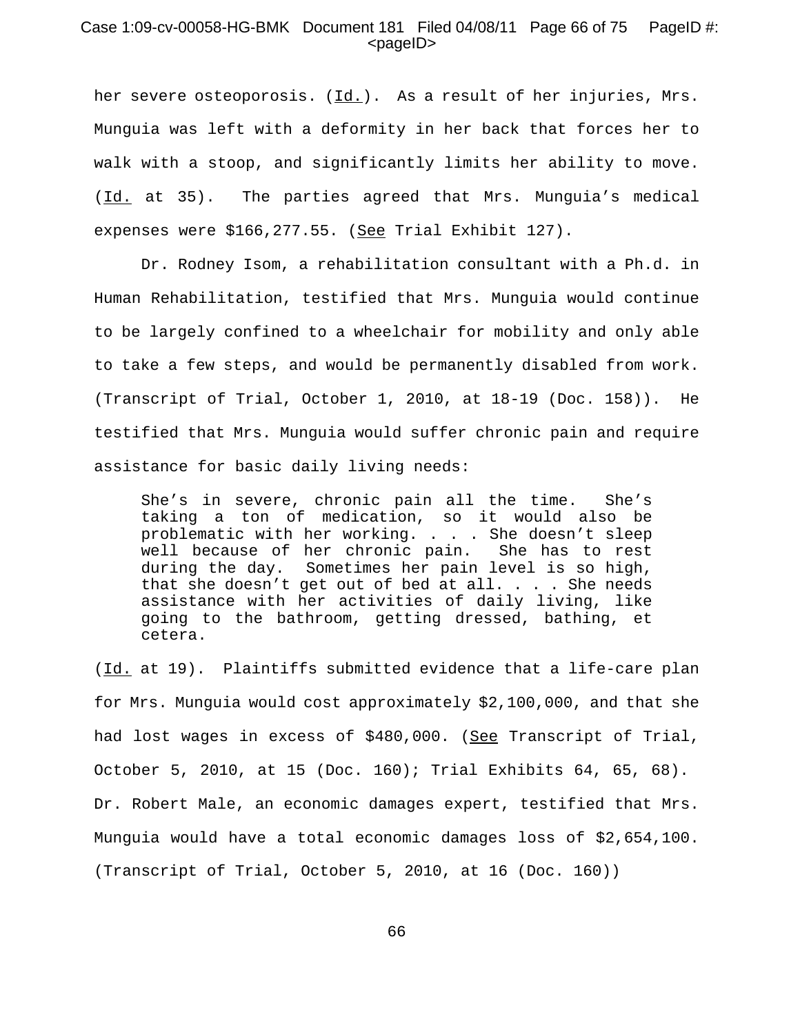her severe osteoporosis. (Id.). As a result of her injuries, Mrs. Munguia was left with a deformity in her back that forces her to walk with a stoop, and significantly limits her ability to move. (Id. at 35). The parties agreed that Mrs. Munguia's medical expenses were $166,277.55. (See Trial Exhibit 127).

Dr. Rodney Isom, a rehabilitation consultant with a Ph.d. in Human Rehabilitation, testified that Mrs. Munguia would continue to be largely confined to a wheelchair for mobility and only able to take a few steps, and would be permanently disabled from work. (Transcript of Trial, October 1, 2010, at 18-19 (Doc. 158)). He testified that Mrs. Munguia would suffer chronic pain and require assistance for basic daily living needs:

> She's in severe, chronic pain all the time. She's taking a ton of medication, so it would also be problematic with her working. . . . She doesn't sleep well because of her chronic pain. She has to rest during the day. Sometimes her pain level is so high, that she doesn't get out of bed at all. . . . She needs assistance with her activities of daily living, like going to the bathroom, getting dressed, bathing, et cetera.

(Id. at 19). Plaintiffs submitted evidence that a life-care plan for Mrs. Munguia would cost approximately $2,100,000, and that she had lost wages in excess of $480,000. (See Transcript of Trial, October 5, 2010, at 15 (Doc. 160); Trial Exhibits 64, 65, 68). Dr. Robert Male, an economic damages expert, testified that Mrs. Munguia would have a total economic damages loss of $2,654,100. (Transcript of Trial, October 5, 2010, at 16 (Doc. 160))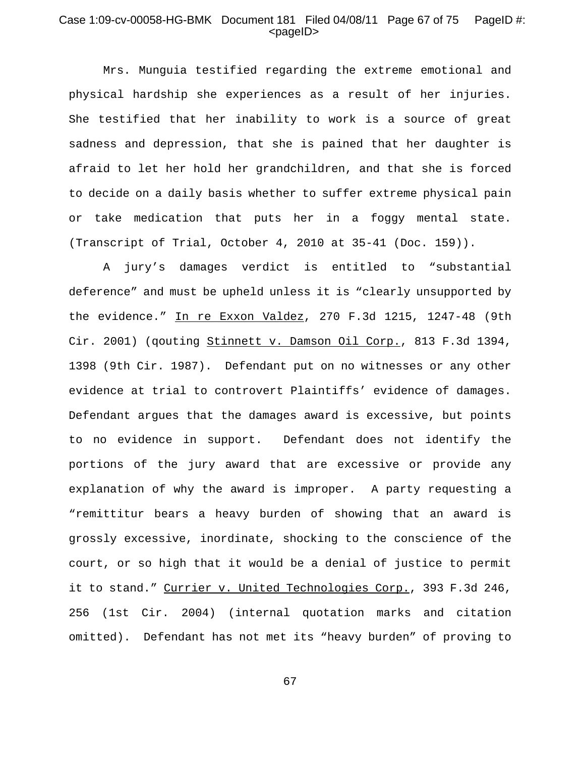Mrs. Munguia testified regarding the extreme emotional and physical hardship she experiences as a result of her injuries. She testified that her inability to work is a source of great sadness and depression, that she is pained that her daughter is afraid to let her hold her grandchildren, and that she is forced to decide on a daily basis whether to suffer extreme physical pain or take medication that puts her in a foggy mental state. (Transcript of Trial, October 4, 2010 at 35-41 (Doc. 159)).

A jury's damages verdict is entitled to "substantial deference" and must be upheld unless it is "clearly unsupported by the evidence." In re Exxon Valdez, 270 F.3d 1215, 1247-48 (9th Cir. 2001) (qouting Stinnett v. Damson Oil Corp., 813 F.3d 1394, 1398 (9th Cir. 1987). Defendant put on no witnesses or any other evidence at trial to controvert Plaintiffs' evidence of damages. Defendant argues that the damages award is excessive, but points to no evidence in support. Defendant does not identify the portions of the jury award that are excessive or provide any explanation of why the award is improper. A party requesting a "remittitur bears a heavy burden of showing that an award is grossly excessive, inordinate, shocking to the conscience of the court, or so high that it would be a denial of justice to permit it to stand." Currier v. United Technologies Corp., 393 F.3d 246, 256 (1st Cir. 2004) (internal quotation marks and citation omitted). Defendant has not met its "heavy burden" of proving to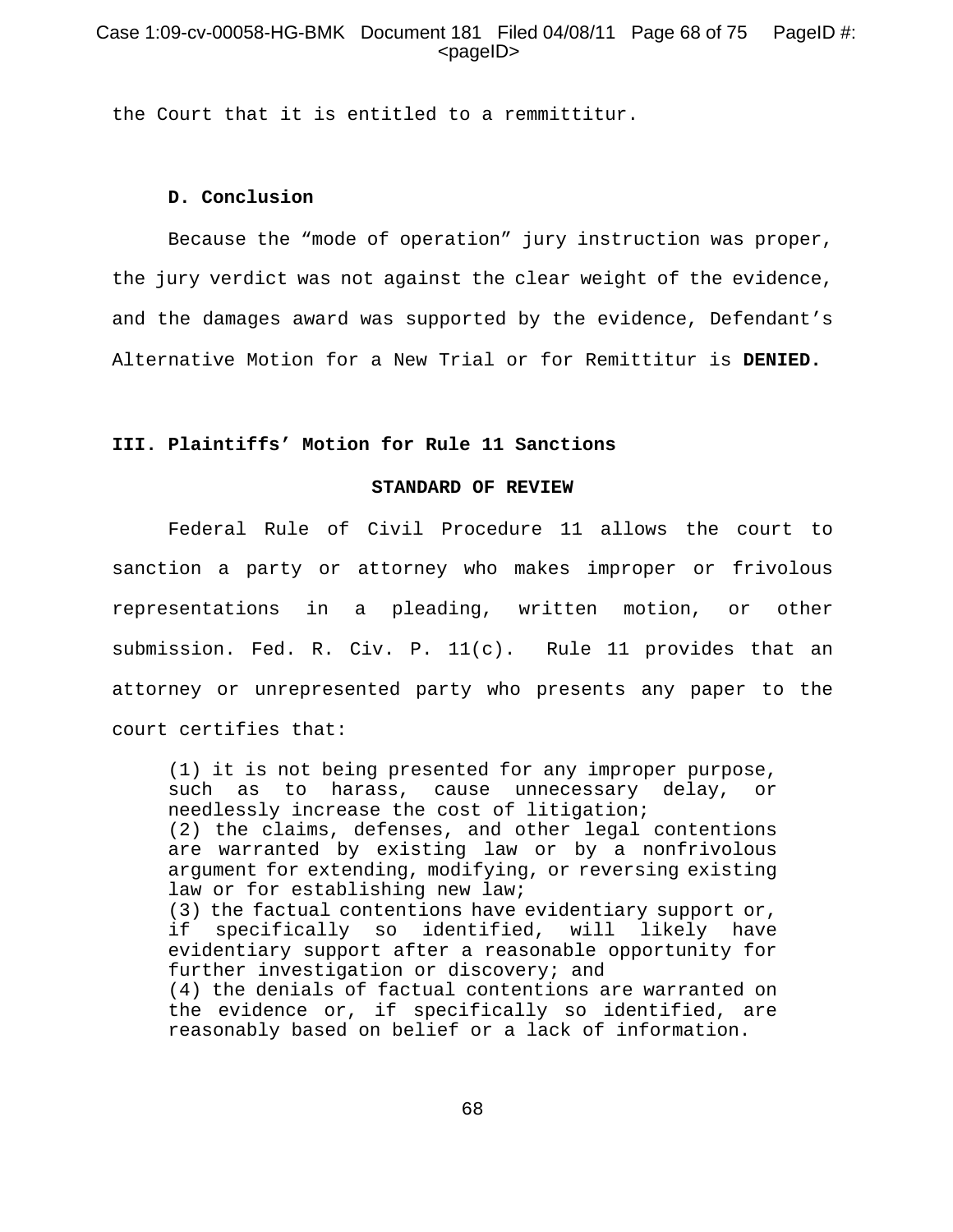the Court that it is entitled to a remmittitur.

### D. Conclusion

Because the "mode of operation" jury instruction was proper, the jury verdict was not against the clear weight of the evidence, and the damages award was supported by the evidence, Defendant's Alternative Motion for a New Trial or for Remittitur is **DENIED.**

## III. Plaintiffs' Motion for Rule 11 Sanctions

### STANDARD OF REVIEW

Federal Rule of Civil Procedure 11 allows the court to sanction a party or attorney who makes improper or frivolous representations in a pleading, written motion, or other submission. Fed. R. Civ. P. 11(c). Rule 11 provides that an attorney or unrepresented party who presents any paper to the court certifies that:

> (1) it is not being presented for any improper purpose, such as to harass, cause unnecessary delay, or needlessly increase the cost of litigation;
> (2) the claims, defenses, and other legal contentions are warranted by existing law or by a nonfrivolous argument for extending, modifying, or reversing existing law or for establishing new law;
> (3) the factual contentions have evidentiary support or, if specifically so identified, will likely have evidentiary support after a reasonable opportunity for further investigation or discovery; and
> (4) the denials of factual contentions are warranted on the evidence or, if specifically so identified, are reasonably based on belief or a lack of information.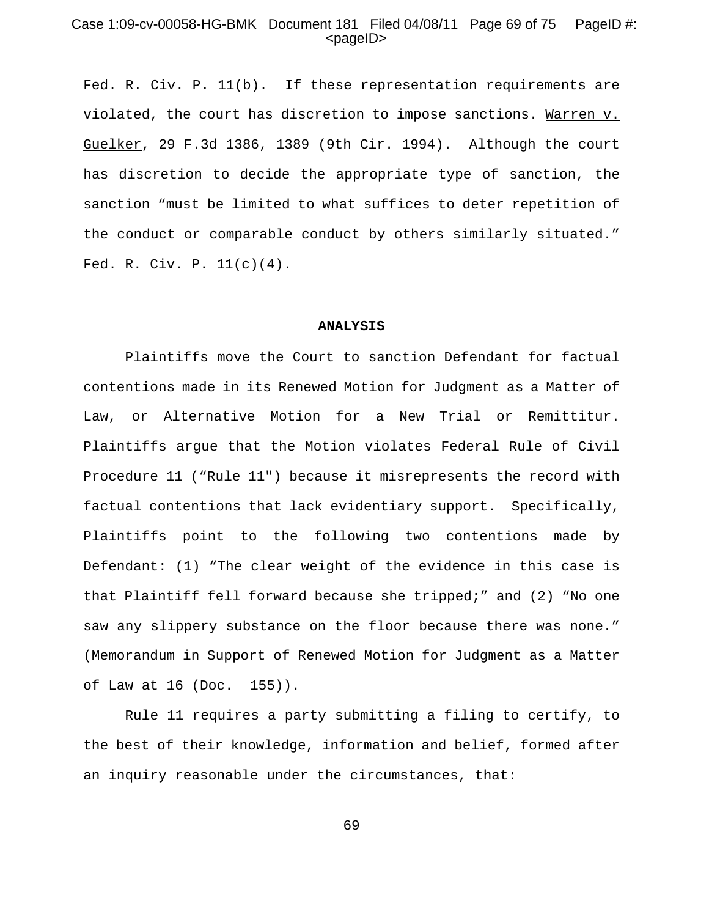Fed. R. Civ. P. 11(b). If these representation requirements are violated, the court has discretion to impose sanctions. Warren v. Guelker, 29 F.3d 1386, 1389 (9th Cir. 1994). Although the court has discretion to decide the appropriate type of sanction, the sanction "must be limited to what suffices to deter repetition of the conduct or comparable conduct by others similarly situated." Fed. R. Civ. P. 11(c)(4).

## ANALYSIS

Plaintiffs move the Court to sanction Defendant for factual contentions made in its Renewed Motion for Judgment as a Matter of Law, or Alternative Motion for a New Trial or Remittitur. Plaintiffs argue that the Motion violates Federal Rule of Civil Procedure 11 ("Rule 11") because it misrepresents the record with factual contentions that lack evidentiary support. Specifically, Plaintiffs point to the following two contentions made by Defendant: (1) "The clear weight of the evidence in this case is that Plaintiff fell forward because she tripped;" and (2) "No one saw any slippery substance on the floor because there was none." (Memorandum in Support of Renewed Motion for Judgment as a Matter of Law at 16 (Doc. 155)).

Rule 11 requires a party submitting a filing to certify, to the best of their knowledge, information and belief, formed after an inquiry reasonable under the circumstances, that: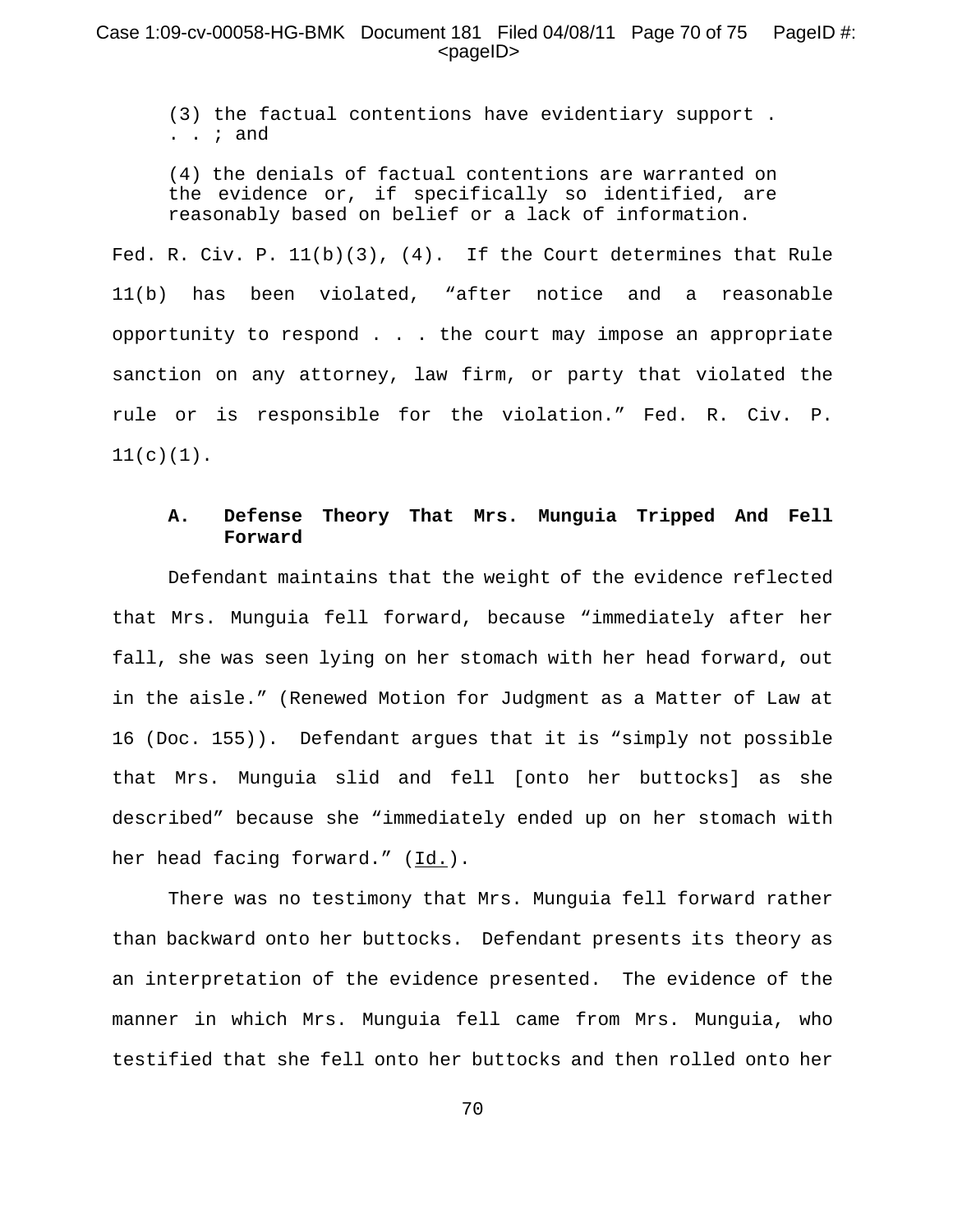> (3) the factual contentions have evidentiary support . . . ; and
>
> (4) the denials of factual contentions are warranted on the evidence or, if specifically so identified, are reasonably based on belief or a lack of information.

Fed. R. Civ. P. 11(b)(3), (4). If the Court determines that Rule 11(b) has been violated, "after notice and a reasonable opportunity to respond . . . the court may impose an appropriate sanction on any attorney, law firm, or party that violated the rule or is responsible for the violation." Fed. R. Civ. P. 11(c)(1).

### A. Defense Theory That Mrs. Munguia Tripped And Fell Forward

Defendant maintains that the weight of the evidence reflected that Mrs. Munguia fell forward, because "immediately after her fall, she was seen lying on her stomach with her head forward, out in the aisle." (Renewed Motion for Judgment as a Matter of Law at 16 (Doc. 155)). Defendant argues that it is "simply not possible that Mrs. Munguia slid and fell [onto her buttocks] as she described" because she "immediately ended up on her stomach with her head facing forward." (Id.).

There was no testimony that Mrs. Munguia fell forward rather than backward onto her buttocks. Defendant presents its theory as an interpretation of the evidence presented. The evidence of the manner in which Mrs. Munguia fell came from Mrs. Munguia, who testified that she fell onto her buttocks and then rolled onto her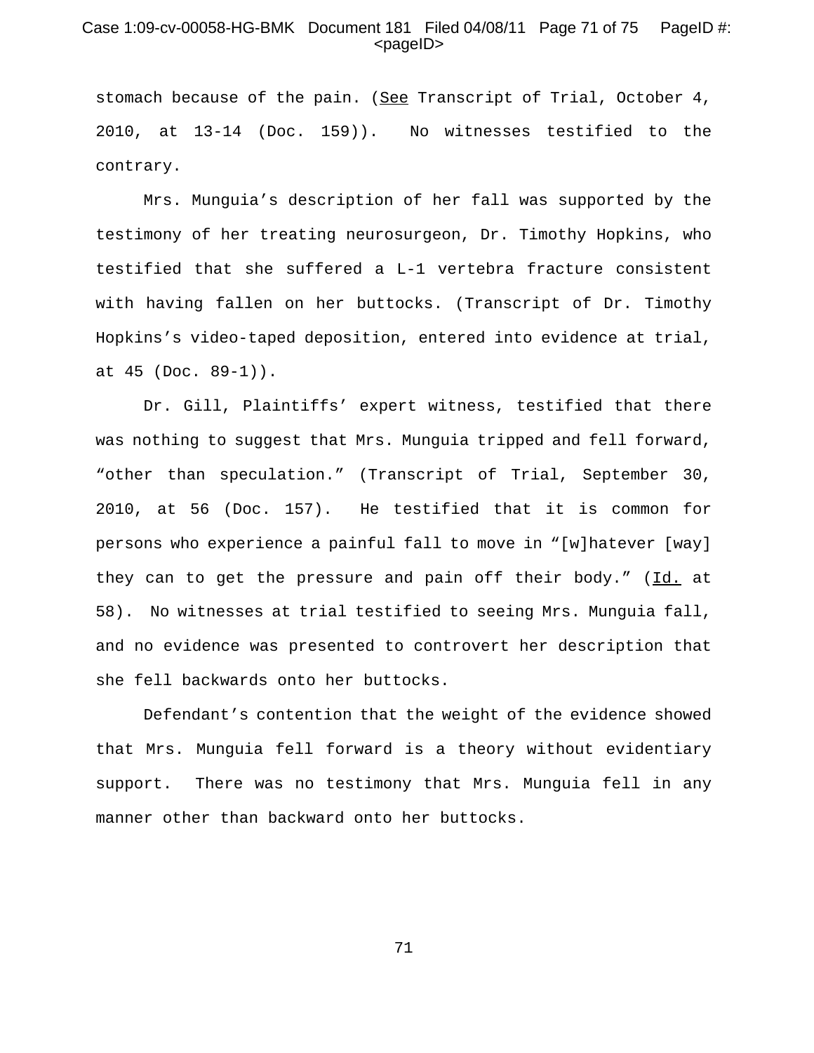stomach because of the pain. (See Transcript of Trial, October 4, 2010, at 13-14 (Doc. 159)). No witnesses testified to the contrary.

Mrs. Munguia's description of her fall was supported by the testimony of her treating neurosurgeon, Dr. Timothy Hopkins, who testified that she suffered a L-1 vertebra fracture consistent with having fallen on her buttocks. (Transcript of Dr. Timothy Hopkins's video-taped deposition, entered into evidence at trial, at 45 (Doc. 89-1)).

Dr. Gill, Plaintiffs' expert witness, testified that there was nothing to suggest that Mrs. Munguia tripped and fell forward, "other than speculation." (Transcript of Trial, September 30, 2010, at 56 (Doc. 157). He testified that it is common for persons who experience a painful fall to move in "[w]hatever [way] they can to get the pressure and pain off their body." (Id. at 58). No witnesses at trial testified to seeing Mrs. Munguia fall, and no evidence was presented to controvert her description that she fell backwards onto her buttocks.

Defendant's contention that the weight of the evidence showed that Mrs. Munguia fell forward is a theory without evidentiary support. There was no testimony that Mrs. Munguia fell in any manner other than backward onto her buttocks.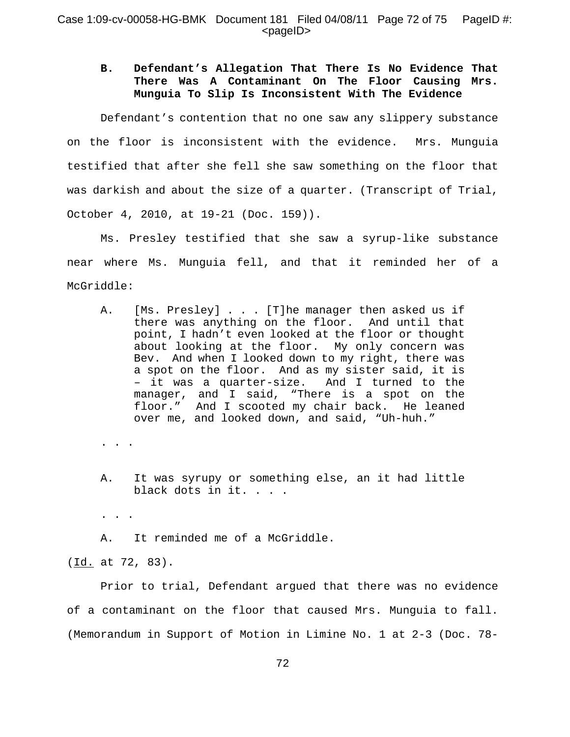### B. Defendant's Allegation That There Is No Evidence That There Was A Contaminant On The Floor Causing Mrs. Munguia To Slip Is Inconsistent With The Evidence

Defendant's contention that no one saw any slippery substance on the floor is inconsistent with the evidence. Mrs. Munguia testified that after she fell she saw something on the floor that was darkish and about the size of a quarter. (Transcript of Trial, October 4, 2010, at 19-21 (Doc. 159)).

Ms. Presley testified that she saw a syrup-like substance near where Ms. Munguia fell, and that it reminded her of a McGriddle:

> A. [Ms. Presley] . . . [T]he manager then asked us if there was anything on the floor. And until that point, I hadn't even looked at the floor or thought about looking at the floor. My only concern was Bev. And when I looked down to my right, there was a spot on the floor. And as my sister said, it is – it was a quarter-size. And I turned to the manager, and I said, "There is a spot on the floor." And I scooted my chair back. He leaned over me, and looked down, and said, "Uh-huh."
>
> . . .
>
> A. It was syrupy or something else, an it had little black dots in it. . . .
>
> . . .
>
> A. It reminded me of a McGriddle.

(Id. at 72, 83).

Prior to trial, Defendant argued that there was no evidence of a contaminant on the floor that caused Mrs. Munguia to fall. (Memorandum in Support of Motion in Limine No. 1 at 2-3 (Doc. 78-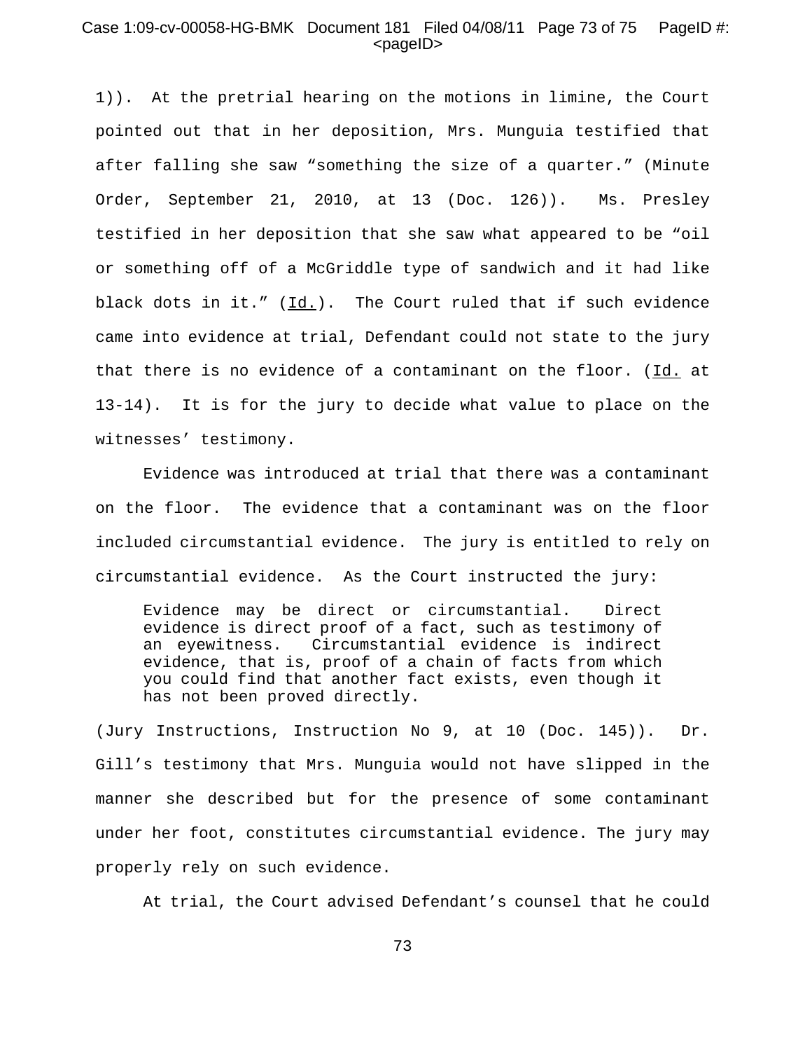1)). At the pretrial hearing on the motions in limine, the Court pointed out that in her deposition, Mrs. Munguia testified that after falling she saw "something the size of a quarter." (Minute Order, September 21, 2010, at 13 (Doc. 126)). Ms. Presley testified in her deposition that she saw what appeared to be "oil or something off of a McGriddle type of sandwich and it had like black dots in it." (Id.). The Court ruled that if such evidence came into evidence at trial, Defendant could not state to the jury that there is no evidence of a contaminant on the floor. (Id. at 13-14). It is for the jury to decide what value to place on the witnesses' testimony.

Evidence was introduced at trial that there was a contaminant on the floor. The evidence that a contaminant was on the floor included circumstantial evidence. The jury is entitled to rely on circumstantial evidence. As the Court instructed the jury:

> Evidence may be direct or circumstantial. Direct evidence is direct proof of a fact, such as testimony of an eyewitness. Circumstantial evidence is indirect evidence, that is, proof of a chain of facts from which you could find that another fact exists, even though it has not been proved directly.

(Jury Instructions, Instruction No 9, at 10 (Doc. 145)). Dr. Gill's testimony that Mrs. Munguia would not have slipped in the manner she described but for the presence of some contaminant under her foot, constitutes circumstantial evidence. The jury may properly rely on such evidence.

At trial, the Court advised Defendant's counsel that he could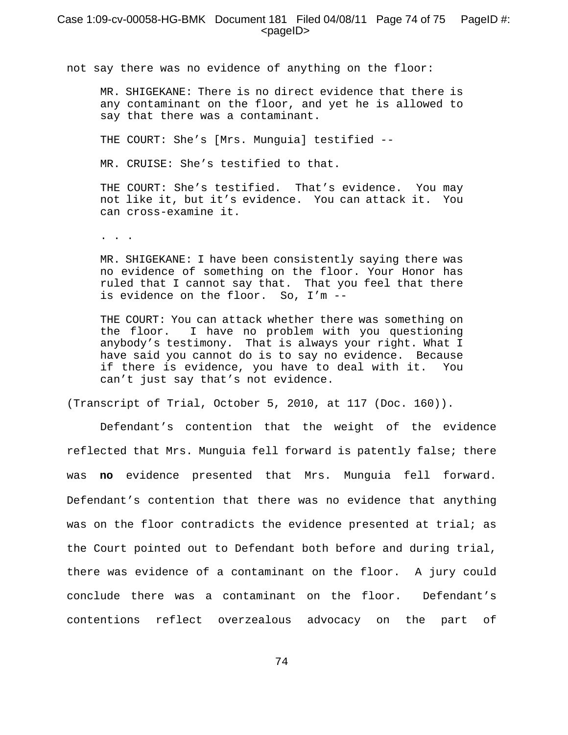not say there was no evidence of anything on the floor:

> MR. SHIGEKANE: There is no direct evidence that there is any contaminant on the floor, and yet he is allowed to say that there was a contaminant.
>
> THE COURT: She's [Mrs. Munguia] testified --
>
> MR. CRUISE: She's testified to that.
>
> THE COURT: She's testified. That's evidence. You may not like it, but it's evidence. You can attack it. You can cross-examine it.
>
> . . .
>
> MR. SHIGEKANE: I have been consistently saying there was no evidence of something on the floor. Your Honor has ruled that I cannot say that. That you feel that there is evidence on the floor. So, I'm --
>
> THE COURT: You can attack whether there was something on the floor. I have no problem with you questioning anybody's testimony. That is always your right. What I have said you cannot do is to say no evidence. Because if there is evidence, you have to deal with it. You can't just say that's not evidence.

(Transcript of Trial, October 5, 2010, at 117 (Doc. 160)).

Defendant's contention that the weight of the evidence reflected that Mrs. Munguia fell forward is patently false; there was **no** evidence presented that Mrs. Munguia fell forward. Defendant's contention that there was no evidence that anything was on the floor contradicts the evidence presented at trial; as the Court pointed out to Defendant both before and during trial, there was evidence of a contaminant on the floor. A jury could conclude there was a contaminant on the floor. Defendant's contentions reflect overzealous advocacy on the part of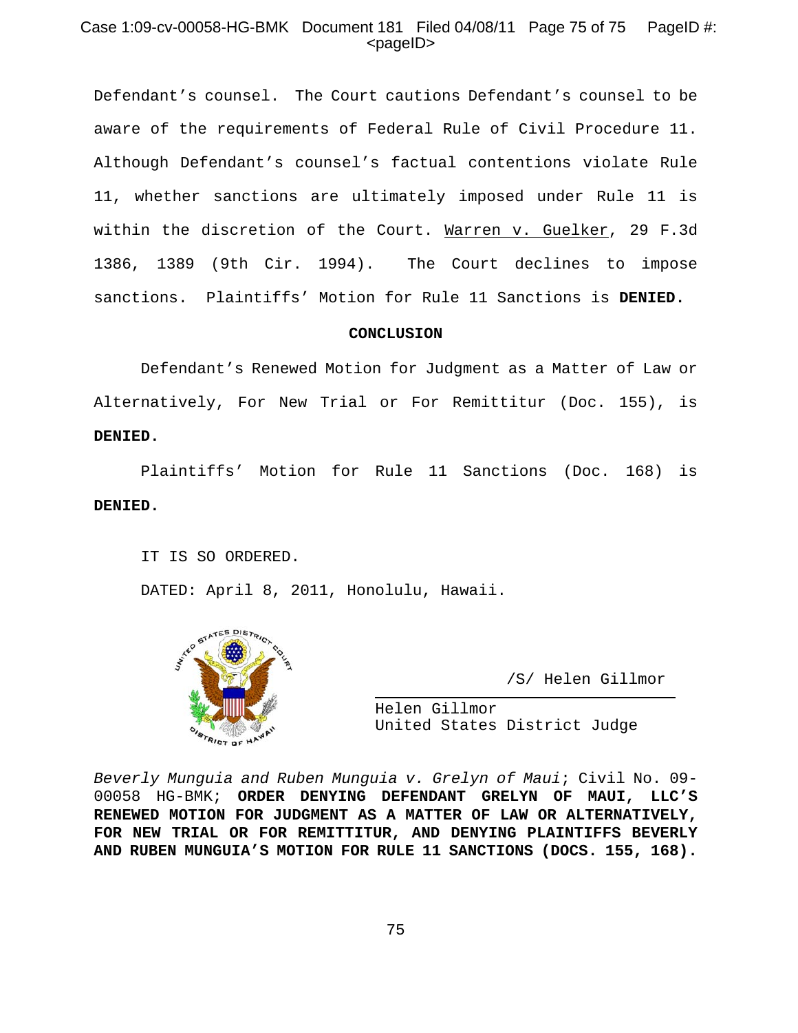Defendant's counsel. The Court cautions Defendant's counsel to be aware of the requirements of Federal Rule of Civil Procedure 11. Although Defendant's counsel's factual contentions violate Rule 11, whether sanctions are ultimately imposed under Rule 11 is within the discretion of the Court. Warren v. Guelker, 29 F.3d 1386, 1389 (9th Cir. 1994). The Court declines to impose sanctions. Plaintiffs' Motion for Rule 11 Sanctions is **DENIED.**

## CONCLUSION

Defendant's Renewed Motion for Judgment as a Matter of Law or Alternatively, For New Trial or For Remittitur (Doc. 155), is **DENIED.**

Plaintiffs' Motion for Rule 11 Sanctions (Doc. 168) is **DENIED.**

IT IS SO ORDERED.

DATED: April 8, 2011, Honolulu, Hawaii.

/S/ Helen Gillmor

Helen Gillmor
United States District Judge

*Beverly Munguia and Ruben Munguia v. Grelyn of Maui*; Civil No. 09-00058 HG-BMK; **ORDER DENYING DEFENDANT GRELYN OF MAUI, LLC'S RENEWED MOTION FOR JUDGMENT AS A MATTER OF LAW OR ALTERNATIVELY, FOR NEW TRIAL OR FOR REMITTITUR, AND DENYING PLAINTIFFS BEVERLY AND RUBEN MUNGUIA'S MOTION FOR RULE 11 SANCTIONS (DOCS. 155, 168).**